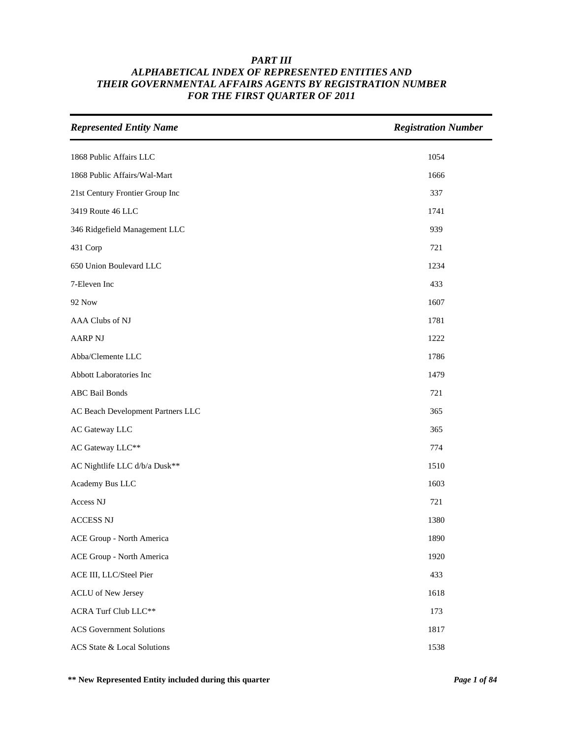# *PART III*
# *ALPHABETICAL INDEX OF REPRESENTED ENTITIES AND THEIR GOVERNMENTAL AFFAIRS AGENTS BY REGISTRATION NUMBER FOR THE FIRST QUARTER OF 2011*

| *Represented Entity Name* | *Registration Number* |
|---|---|
| 1868 Public Affairs LLC | 1054 |
| 1868 Public Affairs/Wal-Mart | 1666 |
| 21st Century Frontier Group Inc | 337 |
| 3419 Route 46 LLC | 1741 |
| 346 Ridgefield Management LLC | 939 |
| 431 Corp | 721 |
| 650 Union Boulevard LLC | 1234 |
| 7-Eleven Inc | 433 |
| 92 Now | 1607 |
| AAA Clubs of NJ | 1781 |
| AARP NJ | 1222 |
| Abba/Clemente LLC | 1786 |
| Abbott Laboratories Inc | 1479 |
| ABC Bail Bonds | 721 |
| AC Beach Development Partners LLC | 365 |
| AC Gateway LLC | 365 |
| AC Gateway LLC** | 774 |
| AC Nightlife LLC d/b/a Dusk** | 1510 |
| Academy Bus LLC | 1603 |
| Access NJ | 721 |
| ACCESS NJ | 1380 |
| ACE Group - North America | 1890 |
| ACE Group - North America | 1920 |
| ACE III, LLC/Steel Pier | 433 |
| ACLU of New Jersey | 1618 |
| ACRA Turf Club LLC** | 173 |
| ACS Government Solutions | 1817 |
| ACS State & Local Solutions | 1538 |

**\*\* New Represented Entity included during this quarter**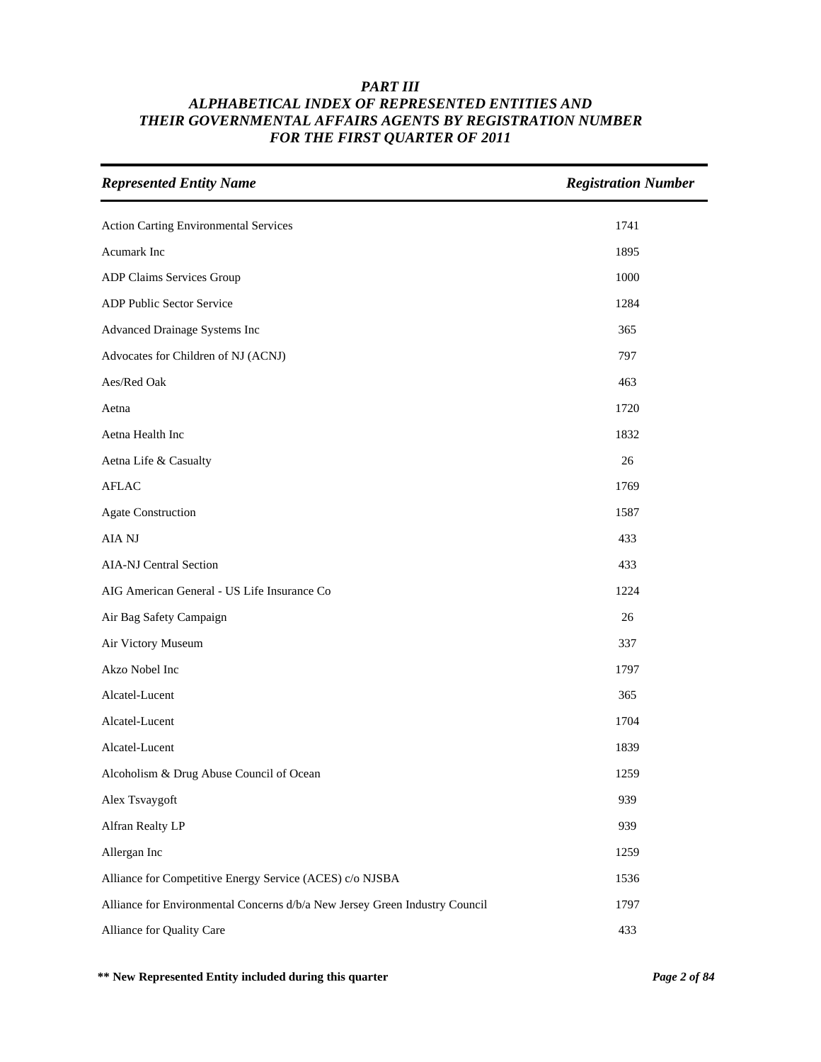# *PART III*
## *ALPHABETICAL INDEX OF REPRESENTED ENTITIES AND THEIR GOVERNMENTAL AFFAIRS AGENTS BY REGISTRATION NUMBER FOR THE FIRST QUARTER OF 2011*

| *Represented Entity Name* | *Registration Number* |
|---|---|
| Action Carting Environmental Services | 1741 |
| Acumark Inc | 1895 |
| ADP Claims Services Group | 1000 |
| ADP Public Sector Service | 1284 |
| Advanced Drainage Systems Inc | 365 |
| Advocates for Children of NJ (ACNJ) | 797 |
| Aes/Red Oak | 463 |
| Aetna | 1720 |
| Aetna Health Inc | 1832 |
| Aetna Life & Casualty | 26 |
| AFLAC | 1769 |
| Agate Construction | 1587 |
| AIA NJ | 433 |
| AIA-NJ Central Section | 433 |
| AIG American General - US Life Insurance Co | 1224 |
| Air Bag Safety Campaign | 26 |
| Air Victory Museum | 337 |
| Akzo Nobel Inc | 1797 |
| Alcatel-Lucent | 365 |
| Alcatel-Lucent | 1704 |
| Alcatel-Lucent | 1839 |
| Alcoholism & Drug Abuse Council of Ocean | 1259 |
| Alex Tsvaygoft | 939 |
| Alfran Realty LP | 939 |
| Allergan Inc | 1259 |
| Alliance for Competitive Energy Service (ACES) c/o NJSBA | 1536 |
| Alliance for Environmental Concerns d/b/a New Jersey Green Industry Council | 1797 |
| Alliance for Quality Care | 433 |

**\*\* New Represented Entity included during this quarter**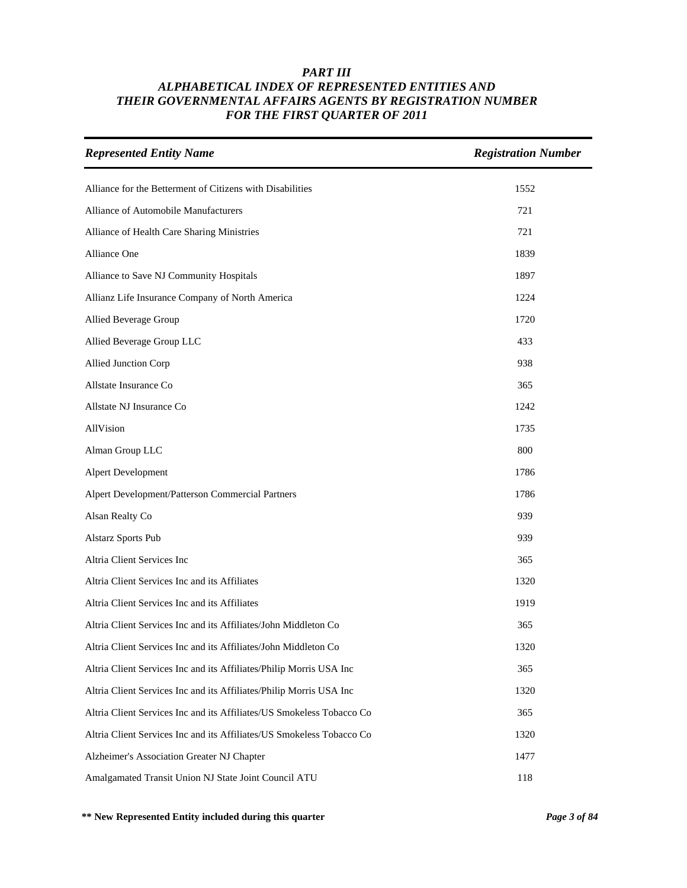# *PART III*
## *ALPHABETICAL INDEX OF REPRESENTED ENTITIES AND THEIR GOVERNMENTAL AFFAIRS AGENTS BY REGISTRATION NUMBER FOR THE FIRST QUARTER OF 2011*

| *Represented Entity Name* | *Registration Number* |
|---|---|
| Alliance for the Betterment of Citizens with Disabilities | 1552 |
| Alliance of Automobile Manufacturers | 721 |
| Alliance of Health Care Sharing Ministries | 721 |
| Alliance One | 1839 |
| Alliance to Save NJ Community Hospitals | 1897 |
| Allianz Life Insurance Company of North America | 1224 |
| Allied Beverage Group | 1720 |
| Allied Beverage Group LLC | 433 |
| Allied Junction Corp | 938 |
| Allstate Insurance Co | 365 |
| Allstate NJ Insurance Co | 1242 |
| AllVision | 1735 |
| Alman Group LLC | 800 |
| Alpert Development | 1786 |
| Alpert Development/Patterson Commercial Partners | 1786 |
| Alsan Realty Co | 939 |
| Alstarz Sports Pub | 939 |
| Altria Client Services Inc | 365 |
| Altria Client Services Inc and its Affiliates | 1320 |
| Altria Client Services Inc and its Affiliates | 1919 |
| Altria Client Services Inc and its Affiliates/John Middleton Co | 365 |
| Altria Client Services Inc and its Affiliates/John Middleton Co | 1320 |
| Altria Client Services Inc and its Affiliates/Philip Morris USA Inc | 365 |
| Altria Client Services Inc and its Affiliates/Philip Morris USA Inc | 1320 |
| Altria Client Services Inc and its Affiliates/US Smokeless Tobacco Co | 365 |
| Altria Client Services Inc and its Affiliates/US Smokeless Tobacco Co | 1320 |
| Alzheimer's Association Greater NJ Chapter | 1477 |
| Amalgamated Transit Union NJ State Joint Council ATU | 118 |

**\*\* New Represented Entity included during this quarter**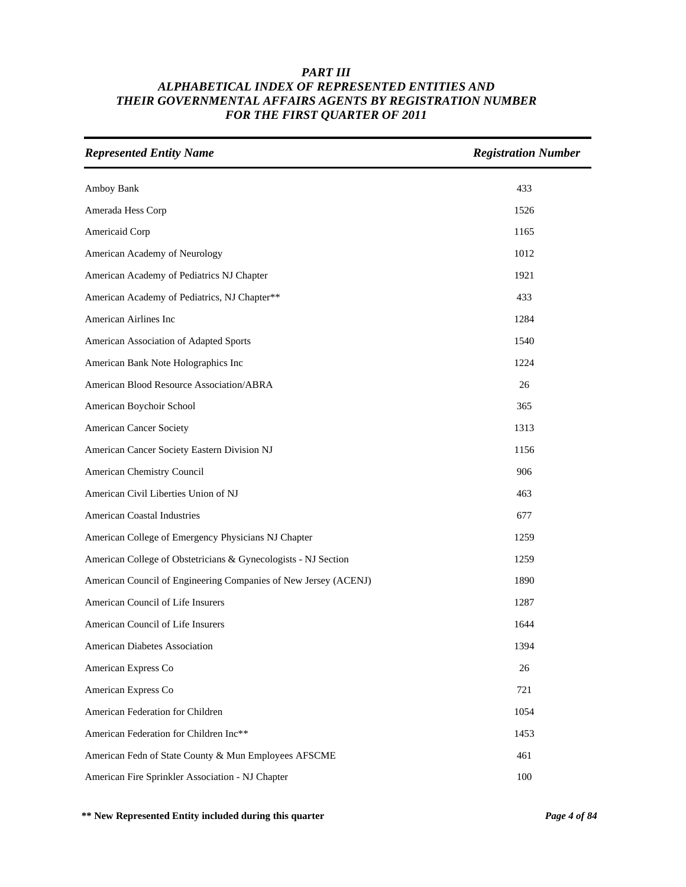# *PART III*
# *ALPHABETICAL INDEX OF REPRESENTED ENTITIES AND THEIR GOVERNMENTAL AFFAIRS AGENTS BY REGISTRATION NUMBER FOR THE FIRST QUARTER OF 2011*

| *Represented Entity Name* | *Registration Number* |
|---|---|
| Amboy Bank | 433 |
| Amerada Hess Corp | 1526 |
| Americaid Corp | 1165 |
| American Academy of Neurology | 1012 |
| American Academy of Pediatrics NJ Chapter | 1921 |
| American Academy of Pediatrics, NJ Chapter** | 433 |
| American Airlines Inc | 1284 |
| American Association of Adapted Sports | 1540 |
| American Bank Note Holographics Inc | 1224 |
| American Blood Resource Association/ABRA | 26 |
| American Boychoir School | 365 |
| American Cancer Society | 1313 |
| American Cancer Society Eastern Division NJ | 1156 |
| American Chemistry Council | 906 |
| American Civil Liberties Union of NJ | 463 |
| American Coastal Industries | 677 |
| American College of Emergency Physicians NJ Chapter | 1259 |
| American College of Obstetricians & Gynecologists - NJ Section | 1259 |
| American Council of Engineering Companies of New Jersey (ACENJ) | 1890 |
| American Council of Life Insurers | 1287 |
| American Council of Life Insurers | 1644 |
| American Diabetes Association | 1394 |
| American Express Co | 26 |
| American Express Co | 721 |
| American Federation for Children | 1054 |
| American Federation for Children Inc** | 1453 |
| American Fedn of State County & Mun Employees AFSCME | 461 |
| American Fire Sprinkler Association - NJ Chapter | 100 |

**** New Represented Entity included during this quarter**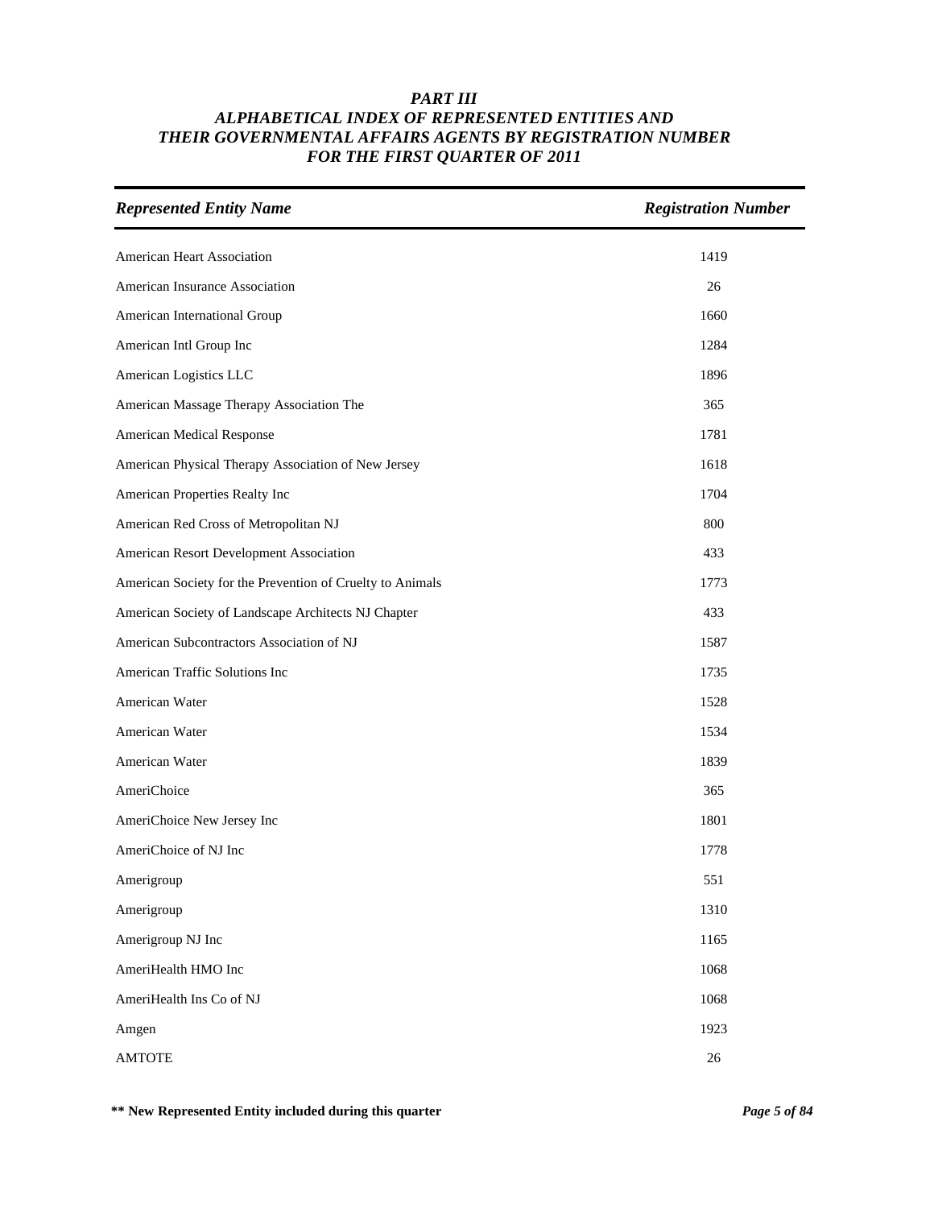# *PART III*
# *ALPHABETICAL INDEX OF REPRESENTED ENTITIES AND THEIR GOVERNMENTAL AFFAIRS AGENTS BY REGISTRATION NUMBER FOR THE FIRST QUARTER OF 2011*

| *Represented Entity Name* | *Registration Number* |
|---|---|
| American Heart Association | 1419 |
| American Insurance Association | 26 |
| American International Group | 1660 |
| American Intl Group Inc | 1284 |
| American Logistics LLC | 1896 |
| American Massage Therapy Association The | 365 |
| American Medical Response | 1781 |
| American Physical Therapy Association of New Jersey | 1618 |
| American Properties Realty Inc | 1704 |
| American Red Cross of Metropolitan NJ | 800 |
| American Resort Development Association | 433 |
| American Society for the Prevention of Cruelty to Animals | 1773 |
| American Society of Landscape Architects NJ Chapter | 433 |
| American Subcontractors Association of NJ | 1587 |
| American Traffic Solutions Inc | 1735 |
| American Water | 1528 |
| American Water | 1534 |
| American Water | 1839 |
| AmeriChoice | 365 |
| AmeriChoice New Jersey Inc | 1801 |
| AmeriChoice of NJ Inc | 1778 |
| Amerigroup | 551 |
| Amerigroup | 1310 |
| Amerigroup NJ Inc | 1165 |
| AmeriHealth HMO Inc | 1068 |
| AmeriHealth Ins Co of NJ | 1068 |
| Amgen | 1923 |
| AMTOTE | 26 |

**\*\* New Represented Entity included during this quarter**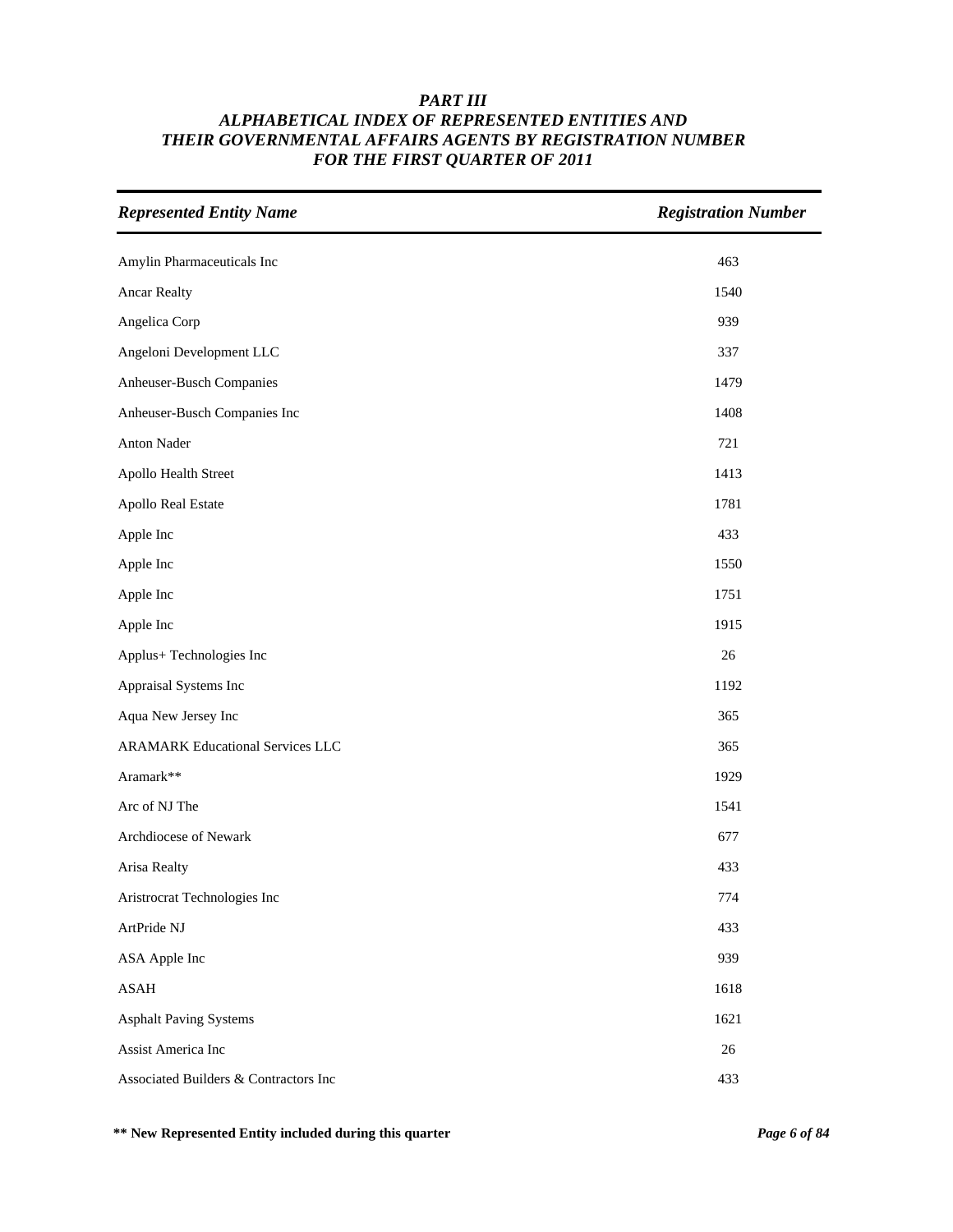# *PART III*
# *ALPHABETICAL INDEX OF REPRESENTED ENTITIES AND THEIR GOVERNMENTAL AFFAIRS AGENTS BY REGISTRATION NUMBER FOR THE FIRST QUARTER OF 2011*

| *Represented Entity Name* | *Registration Number* |
|---|---|
| Amylin Pharmaceuticals Inc | 463 |
| Ancar Realty | 1540 |
| Angelica Corp | 939 |
| Angeloni Development LLC | 337 |
| Anheuser-Busch Companies | 1479 |
| Anheuser-Busch Companies Inc | 1408 |
| Anton Nader | 721 |
| Apollo Health Street | 1413 |
| Apollo Real Estate | 1781 |
| Apple Inc | 433 |
| Apple Inc | 1550 |
| Apple Inc | 1751 |
| Apple Inc | 1915 |
| Applus+ Technologies Inc | 26 |
| Appraisal Systems Inc | 1192 |
| Aqua New Jersey Inc | 365 |
| ARAMARK Educational Services LLC | 365 |
| Aramark** | 1929 |
| Arc of NJ The | 1541 |
| Archdiocese of Newark | 677 |
| Arisa Realty | 433 |
| Aristrocrat Technologies Inc | 774 |
| ArtPride NJ | 433 |
| ASA Apple Inc | 939 |
| ASAH | 1618 |
| Asphalt Paving Systems | 1621 |
| Assist America Inc | 26 |
| Associated Builders & Contractors Inc | 433 |

**\*\* New Represented Entity included during this quarter**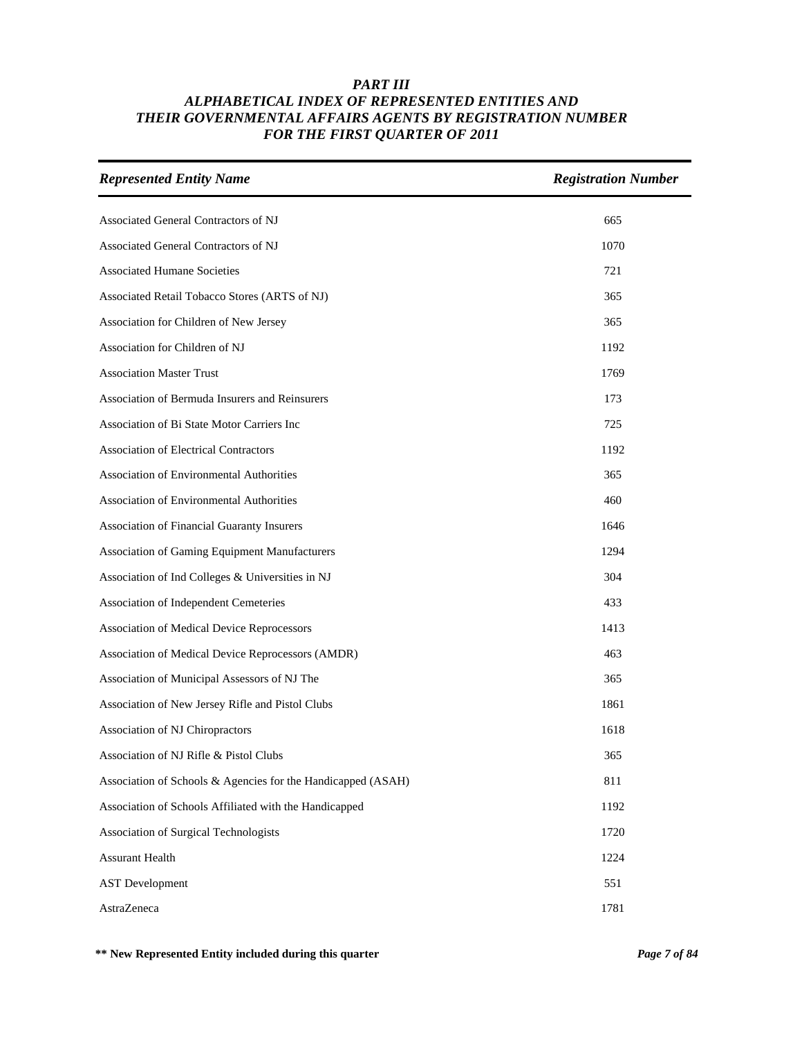# *PART III*
# *ALPHABETICAL INDEX OF REPRESENTED ENTITIES AND THEIR GOVERNMENTAL AFFAIRS AGENTS BY REGISTRATION NUMBER FOR THE FIRST QUARTER OF 2011*

| *Represented Entity Name* | *Registration Number* |
|---|---|
| Associated General Contractors of NJ | 665 |
| Associated General Contractors of NJ | 1070 |
| Associated Humane Societies | 721 |
| Associated Retail Tobacco Stores (ARTS of NJ) | 365 |
| Association for Children of New Jersey | 365 |
| Association for Children of NJ | 1192 |
| Association Master Trust | 1769 |
| Association of Bermuda Insurers and Reinsurers | 173 |
| Association of Bi State Motor Carriers Inc | 725 |
| Association of Electrical Contractors | 1192 |
| Association of Environmental Authorities | 365 |
| Association of Environmental Authorities | 460 |
| Association of Financial Guaranty Insurers | 1646 |
| Association of Gaming Equipment Manufacturers | 1294 |
| Association of Ind Colleges & Universities in NJ | 304 |
| Association of Independent Cemeteries | 433 |
| Association of Medical Device Reprocessors | 1413 |
| Association of Medical Device Reprocessors (AMDR) | 463 |
| Association of Municipal Assessors of NJ The | 365 |
| Association of New Jersey Rifle and Pistol Clubs | 1861 |
| Association of NJ Chiropractors | 1618 |
| Association of NJ Rifle & Pistol Clubs | 365 |
| Association of Schools & Agencies for the Handicapped (ASAH) | 811 |
| Association of Schools Affiliated with the Handicapped | 1192 |
| Association of Surgical Technologists | 1720 |
| Assurant Health | 1224 |
| AST Development | 551 |
| AstraZeneca | 1781 |

**\*\* New Represented Entity included during this quarter**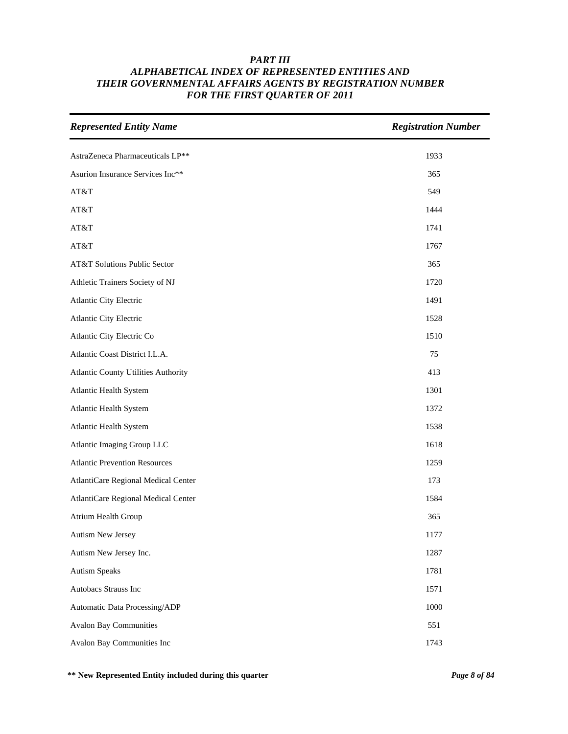# *PART III*
## *ALPHABETICAL INDEX OF REPRESENTED ENTITIES AND THEIR GOVERNMENTAL AFFAIRS AGENTS BY REGISTRATION NUMBER FOR THE FIRST QUARTER OF 2011*

| *Represented Entity Name* | *Registration Number* |
|---|---|
| AstraZeneca Pharmaceuticals LP** | 1933 |
| Asurion Insurance Services Inc** | 365 |
| AT&T | 549 |
| AT&T | 1444 |
| AT&T | 1741 |
| AT&T | 1767 |
| AT&T Solutions Public Sector | 365 |
| Athletic Trainers Society of NJ | 1720 |
| Atlantic City Electric | 1491 |
| Atlantic City Electric | 1528 |
| Atlantic City Electric Co | 1510 |
| Atlantic Coast District I.L.A. | 75 |
| Atlantic County Utilities Authority | 413 |
| Atlantic Health System | 1301 |
| Atlantic Health System | 1372 |
| Atlantic Health System | 1538 |
| Atlantic Imaging Group LLC | 1618 |
| Atlantic Prevention Resources | 1259 |
| AtlantiCare Regional Medical Center | 173 |
| AtlantiCare Regional Medical Center | 1584 |
| Atrium Health Group | 365 |
| Autism New Jersey | 1177 |
| Autism New Jersey Inc. | 1287 |
| Autism Speaks | 1781 |
| Autobacs Strauss Inc | 1571 |
| Automatic Data Processing/ADP | 1000 |
| Avalon Bay Communities | 551 |
| Avalon Bay Communities Inc | 1743 |

**** New Represented Entity included during this quarter**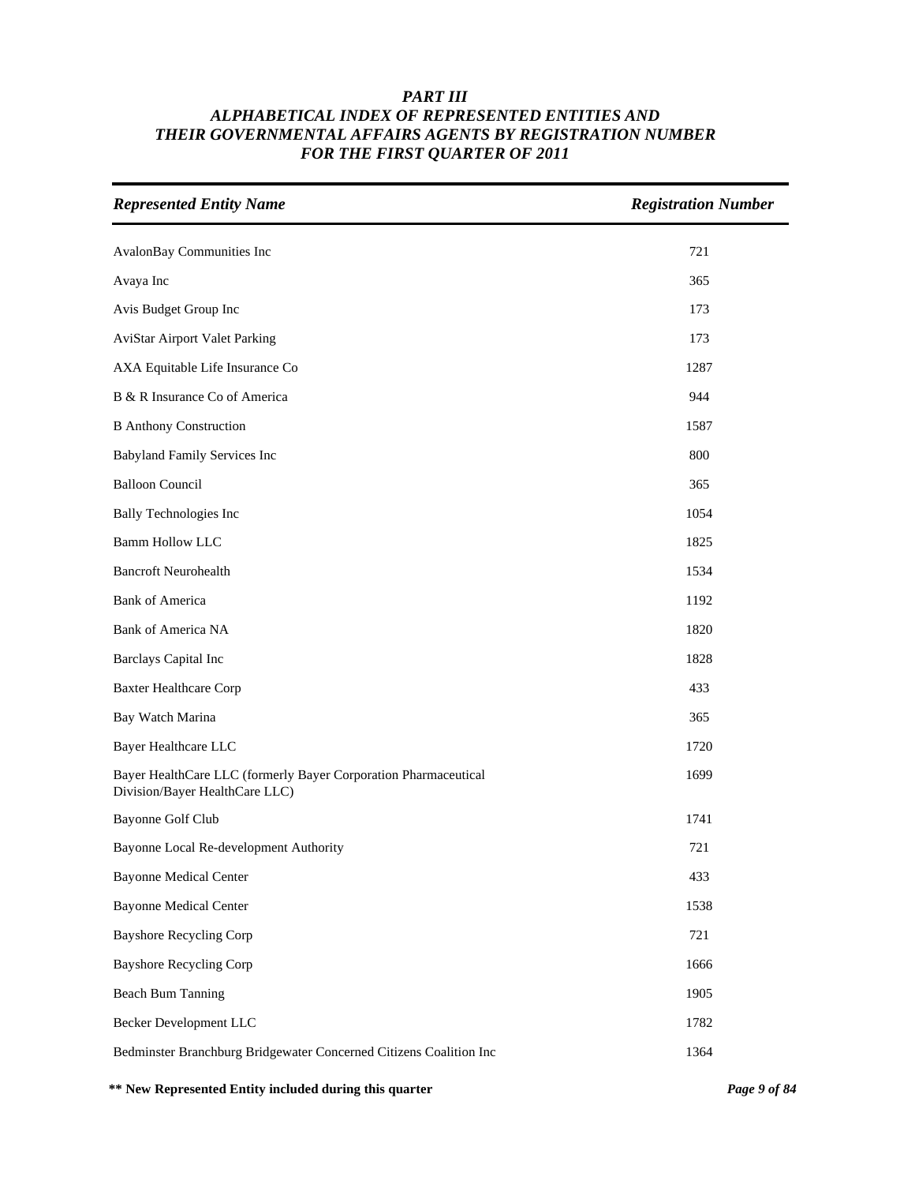# PART III
# ALPHABETICAL INDEX OF REPRESENTED ENTITIES AND THEIR GOVERNMENTAL AFFAIRS AGENTS BY REGISTRATION NUMBER FOR THE FIRST QUARTER OF 2011

| Represented Entity Name | Registration Number |
|---|---|
| AvalonBay Communities Inc | 721 |
| Avaya Inc | 365 |
| Avis Budget Group Inc | 173 |
| AviStar Airport Valet Parking | 173 |
| AXA Equitable Life Insurance Co | 1287 |
| B & R Insurance Co of America | 944 |
| B Anthony Construction | 1587 |
| Babyland Family Services Inc | 800 |
| Balloon Council | 365 |
| Bally Technologies Inc | 1054 |
| Bamm Hollow LLC | 1825 |
| Bancroft Neurohealth | 1534 |
| Bank of America | 1192 |
| Bank of America NA | 1820 |
| Barclays Capital Inc | 1828 |
| Baxter Healthcare Corp | 433 |
| Bay Watch Marina | 365 |
| Bayer Healthcare LLC | 1720 |
| Bayer HealthCare LLC (formerly Bayer Corporation Pharmaceutical Division/Bayer HealthCare LLC) | 1699 |
| Bayonne Golf Club | 1741 |
| Bayonne Local Re-development Authority | 721 |
| Bayonne Medical Center | 433 |
| Bayonne Medical Center | 1538 |
| Bayshore Recycling Corp | 721 |
| Bayshore Recycling Corp | 1666 |
| Beach Bum Tanning | 1905 |
| Becker Development LLC | 1782 |
| Bedminster Branchburg Bridgewater Concerned Citizens Coalition Inc | 1364 |

**\*\* New Represented Entity included during this quarter**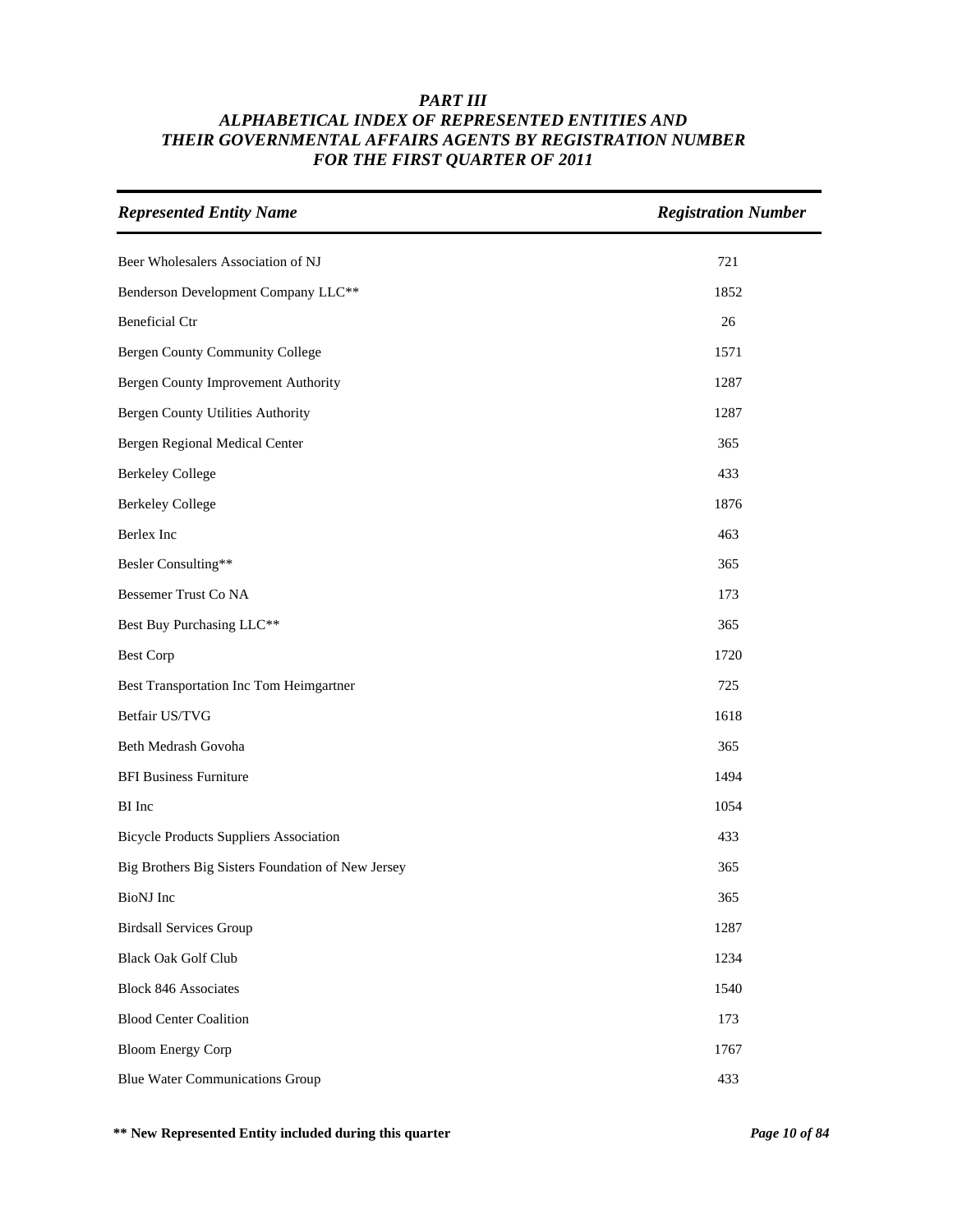### *PART III*
### *ALPHABETICAL INDEX OF REPRESENTED ENTITIES AND THEIR GOVERNMENTAL AFFAIRS AGENTS BY REGISTRATION NUMBER FOR THE FIRST QUARTER OF 2011*

| *Represented Entity Name* | *Registration Number* |
|---|---|
| Beer Wholesalers Association of NJ | 721 |
| Benderson Development Company LLC** | 1852 |
| Beneficial Ctr | 26 |
| Bergen County Community College | 1571 |
| Bergen County Improvement Authority | 1287 |
| Bergen County Utilities Authority | 1287 |
| Bergen Regional Medical Center | 365 |
| Berkeley College | 433 |
| Berkeley College | 1876 |
| Berlex Inc | 463 |
| Besler Consulting** | 365 |
| Bessemer Trust Co NA | 173 |
| Best Buy Purchasing LLC** | 365 |
| Best Corp | 1720 |
| Best Transportation Inc Tom Heimgartner | 725 |
| Betfair US/TVG | 1618 |
| Beth Medrash Govoha | 365 |
| BFI Business Furniture | 1494 |
| BI Inc | 1054 |
| Bicycle Products Suppliers Association | 433 |
| Big Brothers Big Sisters Foundation of New Jersey | 365 |
| BioNJ Inc | 365 |
| Birdsall Services Group | 1287 |
| Black Oak Golf Club | 1234 |
| Block 846 Associates | 1540 |
| Blood Center Coalition | 173 |
| Bloom Energy Corp | 1767 |
| Blue Water Communications Group | 433 |

**** New Represented Entity included during this quarter**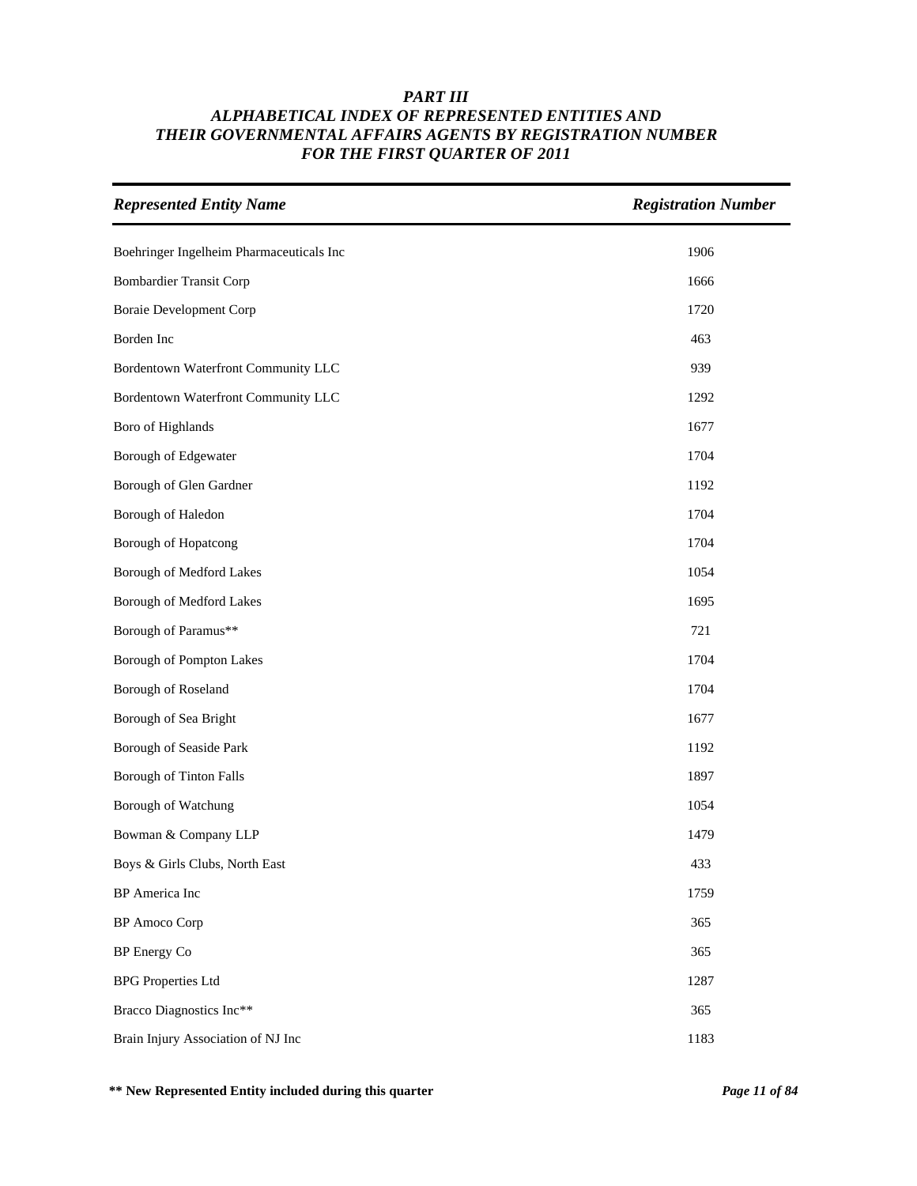# PART III
## ALPHABETICAL INDEX OF REPRESENTED ENTITIES AND THEIR GOVERNMENTAL AFFAIRS AGENTS BY REGISTRATION NUMBER FOR THE FIRST QUARTER OF 2011

| *Represented Entity Name* | *Registration Number* |
|---|---|
| Boehringer Ingelheim Pharmaceuticals Inc | 1906 |
| Bombardier Transit Corp | 1666 |
| Boraie Development Corp | 1720 |
| Borden Inc | 463 |
| Bordentown Waterfront Community LLC | 939 |
| Bordentown Waterfront Community LLC | 1292 |
| Boro of Highlands | 1677 |
| Borough of Edgewater | 1704 |
| Borough of Glen Gardner | 1192 |
| Borough of Haledon | 1704 |
| Borough of Hopatcong | 1704 |
| Borough of Medford Lakes | 1054 |
| Borough of Medford Lakes | 1695 |
| Borough of Paramus** | 721 |
| Borough of Pompton Lakes | 1704 |
| Borough of Roseland | 1704 |
| Borough of Sea Bright | 1677 |
| Borough of Seaside Park | 1192 |
| Borough of Tinton Falls | 1897 |
| Borough of Watchung | 1054 |
| Bowman & Company LLP | 1479 |
| Boys & Girls Clubs, North East | 433 |
| BP America Inc | 1759 |
| BP Amoco Corp | 365 |
| BP Energy Co | 365 |
| BPG Properties Ltd | 1287 |
| Bracco Diagnostics Inc** | 365 |
| Brain Injury Association of NJ Inc | 1183 |

**\*\* New Represented Entity included during this quarter**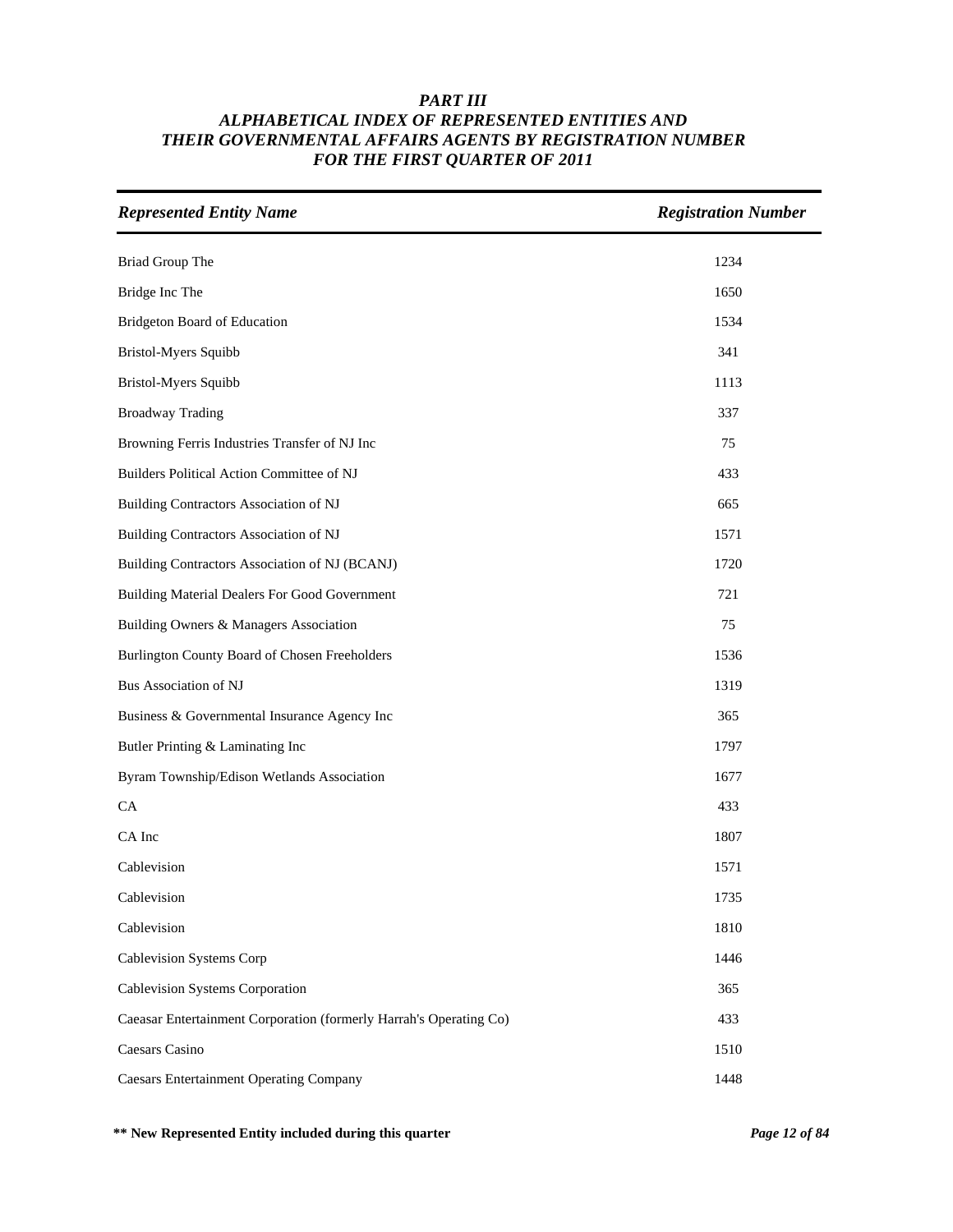# *PART III*
## *ALPHABETICAL INDEX OF REPRESENTED ENTITIES AND THEIR GOVERNMENTAL AFFAIRS AGENTS BY REGISTRATION NUMBER FOR THE FIRST QUARTER OF 2011*

| *Represented Entity Name* | *Registration Number* |
|---|---|
| Briad Group The | 1234 |
| Bridge Inc The | 1650 |
| Bridgeton Board of Education | 1534 |
| Bristol-Myers Squibb | 341 |
| Bristol-Myers Squibb | 1113 |
| Broadway Trading | 337 |
| Browning Ferris Industries Transfer of NJ Inc | 75 |
| Builders Political Action Committee of NJ | 433 |
| Building Contractors Association of NJ | 665 |
| Building Contractors Association of NJ | 1571 |
| Building Contractors Association of NJ (BCANJ) | 1720 |
| Building Material Dealers For Good Government | 721 |
| Building Owners & Managers Association | 75 |
| Burlington County Board of Chosen Freeholders | 1536 |
| Bus Association of NJ | 1319 |
| Business & Governmental Insurance Agency Inc | 365 |
| Butler Printing & Laminating Inc | 1797 |
| Byram Township/Edison Wetlands Association | 1677 |
| CA | 433 |
| CA Inc | 1807 |
| Cablevision | 1571 |
| Cablevision | 1735 |
| Cablevision | 1810 |
| Cablevision Systems Corp | 1446 |
| Cablevision Systems Corporation | 365 |
| Caeasar Entertainment Corporation (formerly Harrah's Operating Co) | 433 |
| Caesars Casino | 1510 |
| Caesars Entertainment Operating Company | 1448 |

**** New Represented Entity included during this quarter**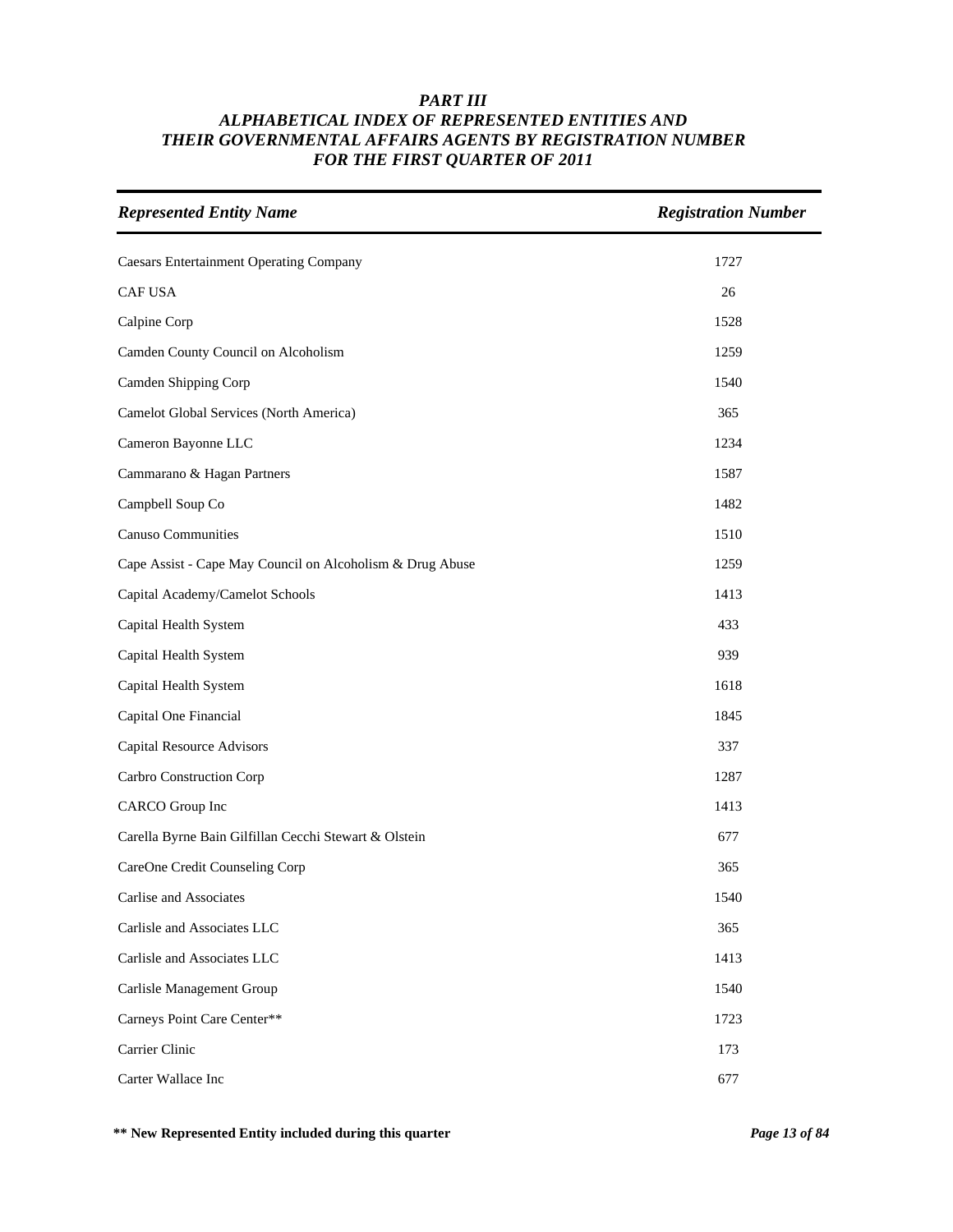***PART III***
***ALPHABETICAL INDEX OF REPRESENTED ENTITIES AND THEIR GOVERNMENTAL AFFAIRS AGENTS BY REGISTRATION NUMBER FOR THE FIRST QUARTER OF 2011***

| *Represented Entity Name* | *Registration Number* |
|---|---|
| Caesars Entertainment Operating Company | 1727 |
| CAF USA | 26 |
| Calpine Corp | 1528 |
| Camden County Council on Alcoholism | 1259 |
| Camden Shipping Corp | 1540 |
| Camelot Global Services (North America) | 365 |
| Cameron Bayonne LLC | 1234 |
| Cammarano & Hagan Partners | 1587 |
| Campbell Soup Co | 1482 |
| Canuso Communities | 1510 |
| Cape Assist - Cape May Council on Alcoholism & Drug Abuse | 1259 |
| Capital Academy/Camelot Schools | 1413 |
| Capital Health System | 433 |
| Capital Health System | 939 |
| Capital Health System | 1618 |
| Capital One Financial | 1845 |
| Capital Resource Advisors | 337 |
| Carbro Construction Corp | 1287 |
| CARCO Group Inc | 1413 |
| Carella Byrne Bain Gilfillan Cecchi Stewart & Olstein | 677 |
| CareOne Credit Counseling Corp | 365 |
| Carlise and Associates | 1540 |
| Carlisle and Associates LLC | 365 |
| Carlisle and Associates LLC | 1413 |
| Carlisle Management Group | 1540 |
| Carneys Point Care Center** | 1723 |
| Carrier Clinic | 173 |
| Carter Wallace Inc | 677 |

**** New Represented Entity included during this quarter**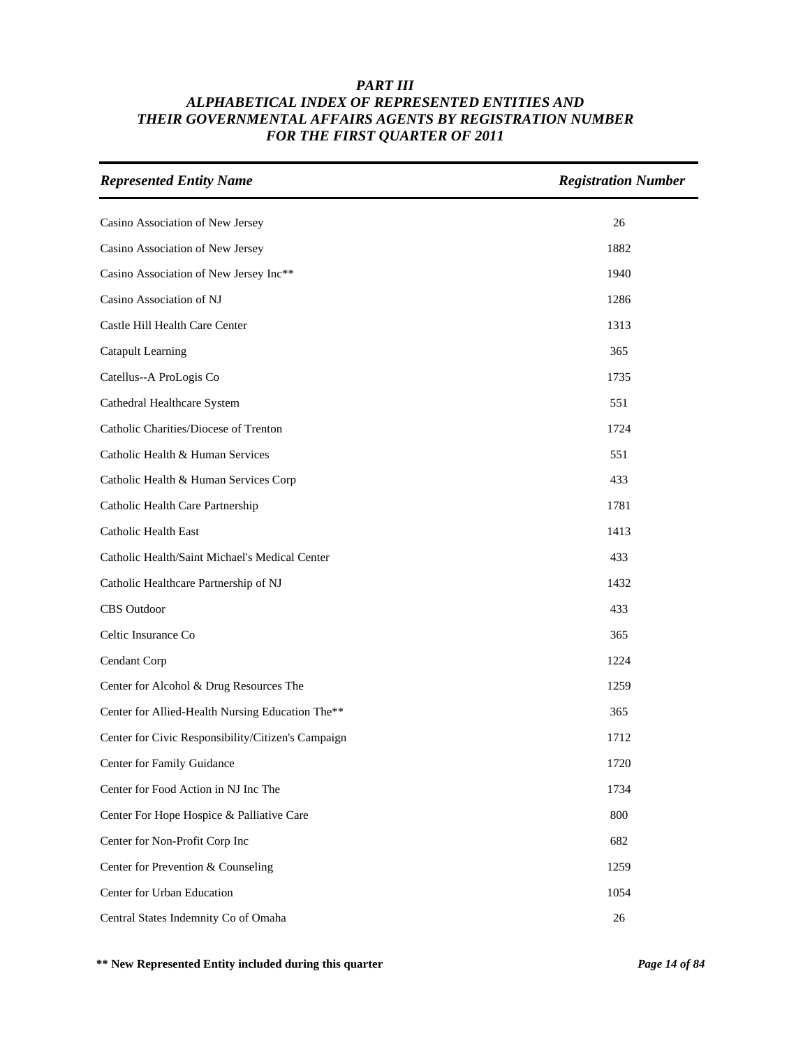# PART III
# ALPHABETICAL INDEX OF REPRESENTED ENTITIES AND THEIR GOVERNMENTAL AFFAIRS AGENTS BY REGISTRATION NUMBER FOR THE FIRST QUARTER OF 2011

| *Represented Entity Name* | *Registration Number* |
|---|---|
| Casino Association of New Jersey | 26 |
| Casino Association of New Jersey | 1882 |
| Casino Association of New Jersey Inc** | 1940 |
| Casino Association of NJ | 1286 |
| Castle Hill Health Care Center | 1313 |
| Catapult Learning | 365 |
| Catellus--A ProLogis Co | 1735 |
| Cathedral Healthcare System | 551 |
| Catholic Charities/Diocese of Trenton | 1724 |
| Catholic Health & Human Services | 551 |
| Catholic Health & Human Services Corp | 433 |
| Catholic Health Care Partnership | 1781 |
| Catholic Health East | 1413 |
| Catholic Health/Saint Michael's Medical Center | 433 |
| Catholic Healthcare Partnership of NJ | 1432 |
| CBS Outdoor | 433 |
| Celtic Insurance Co | 365 |
| Cendant Corp | 1224 |
| Center for Alcohol & Drug Resources The | 1259 |
| Center for Allied-Health Nursing Education The** | 365 |
| Center for Civic Responsibility/Citizen's Campaign | 1712 |
| Center for Family Guidance | 1720 |
| Center for Food Action in NJ Inc The | 1734 |
| Center For Hope Hospice & Palliative Care | 800 |
| Center for Non-Profit Corp Inc | 682 |
| Center for Prevention & Counseling | 1259 |
| Center for Urban Education | 1054 |
| Central States Indemnity Co of Omaha | 26 |

**** New Represented Entity included during this quarter**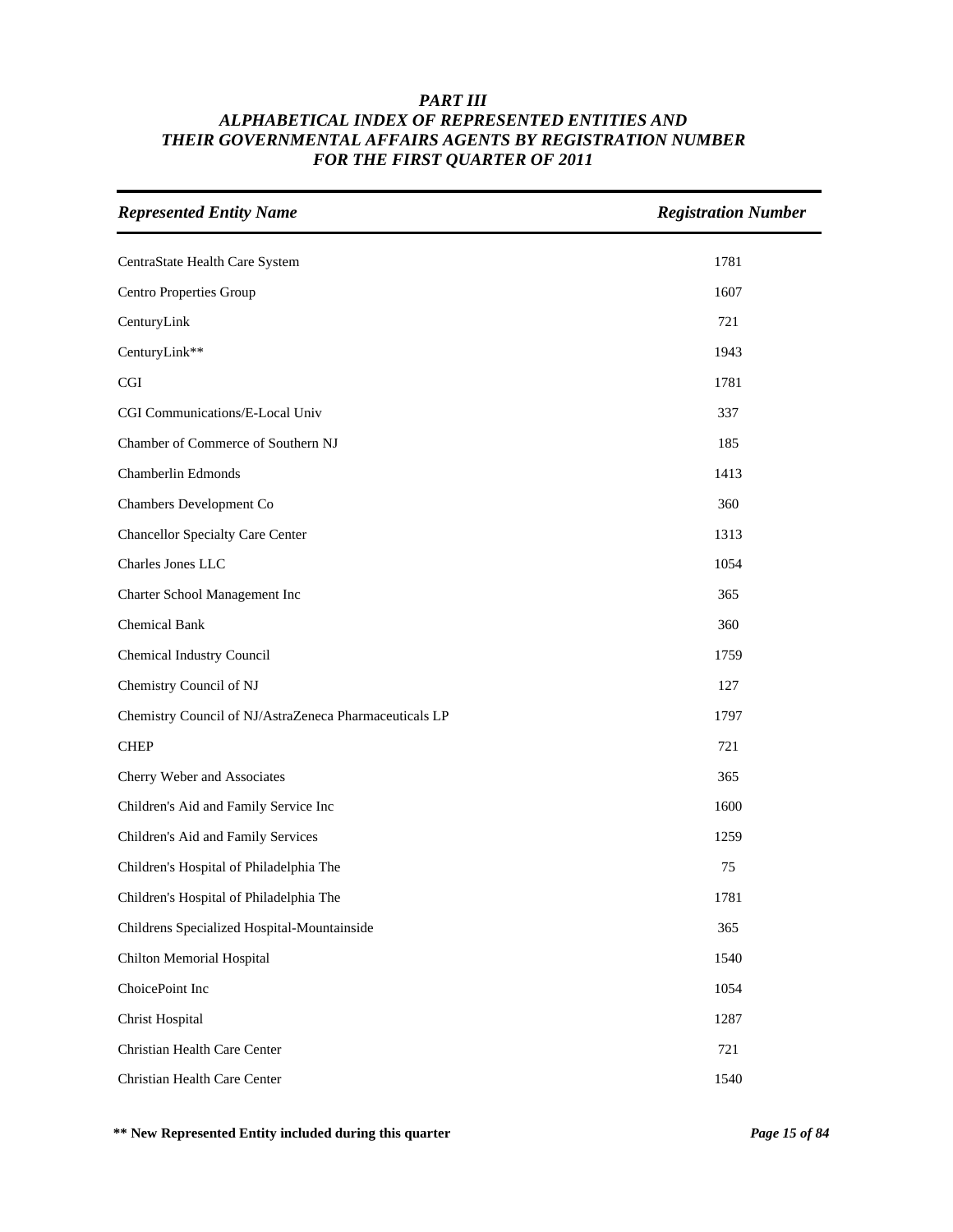***PART III***
***ALPHABETICAL INDEX OF REPRESENTED ENTITIES AND THEIR GOVERNMENTAL AFFAIRS AGENTS BY REGISTRATION NUMBER FOR THE FIRST QUARTER OF 2011***

| *Represented Entity Name* | *Registration Number* |
|---|---|
| CentraState Health Care System | 1781 |
| Centro Properties Group | 1607 |
| CenturyLink | 721 |
| CenturyLink** | 1943 |
| CGI | 1781 |
| CGI Communications/E-Local Univ | 337 |
| Chamber of Commerce of Southern NJ | 185 |
| Chamberlin Edmonds | 1413 |
| Chambers Development Co | 360 |
| Chancellor Specialty Care Center | 1313 |
| Charles Jones LLC | 1054 |
| Charter School Management Inc | 365 |
| Chemical Bank | 360 |
| Chemical Industry Council | 1759 |
| Chemistry Council of NJ | 127 |
| Chemistry Council of NJ/AstraZeneca Pharmaceuticals LP | 1797 |
| CHEP | 721 |
| Cherry Weber and Associates | 365 |
| Children's Aid and Family Service Inc | 1600 |
| Children's Aid and Family Services | 1259 |
| Children's Hospital of Philadelphia The | 75 |
| Children's Hospital of Philadelphia The | 1781 |
| Childrens Specialized Hospital-Mountainside | 365 |
| Chilton Memorial Hospital | 1540 |
| ChoicePoint Inc | 1054 |
| Christ Hospital | 1287 |
| Christian Health Care Center | 721 |
| Christian Health Care Center | 1540 |

**** New Represented Entity included during this quarter**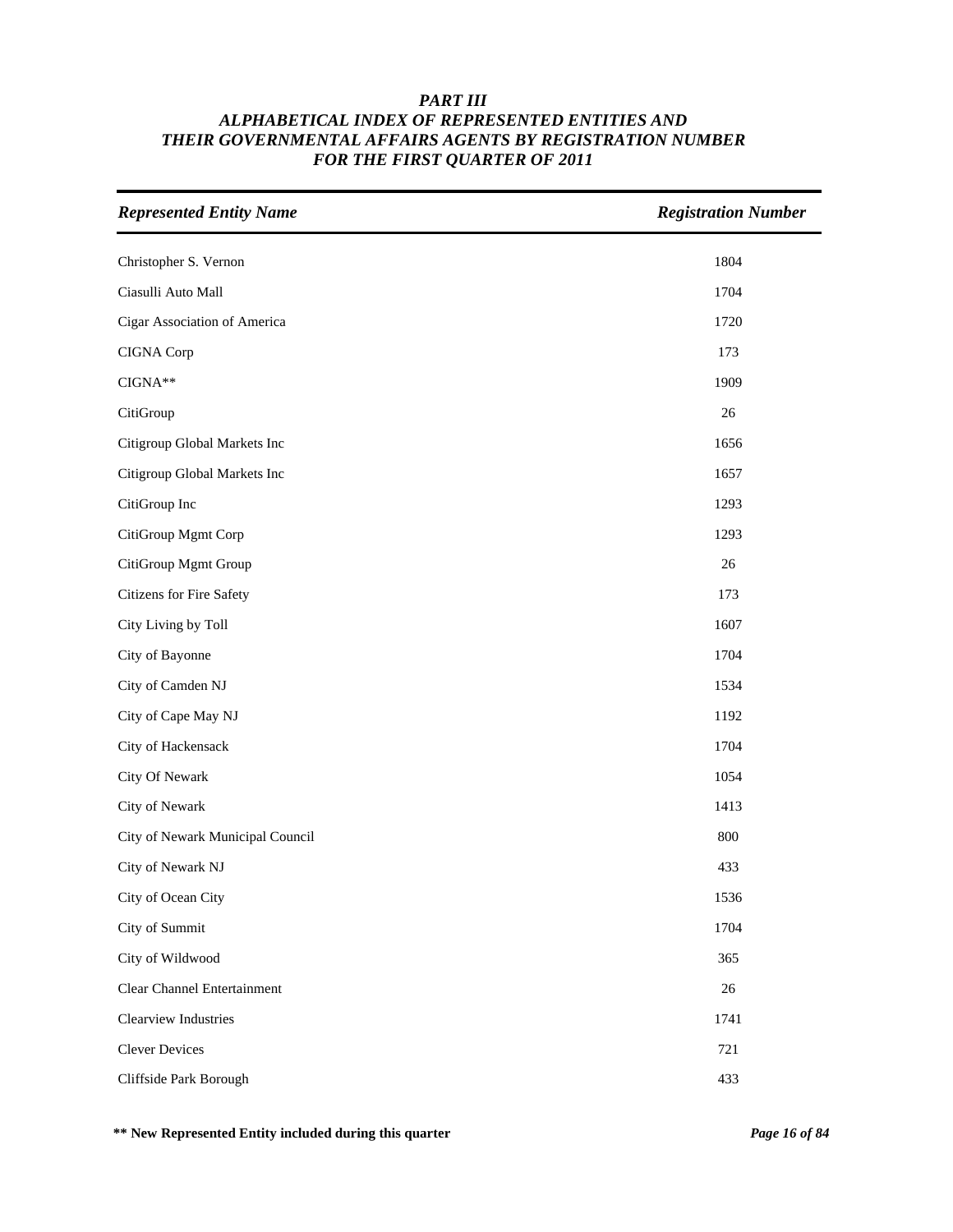*PART III*
*ALPHABETICAL INDEX OF REPRESENTED ENTITIES AND THEIR GOVERNMENTAL AFFAIRS AGENTS BY REGISTRATION NUMBER FOR THE FIRST QUARTER OF 2011*

| *Represented Entity Name* | *Registration Number* |
|---|---|
| Christopher S. Vernon | 1804 |
| Ciasulli Auto Mall | 1704 |
| Cigar Association of America | 1720 |
| CIGNA Corp | 173 |
| CIGNA** | 1909 |
| CitiGroup | 26 |
| Citigroup Global Markets Inc | 1656 |
| Citigroup Global Markets Inc | 1657 |
| CitiGroup Inc | 1293 |
| CitiGroup Mgmt Corp | 1293 |
| CitiGroup Mgmt Group | 26 |
| Citizens for Fire Safety | 173 |
| City Living by Toll | 1607 |
| City of Bayonne | 1704 |
| City of Camden NJ | 1534 |
| City of Cape May NJ | 1192 |
| City of Hackensack | 1704 |
| City Of Newark | 1054 |
| City of Newark | 1413 |
| City of Newark Municipal Council | 800 |
| City of Newark NJ | 433 |
| City of Ocean City | 1536 |
| City of Summit | 1704 |
| City of Wildwood | 365 |
| Clear Channel Entertainment | 26 |
| Clearview Industries | 1741 |
| Clever Devices | 721 |
| Cliffside Park Borough | 433 |

**** New Represented Entity included during this quarter**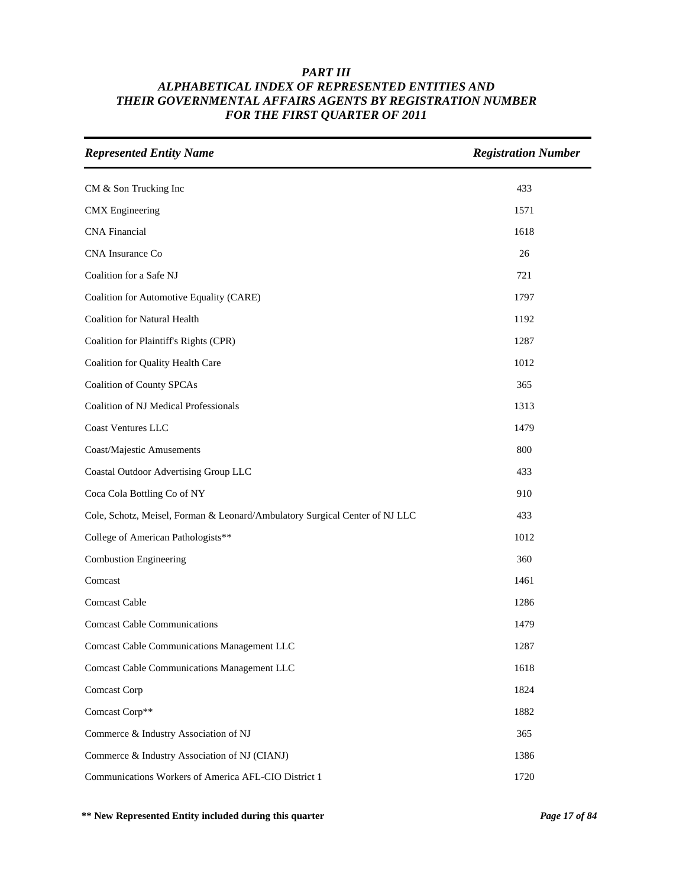### *PART III*
### *ALPHABETICAL INDEX OF REPRESENTED ENTITIES AND THEIR GOVERNMENTAL AFFAIRS AGENTS BY REGISTRATION NUMBER FOR THE FIRST QUARTER OF 2011*

| *Represented Entity Name* | *Registration Number* |
|---|---|
| CM & Son Trucking Inc | 433 |
| CMX Engineering | 1571 |
| CNA Financial | 1618 |
| CNA Insurance Co | 26 |
| Coalition for a Safe NJ | 721 |
| Coalition for Automotive Equality (CARE) | 1797 |
| Coalition for Natural Health | 1192 |
| Coalition for Plaintiff's Rights (CPR) | 1287 |
| Coalition for Quality Health Care | 1012 |
| Coalition of County SPCAs | 365 |
| Coalition of NJ Medical Professionals | 1313 |
| Coast Ventures LLC | 1479 |
| Coast/Majestic Amusements | 800 |
| Coastal Outdoor Advertising Group LLC | 433 |
| Coca Cola Bottling Co of NY | 910 |
| Cole, Schotz, Meisel, Forman & Leonard/Ambulatory Surgical Center of NJ LLC | 433 |
| College of American Pathologists** | 1012 |
| Combustion Engineering | 360 |
| Comcast | 1461 |
| Comcast Cable | 1286 |
| Comcast Cable Communications | 1479 |
| Comcast Cable Communications Management LLC | 1287 |
| Comcast Cable Communications Management LLC | 1618 |
| Comcast Corp | 1824 |
| Comcast Corp** | 1882 |
| Commerce & Industry Association of NJ | 365 |
| Commerce & Industry Association of NJ (CIANJ) | 1386 |
| Communications Workers of America AFL-CIO District 1 | 1720 |

**** New Represented Entity included during this quarter**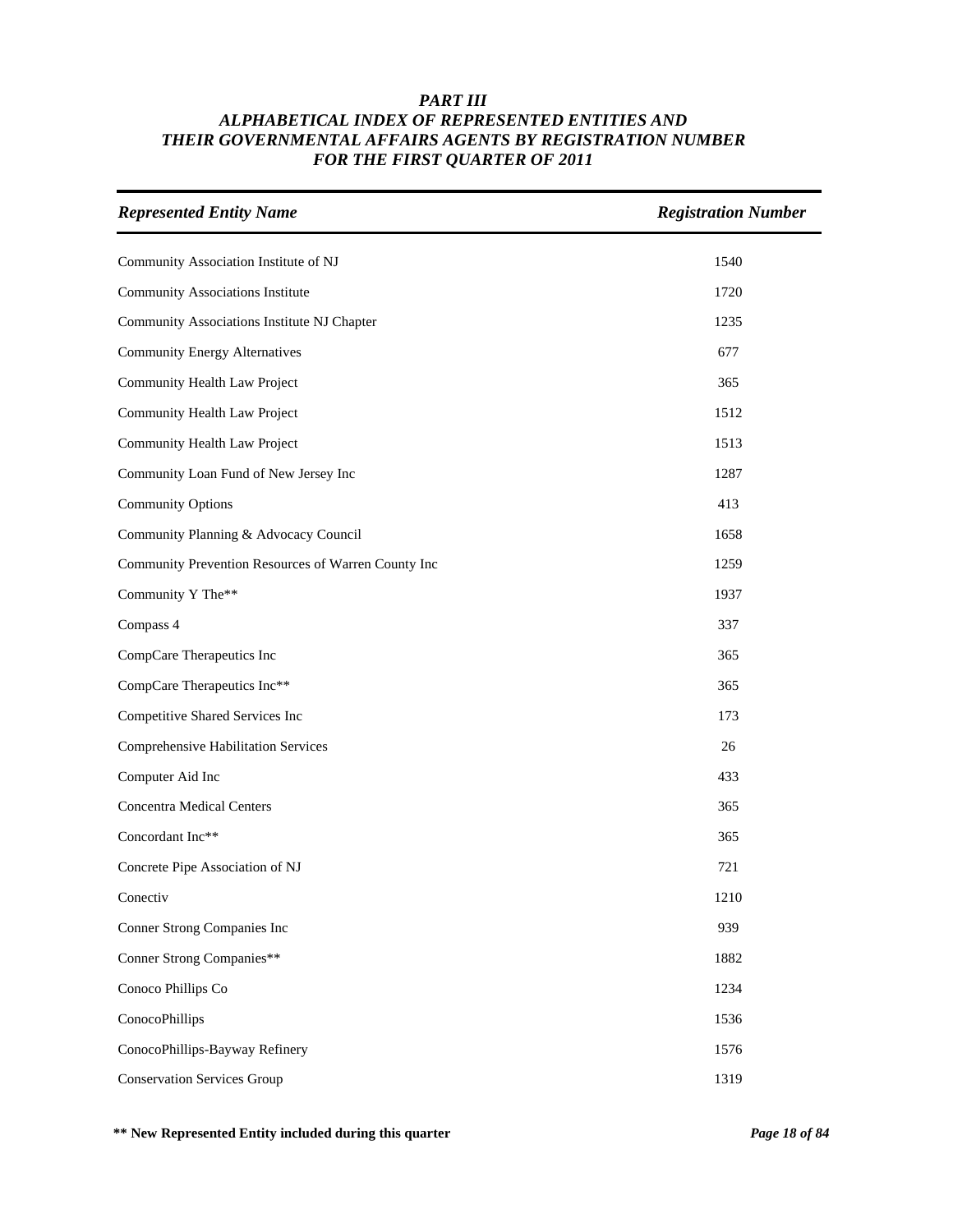# PART III
# ALPHABETICAL INDEX OF REPRESENTED ENTITIES AND THEIR GOVERNMENTAL AFFAIRS AGENTS BY REGISTRATION NUMBER FOR THE FIRST QUARTER OF 2011

| *Represented Entity Name* | *Registration Number* |
|---|---|
| Community Association Institute of NJ | 1540 |
| Community Associations Institute | 1720 |
| Community Associations Institute NJ Chapter | 1235 |
| Community Energy Alternatives | 677 |
| Community Health Law Project | 365 |
| Community Health Law Project | 1512 |
| Community Health Law Project | 1513 |
| Community Loan Fund of New Jersey Inc | 1287 |
| Community Options | 413 |
| Community Planning & Advocacy Council | 1658 |
| Community Prevention Resources of Warren County Inc | 1259 |
| Community Y The** | 1937 |
| Compass 4 | 337 |
| CompCare Therapeutics Inc | 365 |
| CompCare Therapeutics Inc** | 365 |
| Competitive Shared Services Inc | 173 |
| Comprehensive Habilitation Services | 26 |
| Computer Aid Inc | 433 |
| Concentra Medical Centers | 365 |
| Concordant Inc** | 365 |
| Concrete Pipe Association of NJ | 721 |
| Conectiv | 1210 |
| Conner Strong Companies Inc | 939 |
| Conner Strong Companies** | 1882 |
| Conoco Phillips Co | 1234 |
| ConocoPhillips | 1536 |
| ConocoPhillips-Bayway Refinery | 1576 |
| Conservation Services Group | 1319 |

**\*\* New Represented Entity included during this quarter**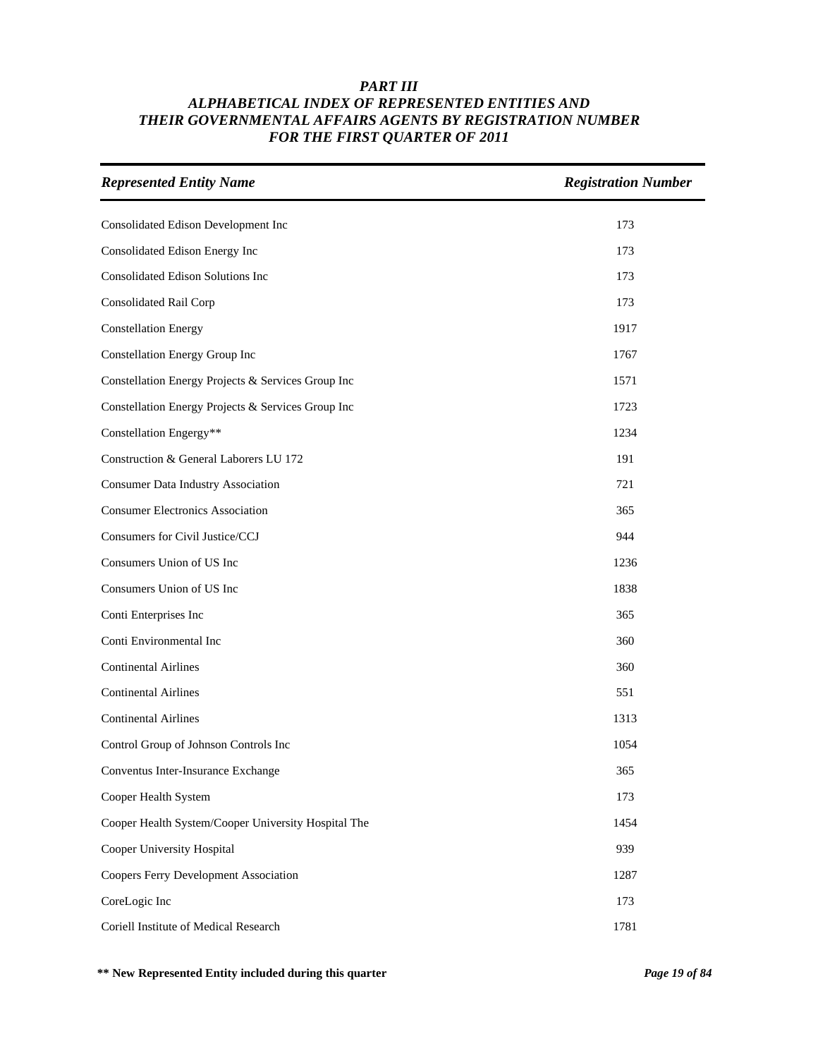# PART III
## ALPHABETICAL INDEX OF REPRESENTED ENTITIES AND THEIR GOVERNMENTAL AFFAIRS AGENTS BY REGISTRATION NUMBER FOR THE FIRST QUARTER OF 2011

| *Represented Entity Name* | *Registration Number* |
|---|---|
| Consolidated Edison Development Inc | 173 |
| Consolidated Edison Energy Inc | 173 |
| Consolidated Edison Solutions Inc | 173 |
| Consolidated Rail Corp | 173 |
| Constellation Energy | 1917 |
| Constellation Energy Group Inc | 1767 |
| Constellation Energy Projects & Services Group Inc | 1571 |
| Constellation Energy Projects & Services Group Inc | 1723 |
| Constellation Engergy** | 1234 |
| Construction & General Laborers LU 172 | 191 |
| Consumer Data Industry Association | 721 |
| Consumer Electronics Association | 365 |
| Consumers for Civil Justice/CCJ | 944 |
| Consumers Union of US Inc | 1236 |
| Consumers Union of US Inc | 1838 |
| Conti Enterprises Inc | 365 |
| Conti Environmental Inc | 360 |
| Continental Airlines | 360 |
| Continental Airlines | 551 |
| Continental Airlines | 1313 |
| Control Group of Johnson Controls Inc | 1054 |
| Conventus Inter-Insurance Exchange | 365 |
| Cooper Health System | 173 |
| Cooper Health System/Cooper University Hospital The | 1454 |
| Cooper University Hospital | 939 |
| Coopers Ferry Development Association | 1287 |
| CoreLogic Inc | 173 |
| Coriell Institute of Medical Research | 1781 |

**** New Represented Entity included during this quarter**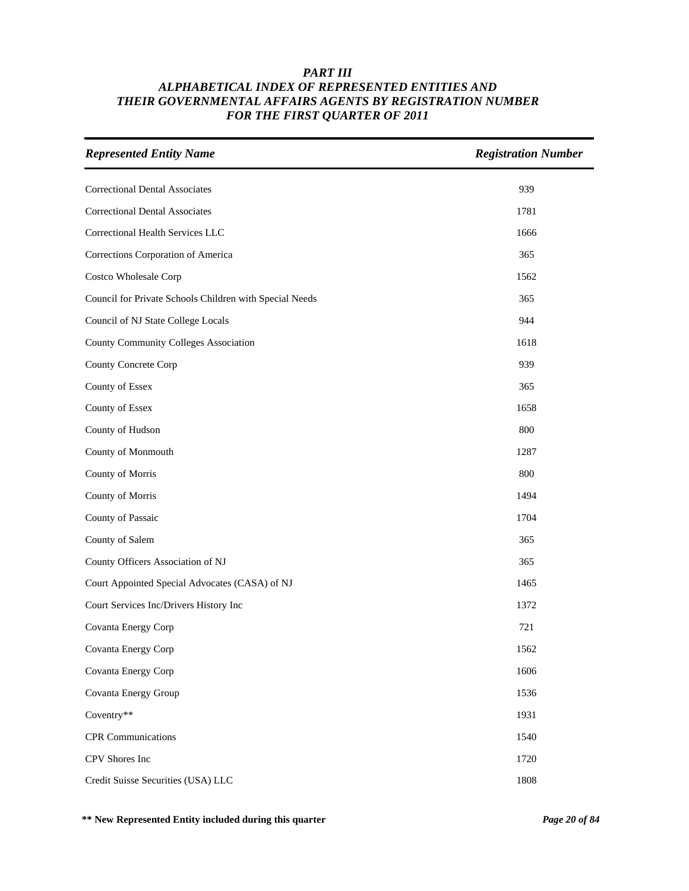# *PART III*
## *ALPHABETICAL INDEX OF REPRESENTED ENTITIES AND THEIR GOVERNMENTAL AFFAIRS AGENTS BY REGISTRATION NUMBER FOR THE FIRST QUARTER OF 2011*

| *Represented Entity Name* | *Registration Number* |
|---|---|
| Correctional Dental Associates | 939 |
| Correctional Dental Associates | 1781 |
| Correctional Health Services LLC | 1666 |
| Corrections Corporation of America | 365 |
| Costco Wholesale Corp | 1562 |
| Council for Private Schools Children with Special Needs | 365 |
| Council of NJ State College Locals | 944 |
| County Community Colleges Association | 1618 |
| County Concrete Corp | 939 |
| County of Essex | 365 |
| County of Essex | 1658 |
| County of Hudson | 800 |
| County of Monmouth | 1287 |
| County of Morris | 800 |
| County of Morris | 1494 |
| County of Passaic | 1704 |
| County of Salem | 365 |
| County Officers Association of NJ | 365 |
| Court Appointed Special Advocates (CASA) of NJ | 1465 |
| Court Services Inc/Drivers History Inc | 1372 |
| Covanta Energy Corp | 721 |
| Covanta Energy Corp | 1562 |
| Covanta Energy Corp | 1606 |
| Covanta Energy Group | 1536 |
| Coventry** | 1931 |
| CPR Communications | 1540 |
| CPV Shores Inc | 1720 |
| Credit Suisse Securities (USA) LLC | 1808 |

**\*\* New Represented Entity included during this quarter**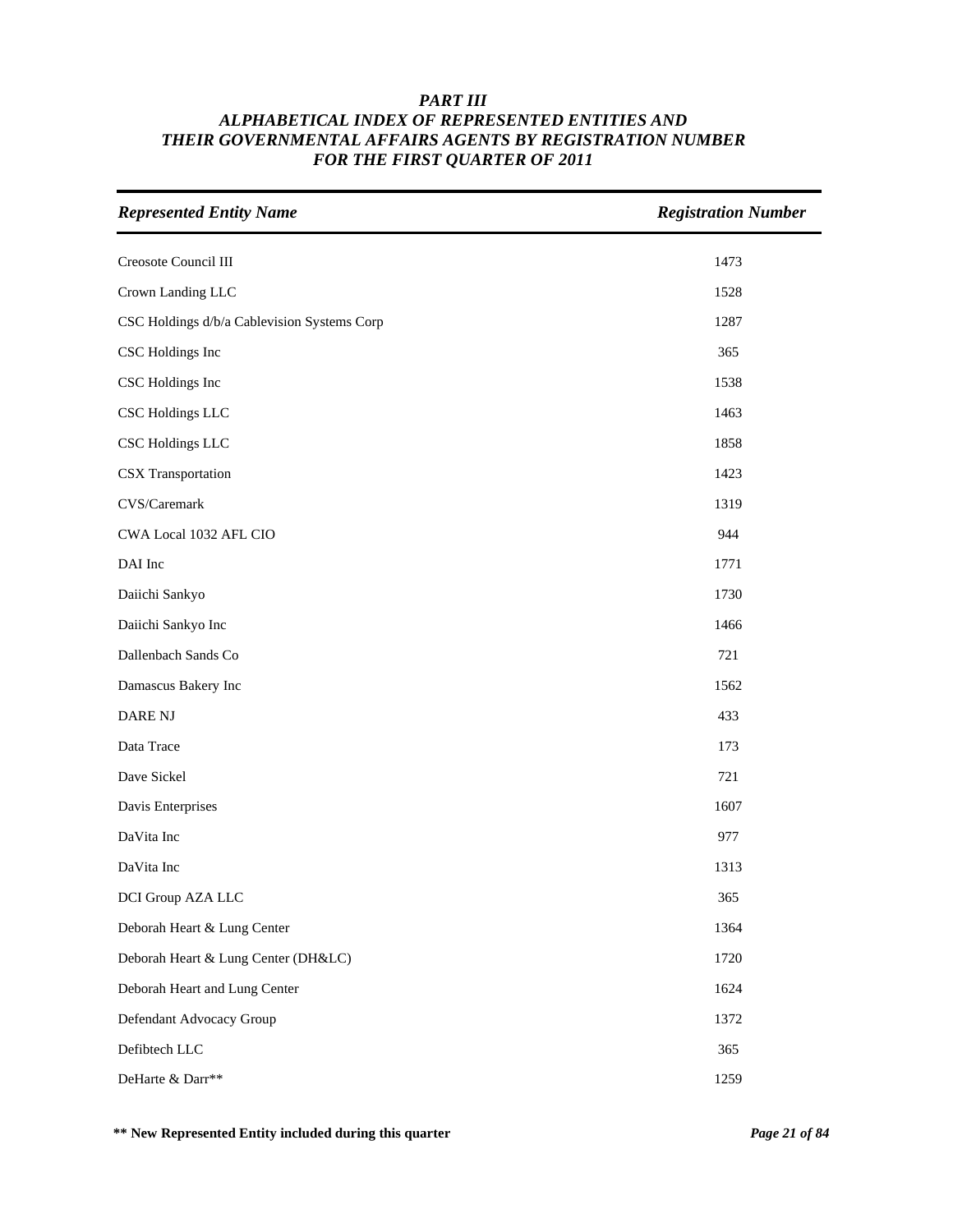# *PART III*
# *ALPHABETICAL INDEX OF REPRESENTED ENTITIES AND THEIR GOVERNMENTAL AFFAIRS AGENTS BY REGISTRATION NUMBER FOR THE FIRST QUARTER OF 2011*

| *Represented Entity Name* | *Registration Number* |
|---|---|
| Creosote Council III | 1473 |
| Crown Landing LLC | 1528 |
| CSC Holdings d/b/a Cablevision Systems Corp | 1287 |
| CSC Holdings Inc | 365 |
| CSC Holdings Inc | 1538 |
| CSC Holdings LLC | 1463 |
| CSC Holdings LLC | 1858 |
| CSX Transportation | 1423 |
| CVS/Caremark | 1319 |
| CWA Local 1032 AFL CIO | 944 |
| DAI Inc | 1771 |
| Daiichi Sankyo | 1730 |
| Daiichi Sankyo Inc | 1466 |
| Dallenbach Sands Co | 721 |
| Damascus Bakery Inc | 1562 |
| DARE NJ | 433 |
| Data Trace | 173 |
| Dave Sickel | 721 |
| Davis Enterprises | 1607 |
| DaVita Inc | 977 |
| DaVita Inc | 1313 |
| DCI Group AZA LLC | 365 |
| Deborah Heart & Lung Center | 1364 |
| Deborah Heart & Lung Center (DH&LC) | 1720 |
| Deborah Heart and Lung Center | 1624 |
| Defendant Advocacy Group | 1372 |
| Defibtech LLC | 365 |
| DeHarte & Darr** | 1259 |

**\*\* New Represented Entity included during this quarter**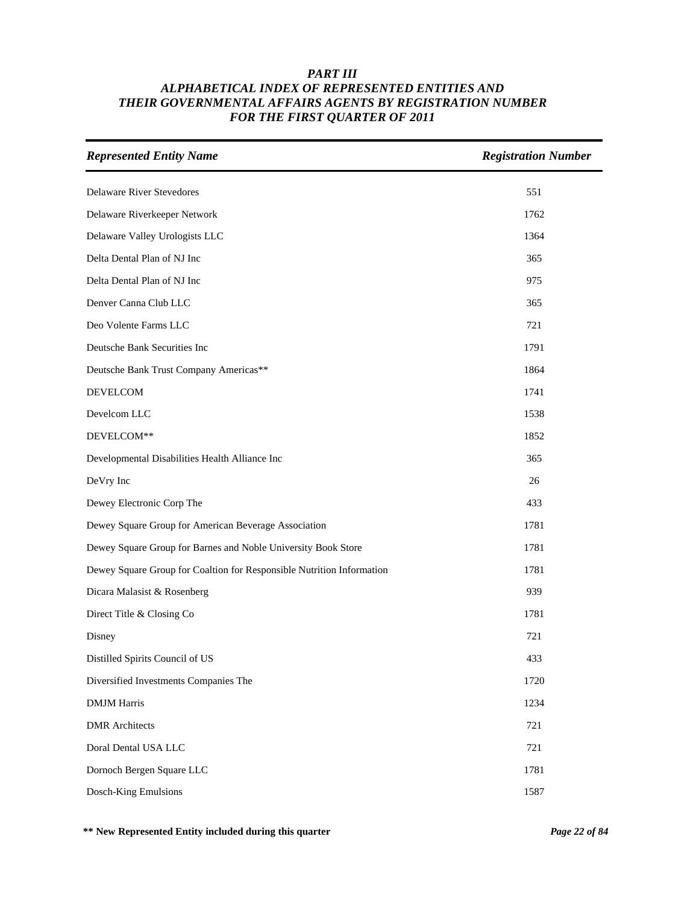### *PART III*
### *ALPHABETICAL INDEX OF REPRESENTED ENTITIES AND THEIR GOVERNMENTAL AFFAIRS AGENTS BY REGISTRATION NUMBER FOR THE FIRST QUARTER OF 2011*

| *Represented Entity Name* | *Registration Number* |
|---|---|
| Delaware River Stevedores | 551 |
| Delaware Riverkeeper Network | 1762 |
| Delaware Valley Urologists LLC | 1364 |
| Delta Dental Plan of NJ Inc | 365 |
| Delta Dental Plan of NJ Inc | 975 |
| Denver Canna Club LLC | 365 |
| Deo Volente Farms LLC | 721 |
| Deutsche Bank Securities Inc | 1791 |
| Deutsche Bank Trust Company Americas** | 1864 |
| DEVELCOM | 1741 |
| Develcom LLC | 1538 |
| DEVELCOM** | 1852 |
| Developmental Disabilities Health Alliance Inc | 365 |
| DeVry Inc | 26 |
| Dewey Electronic Corp The | 433 |
| Dewey Square Group for American Beverage Association | 1781 |
| Dewey Square Group for Barnes and Noble University Book Store | 1781 |
| Dewey Square Group for Coaltion for Responsible Nutrition Information | 1781 |
| Dicara Malasist & Rosenberg | 939 |
| Direct Title & Closing Co | 1781 |
| Disney | 721 |
| Distilled Spirits Council of US | 433 |
| Diversified Investments Companies The | 1720 |
| DMJM Harris | 1234 |
| DMR Architects | 721 |
| Doral Dental USA LLC | 721 |
| Dornoch Bergen Square LLC | 1781 |
| Dosch-King Emulsions | 1587 |

**** New Represented Entity included during this quarter**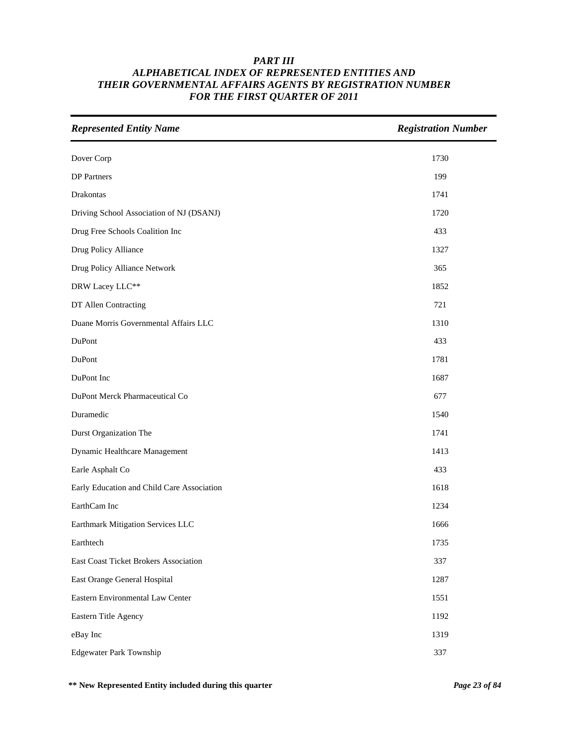# *PART III*
## *ALPHABETICAL INDEX OF REPRESENTED ENTITIES AND THEIR GOVERNMENTAL AFFAIRS AGENTS BY REGISTRATION NUMBER FOR THE FIRST QUARTER OF 2011*

| *Represented Entity Name* | *Registration Number* |
|---|---|
| Dover Corp | 1730 |
| DP Partners | 199 |
| Drakontas | 1741 |
| Driving School Association of NJ (DSANJ) | 1720 |
| Drug Free Schools Coalition Inc | 433 |
| Drug Policy Alliance | 1327 |
| Drug Policy Alliance Network | 365 |
| DRW Lacey LLC** | 1852 |
| DT Allen Contracting | 721 |
| Duane Morris Governmental Affairs LLC | 1310 |
| DuPont | 433 |
| DuPont | 1781 |
| DuPont Inc | 1687 |
| DuPont Merck Pharmaceutical Co | 677 |
| Duramedic | 1540 |
| Durst Organization The | 1741 |
| Dynamic Healthcare Management | 1413 |
| Earle Asphalt Co | 433 |
| Early Education and Child Care Association | 1618 |
| EarthCam Inc | 1234 |
| Earthmark Mitigation Services LLC | 1666 |
| Earthtech | 1735 |
| East Coast Ticket Brokers Association | 337 |
| East Orange General Hospital | 1287 |
| Eastern Environmental Law Center | 1551 |
| Eastern Title Agency | 1192 |
| eBay Inc | 1319 |
| Edgewater Park Township | 337 |

**** New Represented Entity included during this quarter**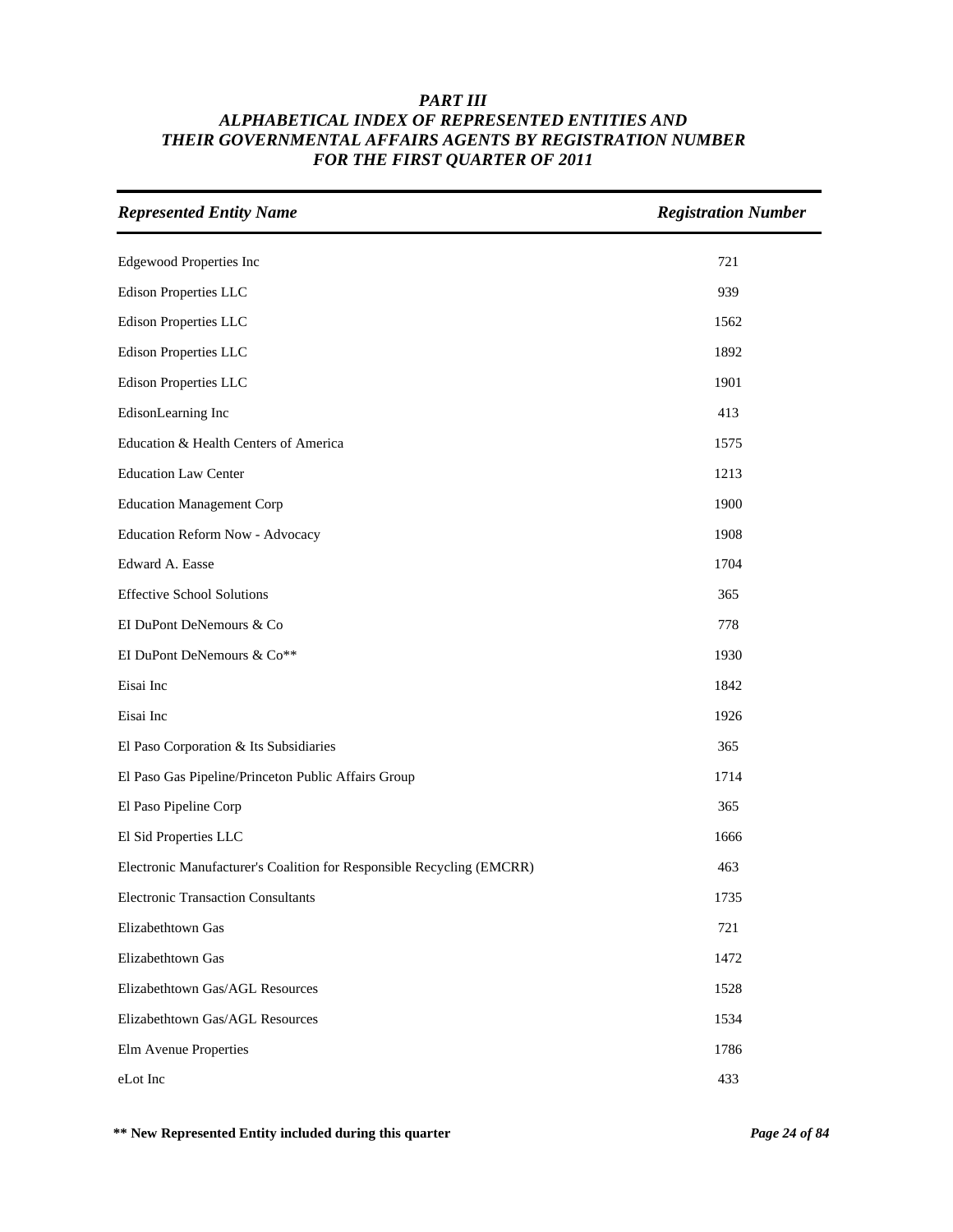# *PART III*
## *ALPHABETICAL INDEX OF REPRESENTED ENTITIES AND THEIR GOVERNMENTAL AFFAIRS AGENTS BY REGISTRATION NUMBER FOR THE FIRST QUARTER OF 2011*

| *Represented Entity Name* | *Registration Number* |
|---|---|
| Edgewood Properties Inc | 721 |
| Edison Properties LLC | 939 |
| Edison Properties LLC | 1562 |
| Edison Properties LLC | 1892 |
| Edison Properties LLC | 1901 |
| EdisonLearning Inc | 413 |
| Education & Health Centers of America | 1575 |
| Education Law Center | 1213 |
| Education Management Corp | 1900 |
| Education Reform Now - Advocacy | 1908 |
| Edward A. Easse | 1704 |
| Effective School Solutions | 365 |
| EI DuPont DeNemours & Co | 778 |
| EI DuPont DeNemours & Co** | 1930 |
| Eisai Inc | 1842 |
| Eisai Inc | 1926 |
| El Paso Corporation & Its Subsidiaries | 365 |
| El Paso Gas Pipeline/Princeton Public Affairs Group | 1714 |
| El Paso Pipeline Corp | 365 |
| El Sid Properties LLC | 1666 |
| Electronic Manufacturer's Coalition for Responsible Recycling (EMCRR) | 463 |
| Electronic Transaction Consultants | 1735 |
| Elizabethtown Gas | 721 |
| Elizabethtown Gas | 1472 |
| Elizabethtown Gas/AGL Resources | 1528 |
| Elizabethtown Gas/AGL Resources | 1534 |
| Elm Avenue Properties | 1786 |
| eLot Inc | 433 |

**** New Represented Entity included during this quarter**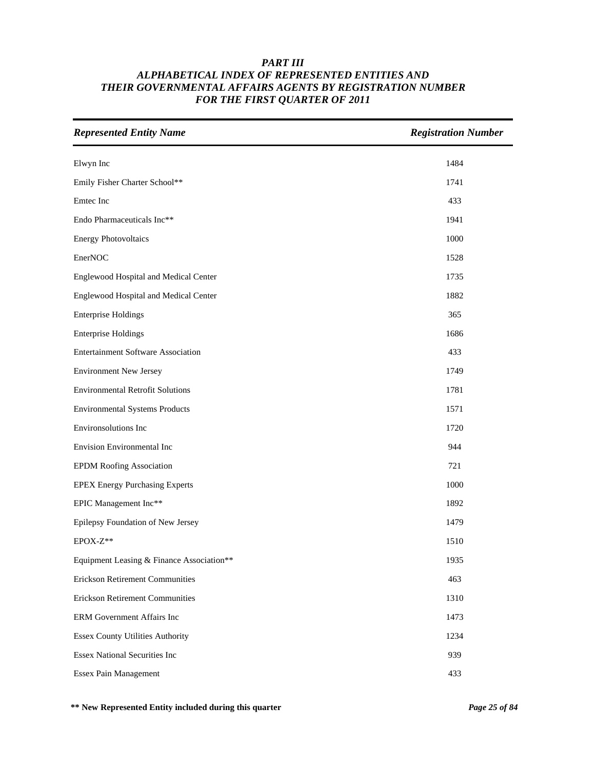# *PART III*
## *ALPHABETICAL INDEX OF REPRESENTED ENTITIES AND THEIR GOVERNMENTAL AFFAIRS AGENTS BY REGISTRATION NUMBER FOR THE FIRST QUARTER OF 2011*

| *Represented Entity Name* | *Registration Number* |
|---|---|
| Elwyn Inc | 1484 |
| Emily Fisher Charter School** | 1741 |
| Emtec Inc | 433 |
| Endo Pharmaceuticals Inc** | 1941 |
| Energy Photovoltaics | 1000 |
| EnerNOC | 1528 |
| Englewood Hospital and Medical Center | 1735 |
| Englewood Hospital and Medical Center | 1882 |
| Enterprise Holdings | 365 |
| Enterprise Holdings | 1686 |
| Entertainment Software Association | 433 |
| Environment New Jersey | 1749 |
| Environmental Retrofit Solutions | 1781 |
| Environmental Systems Products | 1571 |
| Environsolutions Inc | 1720 |
| Envision Environmental Inc | 944 |
| EPDM Roofing Association | 721 |
| EPEX Energy Purchasing Experts | 1000 |
| EPIC Management Inc** | 1892 |
| Epilepsy Foundation of New Jersey | 1479 |
| EPOX-Z** | 1510 |
| Equipment Leasing & Finance Association** | 1935 |
| Erickson Retirement Communities | 463 |
| Erickson Retirement Communities | 1310 |
| ERM Government Affairs Inc | 1473 |
| Essex County Utilities Authority | 1234 |
| Essex National Securities Inc | 939 |
| Essex Pain Management | 433 |

**** New Represented Entity included during this quarter**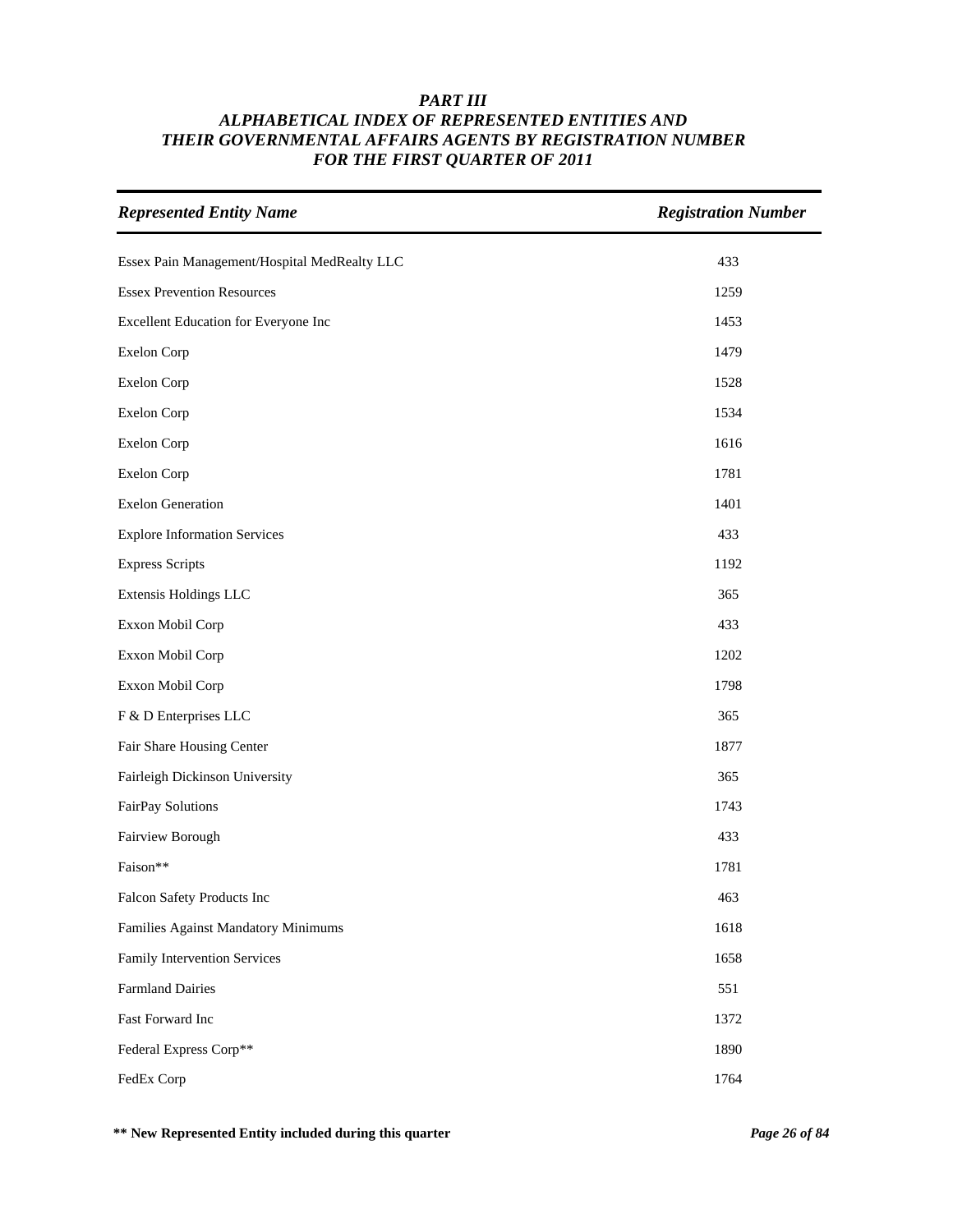# *PART III*
## *ALPHABETICAL INDEX OF REPRESENTED ENTITIES AND THEIR GOVERNMENTAL AFFAIRS AGENTS BY REGISTRATION NUMBER FOR THE FIRST QUARTER OF 2011*

| *Represented Entity Name* | *Registration Number* |
|---|---|
| Essex Pain Management/Hospital MedRealty LLC | 433 |
| Essex Prevention Resources | 1259 |
| Excellent Education for Everyone Inc | 1453 |
| Exelon Corp | 1479 |
| Exelon Corp | 1528 |
| Exelon Corp | 1534 |
| Exelon Corp | 1616 |
| Exelon Corp | 1781 |
| Exelon Generation | 1401 |
| Explore Information Services | 433 |
| Express Scripts | 1192 |
| Extensis Holdings LLC | 365 |
| Exxon Mobil Corp | 433 |
| Exxon Mobil Corp | 1202 |
| Exxon Mobil Corp | 1798 |
| F & D Enterprises LLC | 365 |
| Fair Share Housing Center | 1877 |
| Fairleigh Dickinson University | 365 |
| FairPay Solutions | 1743 |
| Fairview Borough | 433 |
| Faison** | 1781 |
| Falcon Safety Products Inc | 463 |
| Families Against Mandatory Minimums | 1618 |
| Family Intervention Services | 1658 |
| Farmland Dairies | 551 |
| Fast Forward Inc | 1372 |
| Federal Express Corp** | 1890 |
| FedEx Corp | 1764 |

**** New Represented Entity included during this quarter**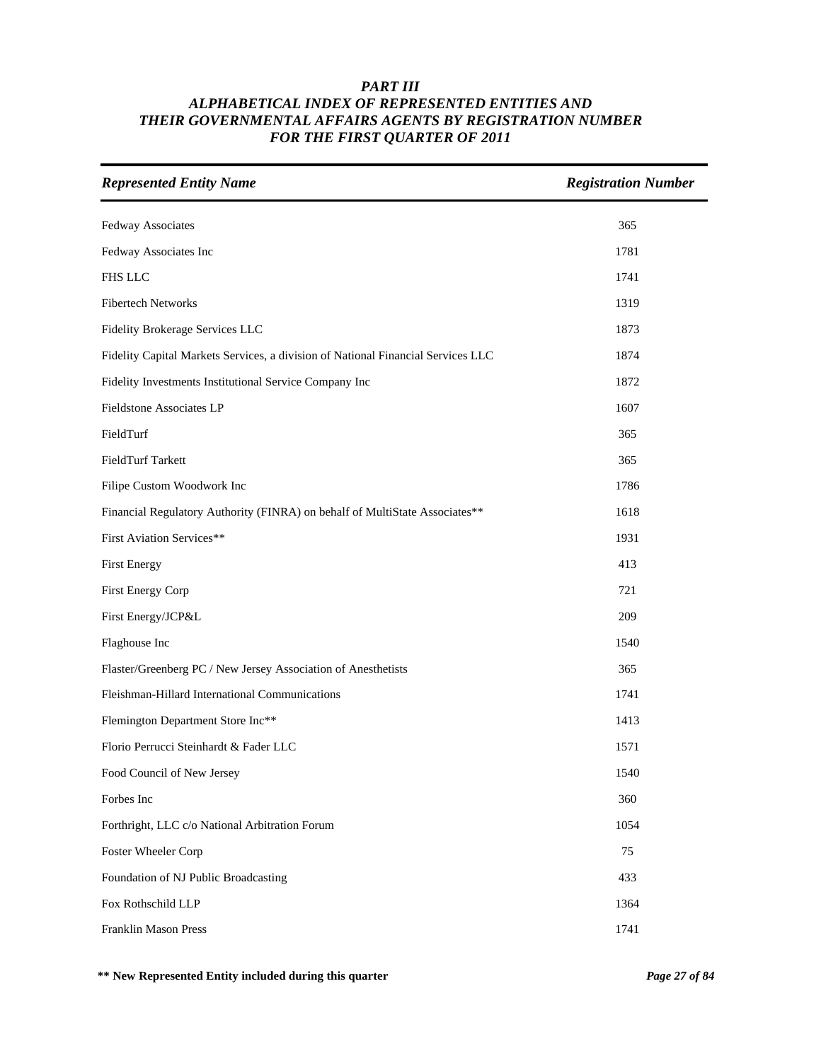# *PART III*
# *ALPHABETICAL INDEX OF REPRESENTED ENTITIES AND THEIR GOVERNMENTAL AFFAIRS AGENTS BY REGISTRATION NUMBER FOR THE FIRST QUARTER OF 2011*

| *Represented Entity Name* | *Registration Number* |
|---|---|
| Fedway Associates | 365 |
| Fedway Associates Inc | 1781 |
| FHS LLC | 1741 |
| Fibertech Networks | 1319 |
| Fidelity Brokerage Services LLC | 1873 |
| Fidelity Capital Markets Services, a division of National Financial Services LLC | 1874 |
| Fidelity Investments Institutional Service Company Inc | 1872 |
| Fieldstone Associates LP | 1607 |
| FieldTurf | 365 |
| FieldTurf Tarkett | 365 |
| Filipe Custom Woodwork Inc | 1786 |
| Financial Regulatory Authority (FINRA) on behalf of MultiState Associates** | 1618 |
| First Aviation Services** | 1931 |
| First Energy | 413 |
| First Energy Corp | 721 |
| First Energy/JCP&L | 209 |
| Flaghouse Inc | 1540 |
| Flaster/Greenberg PC / New Jersey Association of Anesthetists | 365 |
| Fleishman-Hillard International Communications | 1741 |
| Flemington Department Store Inc** | 1413 |
| Florio Perrucci Steinhardt & Fader LLC | 1571 |
| Food Council of New Jersey | 1540 |
| Forbes Inc | 360 |
| Forthright, LLC c/o National Arbitration Forum | 1054 |
| Foster Wheeler Corp | 75 |
| Foundation of NJ Public Broadcasting | 433 |
| Fox Rothschild LLP | 1364 |
| Franklin Mason Press | 1741 |

**** New Represented Entity included during this quarter**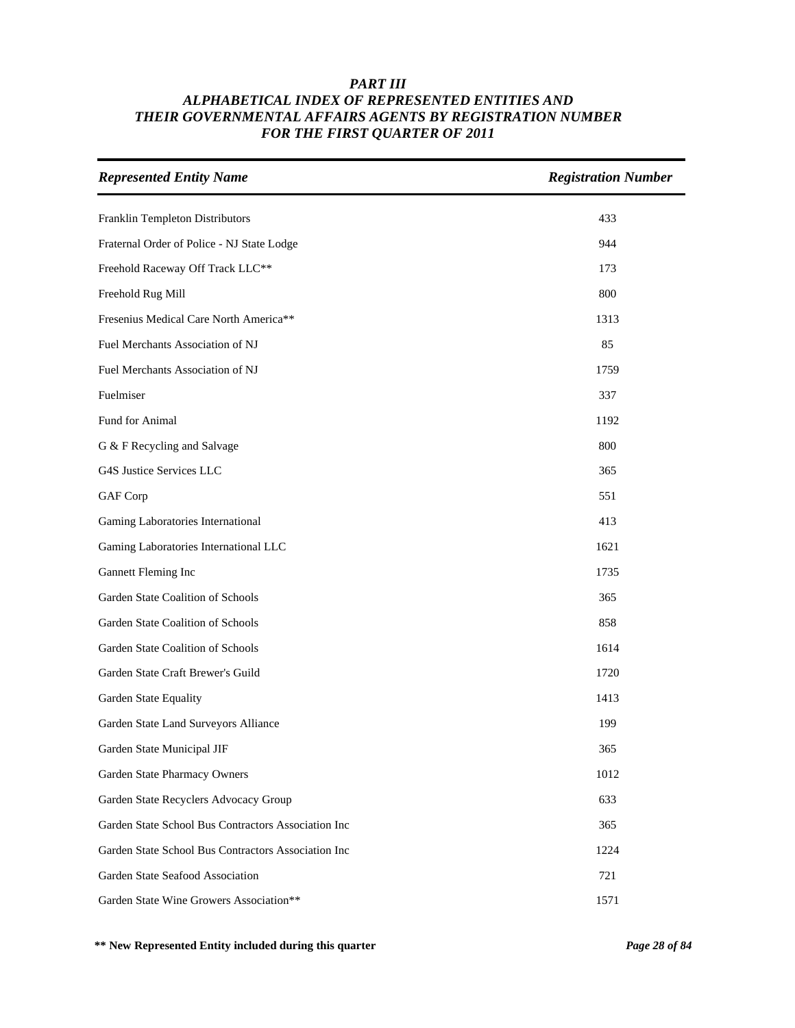# PART III
## ALPHABETICAL INDEX OF REPRESENTED ENTITIES AND THEIR GOVERNMENTAL AFFAIRS AGENTS BY REGISTRATION NUMBER
## FOR THE FIRST QUARTER OF 2011

| *Represented Entity Name* | *Registration Number* |
|---|---|
| Franklin Templeton Distributors | 433 |
| Fraternal Order of Police - NJ State Lodge | 944 |
| Freehold Raceway Off Track LLC** | 173 |
| Freehold Rug Mill | 800 |
| Fresenius Medical Care North America** | 1313 |
| Fuel Merchants Association of NJ | 85 |
| Fuel Merchants Association of NJ | 1759 |
| Fuelmiser | 337 |
| Fund for Animal | 1192 |
| G & F Recycling and Salvage | 800 |
| G4S Justice Services LLC | 365 |
| GAF Corp | 551 |
| Gaming Laboratories International | 413 |
| Gaming Laboratories International LLC | 1621 |
| Gannett Fleming Inc | 1735 |
| Garden State Coalition of Schools | 365 |
| Garden State Coalition of Schools | 858 |
| Garden State Coalition of Schools | 1614 |
| Garden State Craft Brewer's Guild | 1720 |
| Garden State Equality | 1413 |
| Garden State Land Surveyors Alliance | 199 |
| Garden State Municipal JIF | 365 |
| Garden State Pharmacy Owners | 1012 |
| Garden State Recyclers Advocacy Group | 633 |
| Garden State School Bus Contractors Association Inc | 365 |
| Garden State School Bus Contractors Association Inc | 1224 |
| Garden State Seafood Association | 721 |
| Garden State Wine Growers Association** | 1571 |

**** New Represented Entity included during this quarter**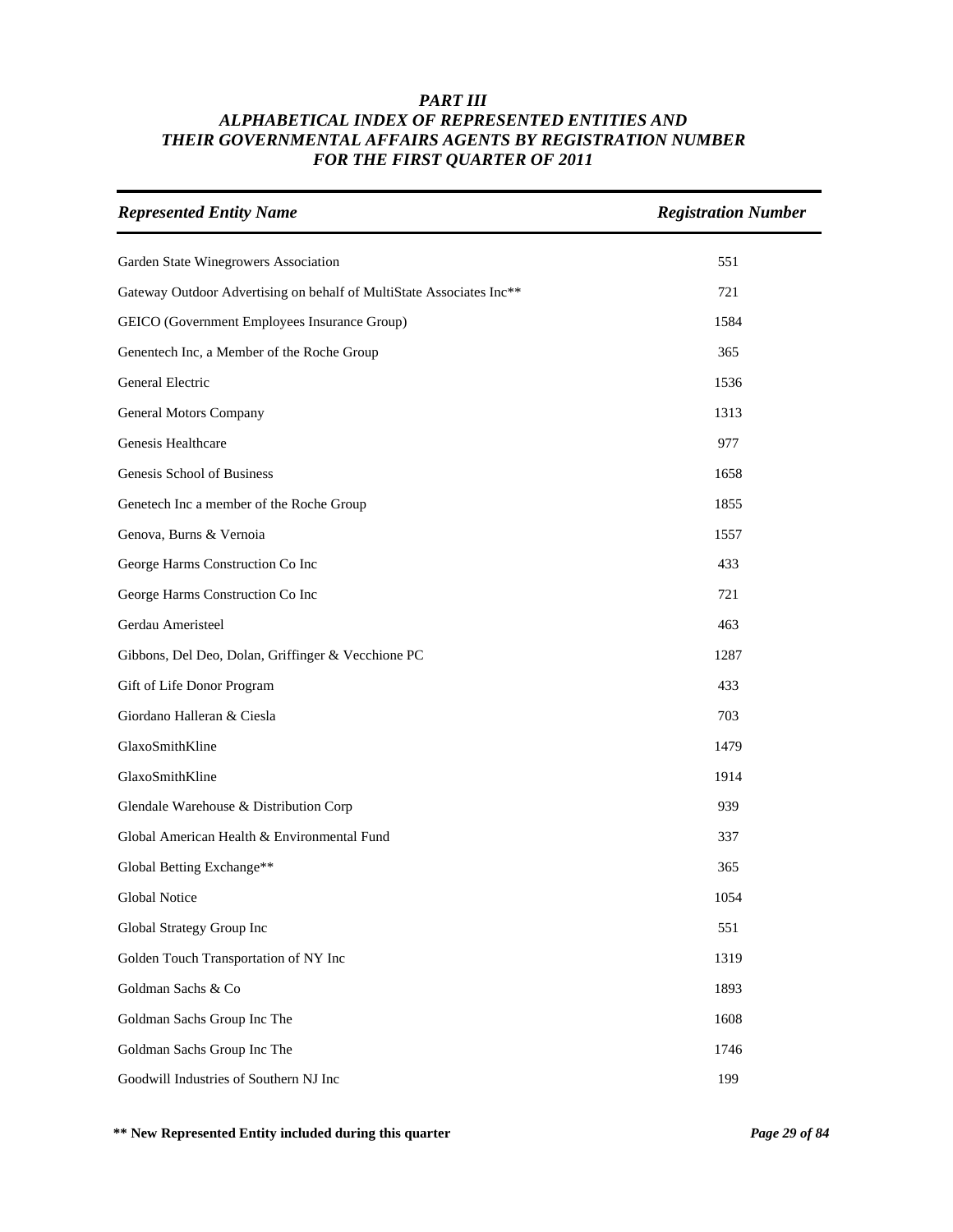# PART III
## ALPHABETICAL INDEX OF REPRESENTED ENTITIES AND THEIR GOVERNMENTAL AFFAIRS AGENTS BY REGISTRATION NUMBER FOR THE FIRST QUARTER OF 2011

| Represented Entity Name | Registration Number |
|---|---|
| Garden State Winegrowers Association | 551 |
| Gateway Outdoor Advertising on behalf of MultiState Associates Inc** | 721 |
| GEICO (Government Employees Insurance Group) | 1584 |
| Genentech Inc, a Member of the Roche Group | 365 |
| General Electric | 1536 |
| General Motors Company | 1313 |
| Genesis Healthcare | 977 |
| Genesis School of Business | 1658 |
| Genetech Inc a member of the Roche Group | 1855 |
| Genova, Burns & Vernoia | 1557 |
| George Harms Construction Co Inc | 433 |
| George Harms Construction Co Inc | 721 |
| Gerdau Ameristeel | 463 |
| Gibbons, Del Deo, Dolan, Griffinger & Vecchione PC | 1287 |
| Gift of Life Donor Program | 433 |
| Giordano Halleran & Ciesla | 703 |
| GlaxoSmithKline | 1479 |
| GlaxoSmithKline | 1914 |
| Glendale Warehouse & Distribution Corp | 939 |
| Global American Health & Environmental Fund | 337 |
| Global Betting Exchange** | 365 |
| Global Notice | 1054 |
| Global Strategy Group Inc | 551 |
| Golden Touch Transportation of NY Inc | 1319 |
| Goldman Sachs & Co | 1893 |
| Goldman Sachs Group Inc The | 1608 |
| Goldman Sachs Group Inc The | 1746 |
| Goodwill Industries of Southern NJ Inc | 199 |

**** New Represented Entity included during this quarter**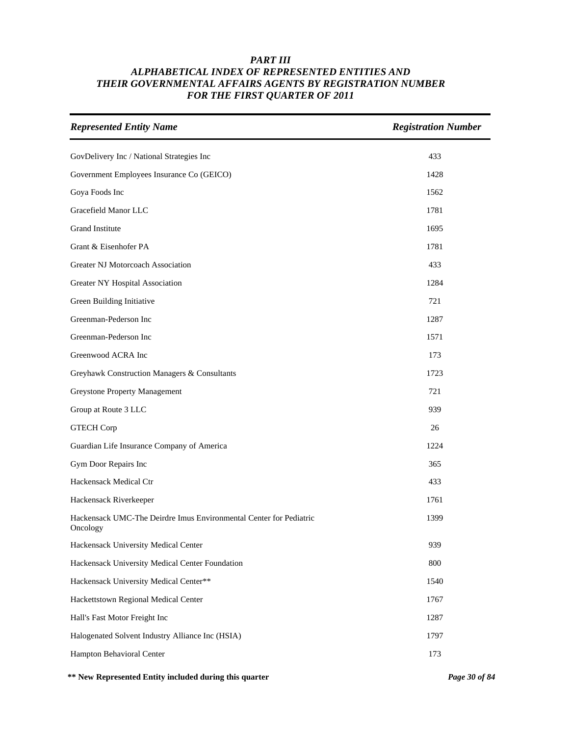# *PART III*
## *ALPHABETICAL INDEX OF REPRESENTED ENTITIES AND THEIR GOVERNMENTAL AFFAIRS AGENTS BY REGISTRATION NUMBER FOR THE FIRST QUARTER OF 2011*

| *Represented Entity Name* | *Registration Number* |
|---|---|
| GovDelivery Inc / National Strategies Inc | 433 |
| Government Employees Insurance Co (GEICO) | 1428 |
| Goya Foods Inc | 1562 |
| Gracefield Manor LLC | 1781 |
| Grand Institute | 1695 |
| Grant & Eisenhofer PA | 1781 |
| Greater NJ Motorcoach Association | 433 |
| Greater NY Hospital Association | 1284 |
| Green Building Initiative | 721 |
| Greenman-Pederson Inc | 1287 |
| Greenman-Pederson Inc | 1571 |
| Greenwood ACRA Inc | 173 |
| Greyhawk Construction Managers & Consultants | 1723 |
| Greystone Property Management | 721 |
| Group at Route 3 LLC | 939 |
| GTECH Corp | 26 |
| Guardian Life Insurance Company of America | 1224 |
| Gym Door Repairs Inc | 365 |
| Hackensack Medical Ctr | 433 |
| Hackensack Riverkeeper | 1761 |
| Hackensack UMC-The Deirdre Imus Environmental Center for Pediatric Oncology | 1399 |
| Hackensack University Medical Center | 939 |
| Hackensack University Medical Center Foundation | 800 |
| Hackensack University Medical Center** | 1540 |
| Hackettstown Regional Medical Center | 1767 |
| Hall's Fast Motor Freight Inc | 1287 |
| Halogenated Solvent Industry Alliance Inc (HSIA) | 1797 |
| Hampton Behavioral Center | 173 |

**** New Represented Entity included during this quarter**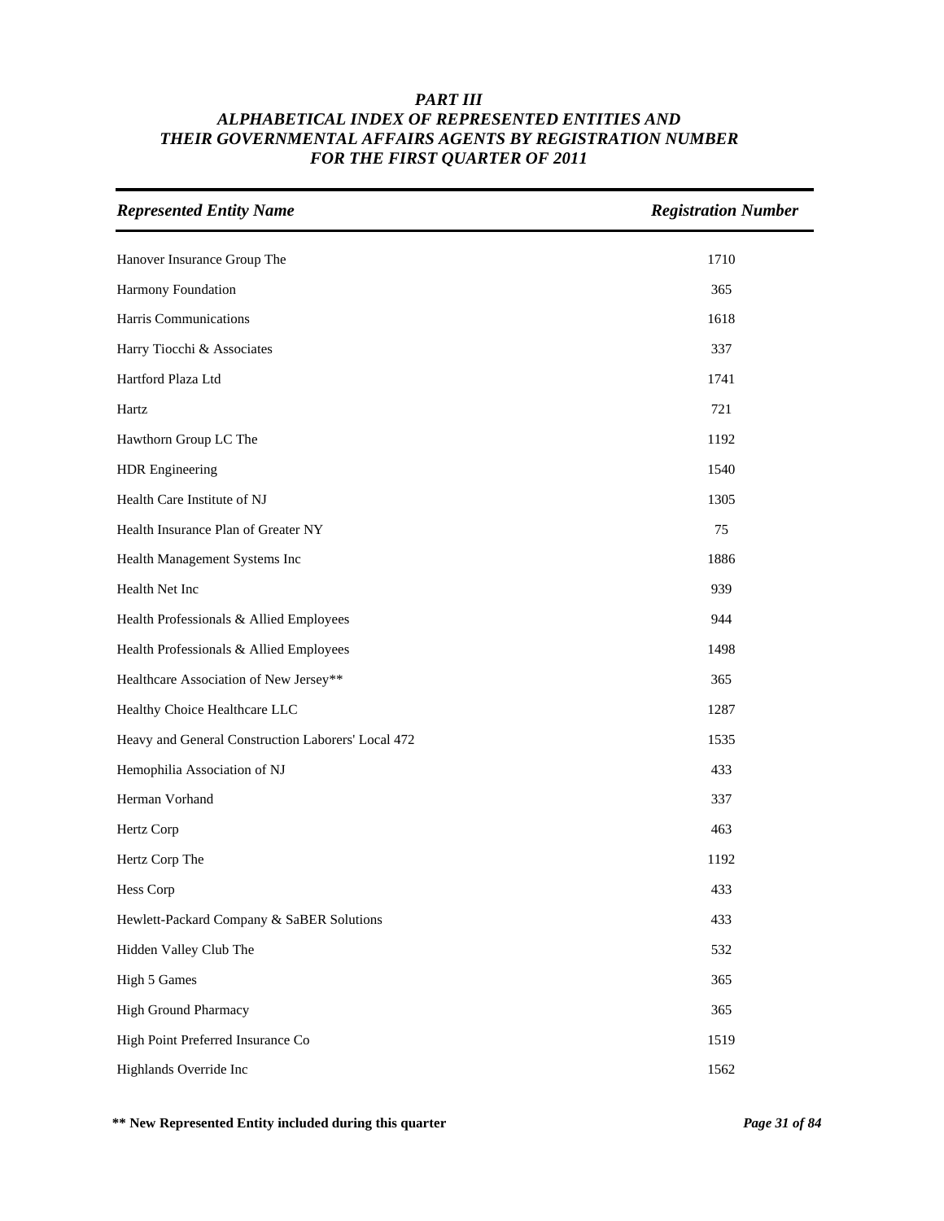# *PART III*
# *ALPHABETICAL INDEX OF REPRESENTED ENTITIES AND THEIR GOVERNMENTAL AFFAIRS AGENTS BY REGISTRATION NUMBER FOR THE FIRST QUARTER OF 2011*

| *Represented Entity Name* | *Registration Number* |
|---|---|
| Hanover Insurance Group The | 1710 |
| Harmony Foundation | 365 |
| Harris Communications | 1618 |
| Harry Tiocchi & Associates | 337 |
| Hartford Plaza Ltd | 1741 |
| Hartz | 721 |
| Hawthorn Group LC The | 1192 |
| HDR Engineering | 1540 |
| Health Care Institute of NJ | 1305 |
| Health Insurance Plan of Greater NY | 75 |
| Health Management Systems Inc | 1886 |
| Health Net Inc | 939 |
| Health Professionals & Allied Employees | 944 |
| Health Professionals & Allied Employees | 1498 |
| Healthcare Association of New Jersey** | 365 |
| Healthy Choice Healthcare LLC | 1287 |
| Heavy and General Construction Laborers' Local 472 | 1535 |
| Hemophilia Association of NJ | 433 |
| Herman Vorhand | 337 |
| Hertz Corp | 463 |
| Hertz Corp The | 1192 |
| Hess Corp | 433 |
| Hewlett-Packard Company & SaBER Solutions | 433 |
| Hidden Valley Club The | 532 |
| High 5 Games | 365 |
| High Ground Pharmacy | 365 |
| High Point Preferred Insurance Co | 1519 |
| Highlands Override Inc | 1562 |

**** New Represented Entity included during this quarter**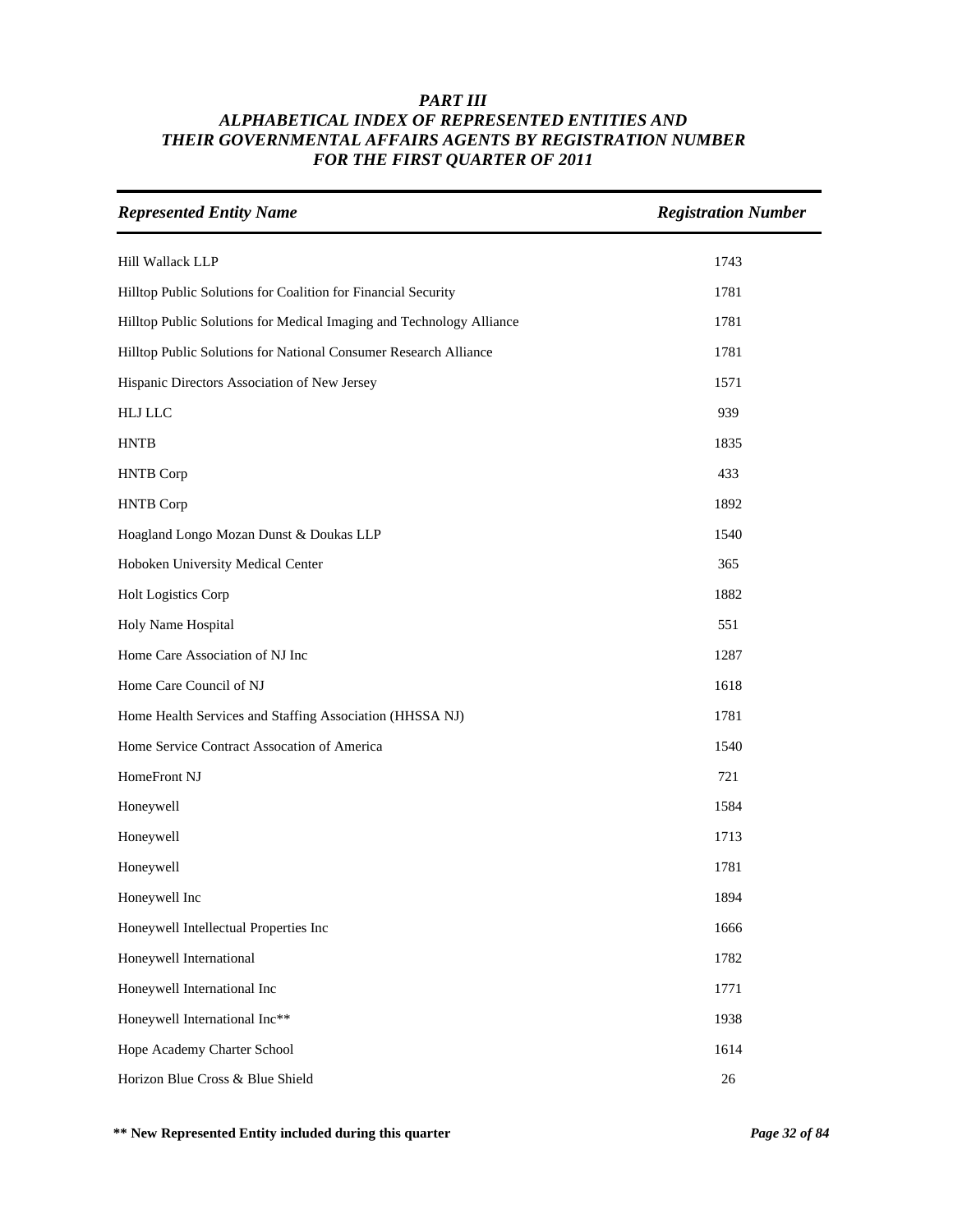# *PART III*
# *ALPHABETICAL INDEX OF REPRESENTED ENTITIES AND THEIR GOVERNMENTAL AFFAIRS AGENTS BY REGISTRATION NUMBER FOR THE FIRST QUARTER OF 2011*

| *Represented Entity Name* | *Registration Number* |
|---|---|
| Hill Wallack LLP | 1743 |
| Hilltop Public Solutions for Coalition for Financial Security | 1781 |
| Hilltop Public Solutions for Medical Imaging and Technology Alliance | 1781 |
| Hilltop Public Solutions for National Consumer Research Alliance | 1781 |
| Hispanic Directors Association of New Jersey | 1571 |
| HLJ LLC | 939 |
| HNTB | 1835 |
| HNTB Corp | 433 |
| HNTB Corp | 1892 |
| Hoagland Longo Mozan Dunst & Doukas LLP | 1540 |
| Hoboken University Medical Center | 365 |
| Holt Logistics Corp | 1882 |
| Holy Name Hospital | 551 |
| Home Care Association of NJ Inc | 1287 |
| Home Care Council of NJ | 1618 |
| Home Health Services and Staffing Association (HHSSA NJ) | 1781 |
| Home Service Contract Assocation of America | 1540 |
| HomeFront NJ | 721 |
| Honeywell | 1584 |
| Honeywell | 1713 |
| Honeywell | 1781 |
| Honeywell Inc | 1894 |
| Honeywell Intellectual Properties Inc | 1666 |
| Honeywell International | 1782 |
| Honeywell International Inc | 1771 |
| Honeywell International Inc** | 1938 |
| Hope Academy Charter School | 1614 |
| Horizon Blue Cross & Blue Shield | 26 |

**** New Represented Entity included during this quarter**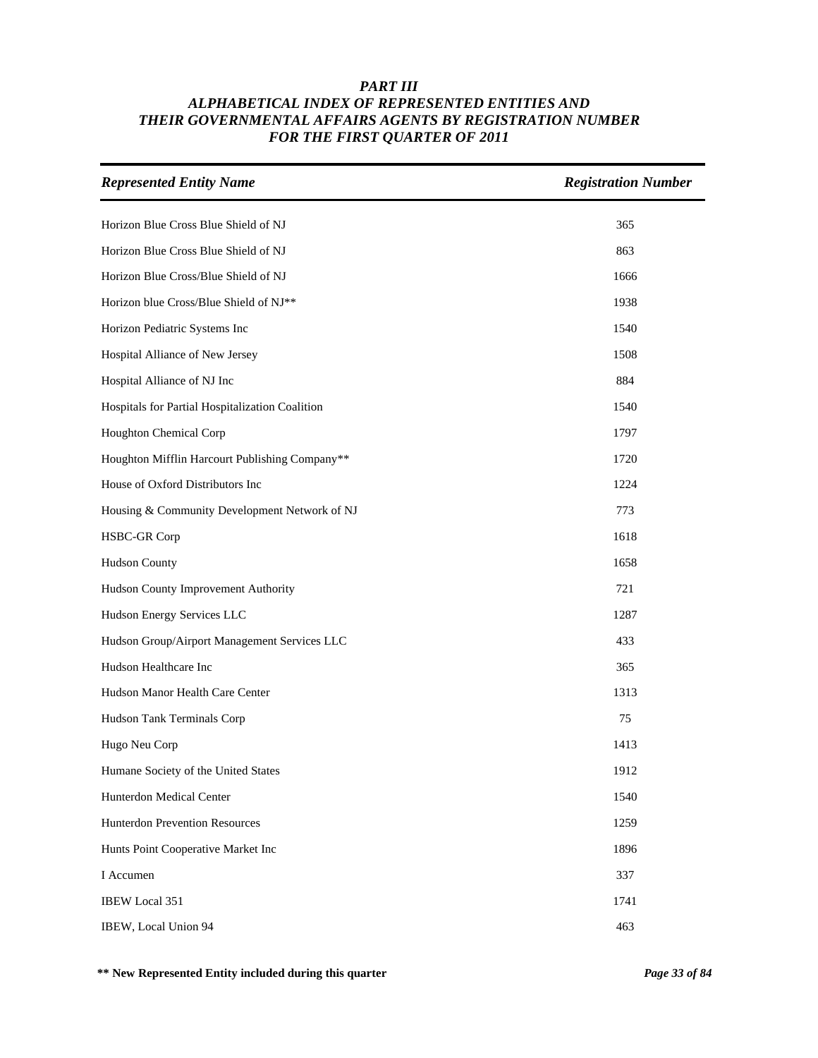# PART III
## ALPHABETICAL INDEX OF REPRESENTED ENTITIES AND THEIR GOVERNMENTAL AFFAIRS AGENTS BY REGISTRATION NUMBER FOR THE FIRST QUARTER OF 2011

| *Represented Entity Name* | *Registration Number* |
|---|---|
| Horizon Blue Cross Blue Shield of NJ | 365 |
| Horizon Blue Cross Blue Shield of NJ | 863 |
| Horizon Blue Cross/Blue Shield of NJ | 1666 |
| Horizon blue Cross/Blue Shield of NJ** | 1938 |
| Horizon Pediatric Systems Inc | 1540 |
| Hospital Alliance of New Jersey | 1508 |
| Hospital Alliance of NJ Inc | 884 |
| Hospitals for Partial Hospitalization Coalition | 1540 |
| Houghton Chemical Corp | 1797 |
| Houghton Mifflin Harcourt Publishing Company** | 1720 |
| House of Oxford Distributors Inc | 1224 |
| Housing & Community Development Network of NJ | 773 |
| HSBC-GR Corp | 1618 |
| Hudson County | 1658 |
| Hudson County Improvement Authority | 721 |
| Hudson Energy Services LLC | 1287 |
| Hudson Group/Airport Management Services LLC | 433 |
| Hudson Healthcare Inc | 365 |
| Hudson Manor Health Care Center | 1313 |
| Hudson Tank Terminals Corp | 75 |
| Hugo Neu Corp | 1413 |
| Humane Society of the United States | 1912 |
| Hunterdon Medical Center | 1540 |
| Hunterdon Prevention Resources | 1259 |
| Hunts Point Cooperative Market Inc | 1896 |
| I Accumen | 337 |
| IBEW Local 351 | 1741 |
| IBEW, Local Union 94 | 463 |

**\*\* New Represented Entity included during this quarter**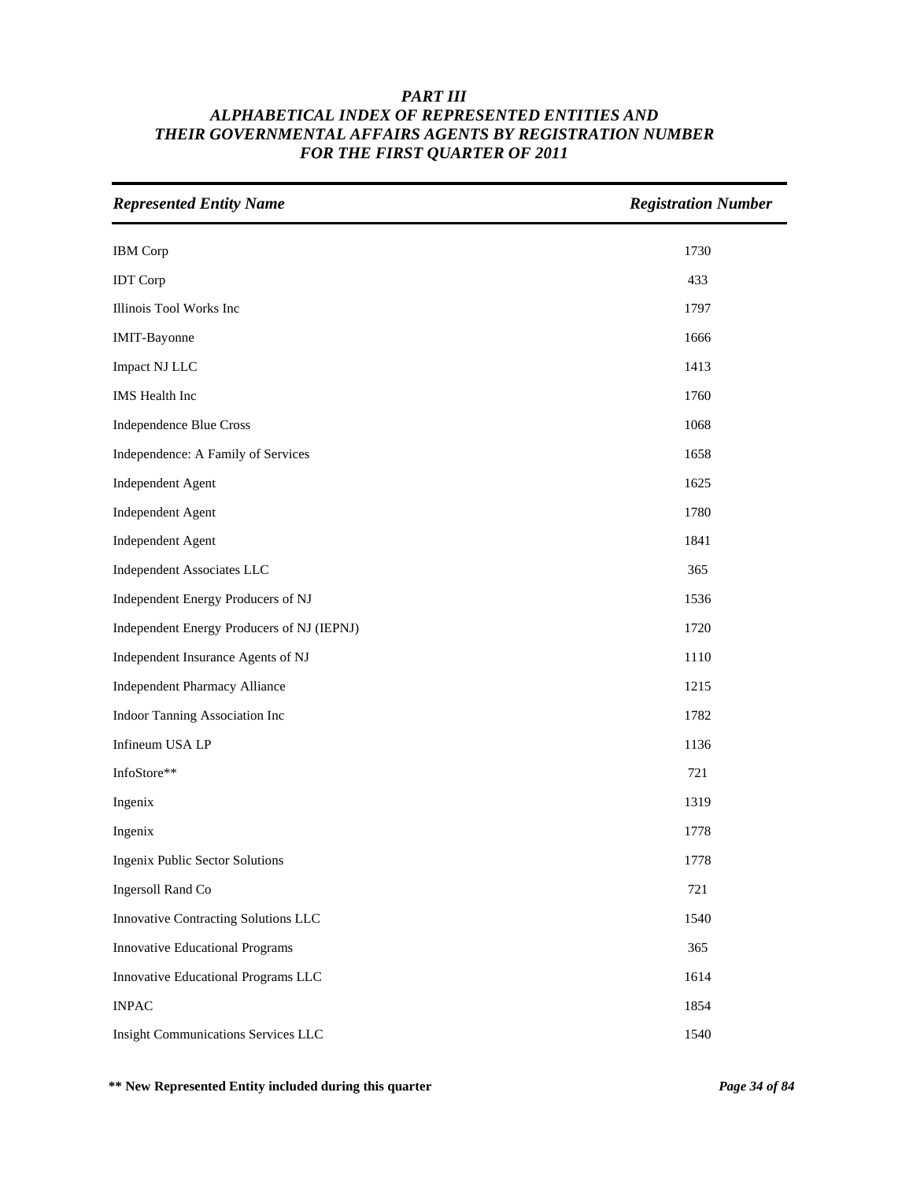# PART III
## ALPHABETICAL INDEX OF REPRESENTED ENTITIES AND THEIR GOVERNMENTAL AFFAIRS AGENTS BY REGISTRATION NUMBER FOR THE FIRST QUARTER OF 2011

| *Represented Entity Name* | *Registration Number* |
|---|---|
| IBM Corp | 1730 |
| IDT Corp | 433 |
| Illinois Tool Works Inc | 1797 |
| IMIT-Bayonne | 1666 |
| Impact NJ LLC | 1413 |
| IMS Health Inc | 1760 |
| Independence Blue Cross | 1068 |
| Independence: A Family of Services | 1658 |
| Independent Agent | 1625 |
| Independent Agent | 1780 |
| Independent Agent | 1841 |
| Independent Associates LLC | 365 |
| Independent Energy Producers of NJ | 1536 |
| Independent Energy Producers of NJ (IEPNJ) | 1720 |
| Independent Insurance Agents of NJ | 1110 |
| Independent Pharmacy Alliance | 1215 |
| Indoor Tanning Association Inc | 1782 |
| Infineum USA LP | 1136 |
| InfoStore** | 721 |
| Ingenix | 1319 |
| Ingenix | 1778 |
| Ingenix Public Sector Solutions | 1778 |
| Ingersoll Rand Co | 721 |
| Innovative Contracting Solutions LLC | 1540 |
| Innovative Educational Programs | 365 |
| Innovative Educational Programs LLC | 1614 |
| INPAC | 1854 |
| Insight Communications Services LLC | 1540 |

**** New Represented Entity included during this quarter**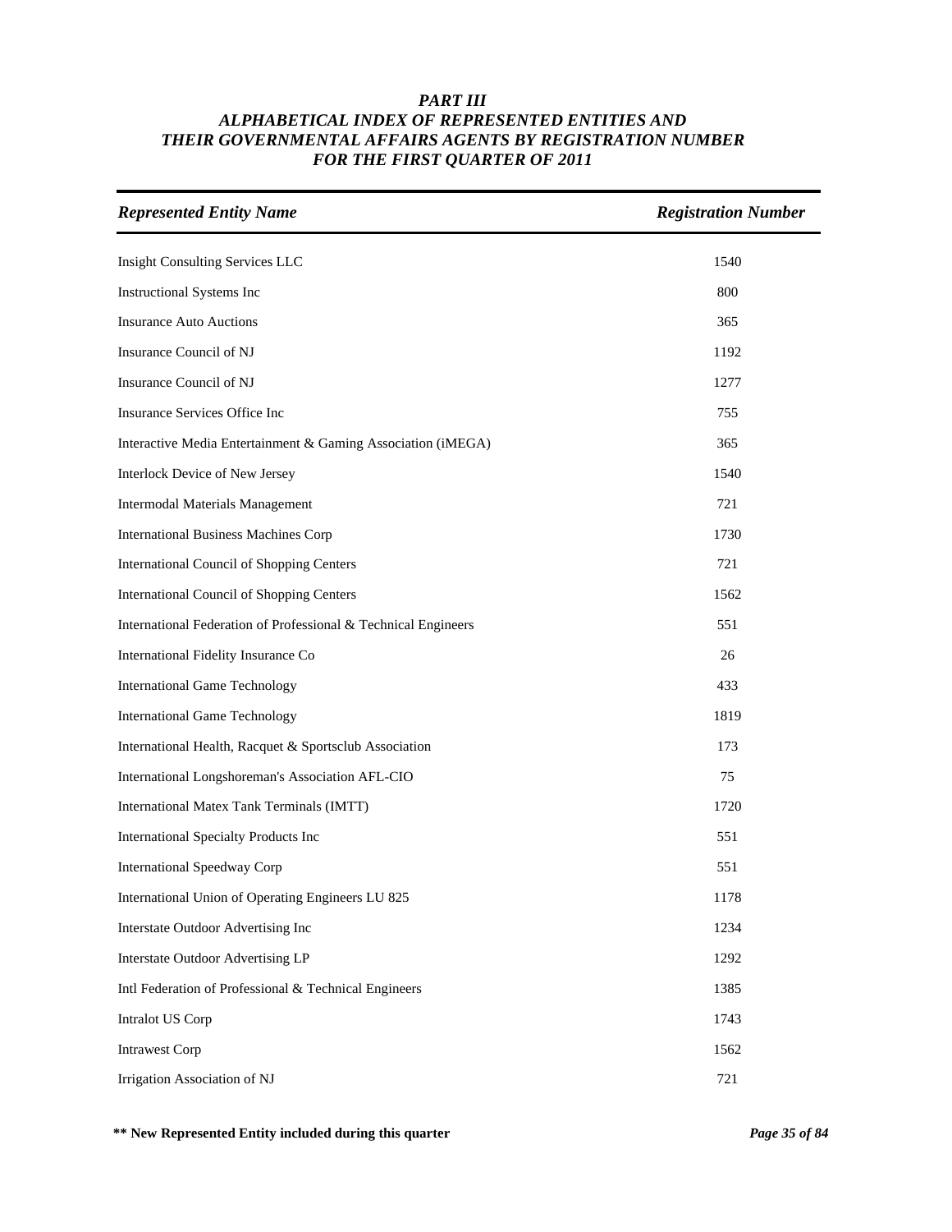### *PART III*
### *ALPHABETICAL INDEX OF REPRESENTED ENTITIES AND THEIR GOVERNMENTAL AFFAIRS AGENTS BY REGISTRATION NUMBER FOR THE FIRST QUARTER OF 2011*

| *Represented Entity Name* | *Registration Number* |
|---|---|
| Insight Consulting Services LLC | 1540 |
| Instructional Systems Inc | 800 |
| Insurance Auto Auctions | 365 |
| Insurance Council of NJ | 1192 |
| Insurance Council of NJ | 1277 |
| Insurance Services Office Inc | 755 |
| Interactive Media Entertainment & Gaming Association (iMEGA) | 365 |
| Interlock Device of New Jersey | 1540 |
| Intermodal Materials Management | 721 |
| International Business Machines Corp | 1730 |
| International Council of Shopping Centers | 721 |
| International Council of Shopping Centers | 1562 |
| International Federation of Professional & Technical Engineers | 551 |
| International Fidelity Insurance Co | 26 |
| International Game Technology | 433 |
| International Game Technology | 1819 |
| International Health, Racquet & Sportsclub Association | 173 |
| International Longshoreman's Association AFL-CIO | 75 |
| International Matex Tank Terminals (IMTT) | 1720 |
| International Specialty Products Inc | 551 |
| International Speedway Corp | 551 |
| International Union of Operating Engineers LU 825 | 1178 |
| Interstate Outdoor Advertising Inc | 1234 |
| Interstate Outdoor Advertising LP | 1292 |
| Intl Federation of Professional & Technical Engineers | 1385 |
| Intralot US Corp | 1743 |
| Intrawest Corp | 1562 |
| Irrigation Association of NJ | 721 |

**\*\* New Represented Entity included during this quarter**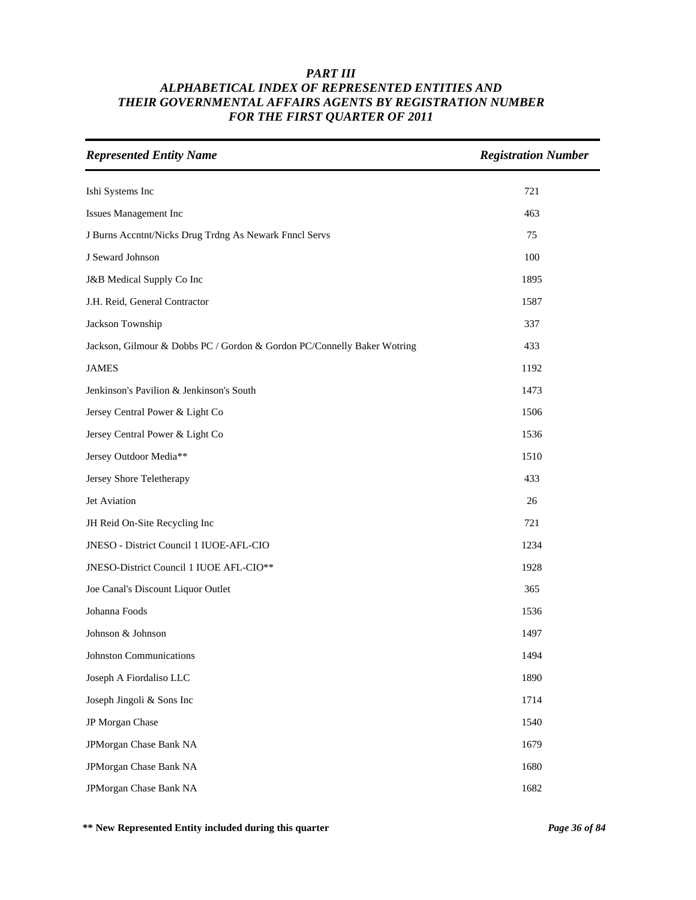# *PART III*
## *ALPHABETICAL INDEX OF REPRESENTED ENTITIES AND THEIR GOVERNMENTAL AFFAIRS AGENTS BY REGISTRATION NUMBER FOR THE FIRST QUARTER OF 2011*

| *Represented Entity Name* | *Registration Number* |
|---|---|
| Ishi Systems Inc | 721 |
| Issues Management Inc | 463 |
| J Burns Accntnt/Nicks Drug Trdng As Newark Fnncl Servs | 75 |
| J Seward Johnson | 100 |
| J&B Medical Supply Co Inc | 1895 |
| J.H. Reid, General Contractor | 1587 |
| Jackson Township | 337 |
| Jackson, Gilmour & Dobbs PC / Gordon & Gordon PC/Connelly Baker Wotring | 433 |
| JAMES | 1192 |
| Jenkinson's Pavilion & Jenkinson's South | 1473 |
| Jersey Central Power & Light Co | 1506 |
| Jersey Central Power & Light Co | 1536 |
| Jersey Outdoor Media** | 1510 |
| Jersey Shore Teletherapy | 433 |
| Jet Aviation | 26 |
| JH Reid On-Site Recycling Inc | 721 |
| JNESO - District Council 1 IUOE-AFL-CIO | 1234 |
| JNESO-District Council 1 IUOE AFL-CIO** | 1928 |
| Joe Canal's Discount Liquor Outlet | 365 |
| Johanna Foods | 1536 |
| Johnson & Johnson | 1497 |
| Johnston Communications | 1494 |
| Joseph A Fiordaliso LLC | 1890 |
| Joseph Jingoli & Sons Inc | 1714 |
| JP Morgan Chase | 1540 |
| JPMorgan Chase Bank NA | 1679 |
| JPMorgan Chase Bank NA | 1680 |
| JPMorgan Chase Bank NA | 1682 |

**\*\* New Represented Entity included during this quarter**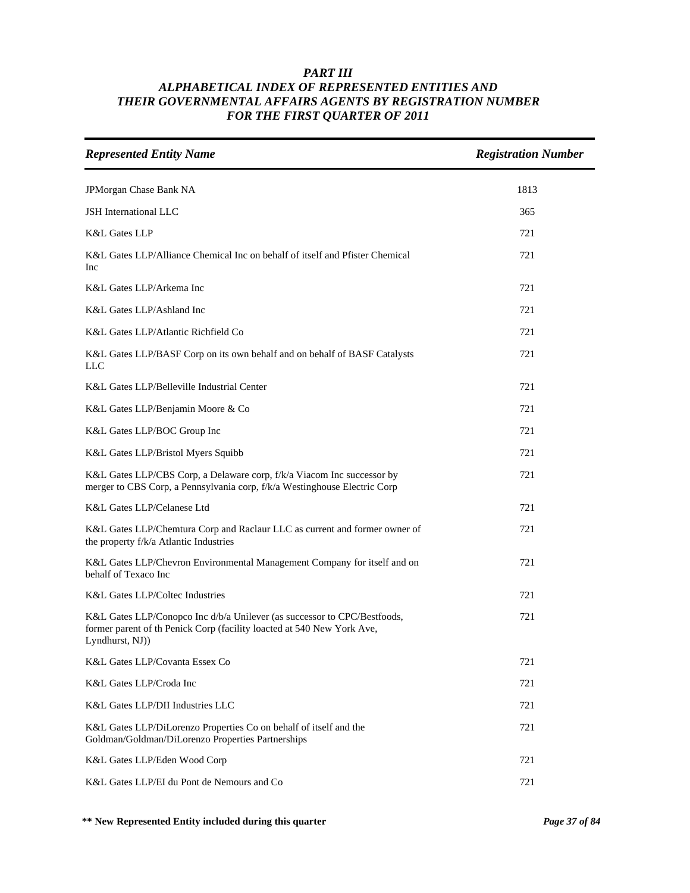## *PART III*
## *ALPHABETICAL INDEX OF REPRESENTED ENTITIES AND THEIR GOVERNMENTAL AFFAIRS AGENTS BY REGISTRATION NUMBER FOR THE FIRST QUARTER OF 2011*

| *Represented Entity Name* | *Registration Number* |
|---|---|
| JPMorgan Chase Bank NA | 1813 |
| JSH International LLC | 365 |
| K&L Gates LLP | 721 |
| K&L Gates LLP/Alliance Chemical Inc on behalf of itself and Pfister Chemical Inc | 721 |
| K&L Gates LLP/Arkema Inc | 721 |
| K&L Gates LLP/Ashland Inc | 721 |
| K&L Gates LLP/Atlantic Richfield Co | 721 |
| K&L Gates LLP/BASF Corp on its own behalf and on behalf of BASF Catalysts LLC | 721 |
| K&L Gates LLP/Belleville Industrial Center | 721 |
| K&L Gates LLP/Benjamin Moore & Co | 721 |
| K&L Gates LLP/BOC Group Inc | 721 |
| K&L Gates LLP/Bristol Myers Squibb | 721 |
| K&L Gates LLP/CBS Corp, a Delaware corp, f/k/a Viacom Inc successor by merger to CBS Corp, a Pennsylvania corp, f/k/a Westinghouse Electric Corp | 721 |
| K&L Gates LLP/Celanese Ltd | 721 |
| K&L Gates LLP/Chemtura Corp and Raclaur LLC as current and former owner of the property f/k/a Atlantic Industries | 721 |
| K&L Gates LLP/Chevron Environmental Management Company for itself and on behalf of Texaco Inc | 721 |
| K&L Gates LLP/Coltec Industries | 721 |
| K&L Gates LLP/Conopco Inc d/b/a Unilever (as successor to CPC/Bestfoods, former parent of th Penick Corp (facility loacted at 540 New York Ave, Lyndhurst, NJ)) | 721 |
| K&L Gates LLP/Covanta Essex Co | 721 |
| K&L Gates LLP/Croda Inc | 721 |
| K&L Gates LLP/DII Industries LLC | 721 |
| K&L Gates LLP/DiLorenzo Properties Co on behalf of itself and the Goldman/Goldman/DiLorenzo Properties Partnerships | 721 |
| K&L Gates LLP/Eden Wood Corp | 721 |
| K&L Gates LLP/EI du Pont de Nemours and Co | 721 |

**\*\* New Represented Entity included during this quarter**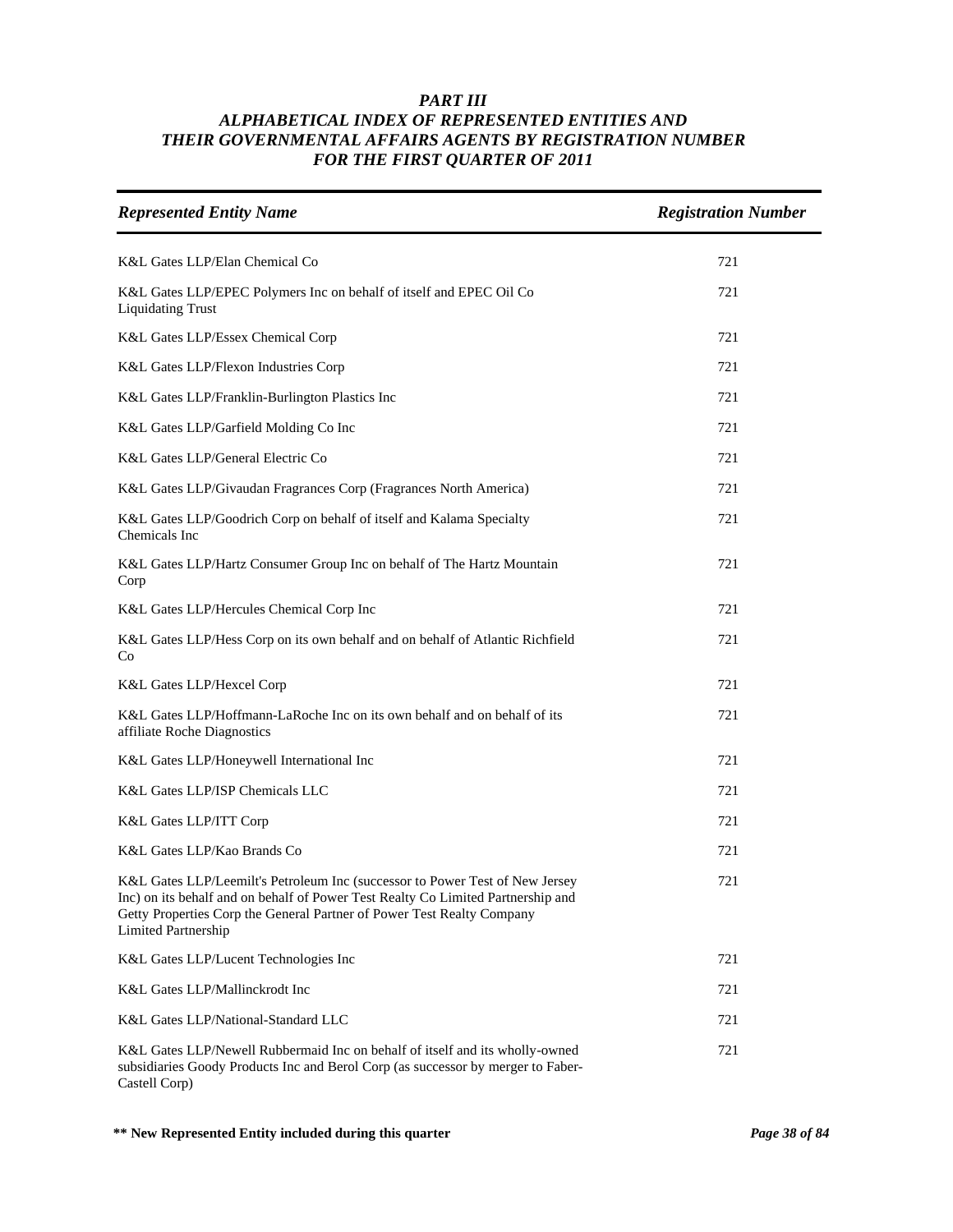# *PART III*
## *ALPHABETICAL INDEX OF REPRESENTED ENTITIES AND THEIR GOVERNMENTAL AFFAIRS AGENTS BY REGISTRATION NUMBER FOR THE FIRST QUARTER OF 2011*

| *Represented Entity Name* | *Registration Number* |
|---|---|
| K&L Gates LLP/Elan Chemical Co | 721 |
| K&L Gates LLP/EPEC Polymers Inc on behalf of itself and EPEC Oil Co Liquidating Trust | 721 |
| K&L Gates LLP/Essex Chemical Corp | 721 |
| K&L Gates LLP/Flexon Industries Corp | 721 |
| K&L Gates LLP/Franklin-Burlington Plastics Inc | 721 |
| K&L Gates LLP/Garfield Molding Co Inc | 721 |
| K&L Gates LLP/General Electric Co | 721 |
| K&L Gates LLP/Givaudan Fragrances Corp (Fragrances North America) | 721 |
| K&L Gates LLP/Goodrich Corp on behalf of itself and Kalama Specialty Chemicals Inc | 721 |
| K&L Gates LLP/Hartz Consumer Group Inc on behalf of The Hartz Mountain Corp | 721 |
| K&L Gates LLP/Hercules Chemical Corp Inc | 721 |
| K&L Gates LLP/Hess Corp on its own behalf and on behalf of Atlantic Richfield Co | 721 |
| K&L Gates LLP/Hexcel Corp | 721 |
| K&L Gates LLP/Hoffmann-LaRoche Inc on its own behalf and on behalf of its affiliate Roche Diagnostics | 721 |
| K&L Gates LLP/Honeywell International Inc | 721 |
| K&L Gates LLP/ISP Chemicals LLC | 721 |
| K&L Gates LLP/ITT Corp | 721 |
| K&L Gates LLP/Kao Brands Co | 721 |
| K&L Gates LLP/Leemilt's Petroleum Inc (successor to Power Test of New Jersey Inc) on its behalf and on behalf of Power Test Realty Co Limited Partnership and Getty Properties Corp the General Partner of Power Test Realty Company Limited Partnership | 721 |
| K&L Gates LLP/Lucent Technologies Inc | 721 |
| K&L Gates LLP/Mallinckrodt Inc | 721 |
| K&L Gates LLP/National-Standard LLC | 721 |
| K&L Gates LLP/Newell Rubbermaid Inc on behalf of itself and its wholly-owned subsidiaries Goody Products Inc and Berol Corp (as successor by merger to Faber-Castell Corp) | 721 |

**\*\* New Represented Entity included during this quarter**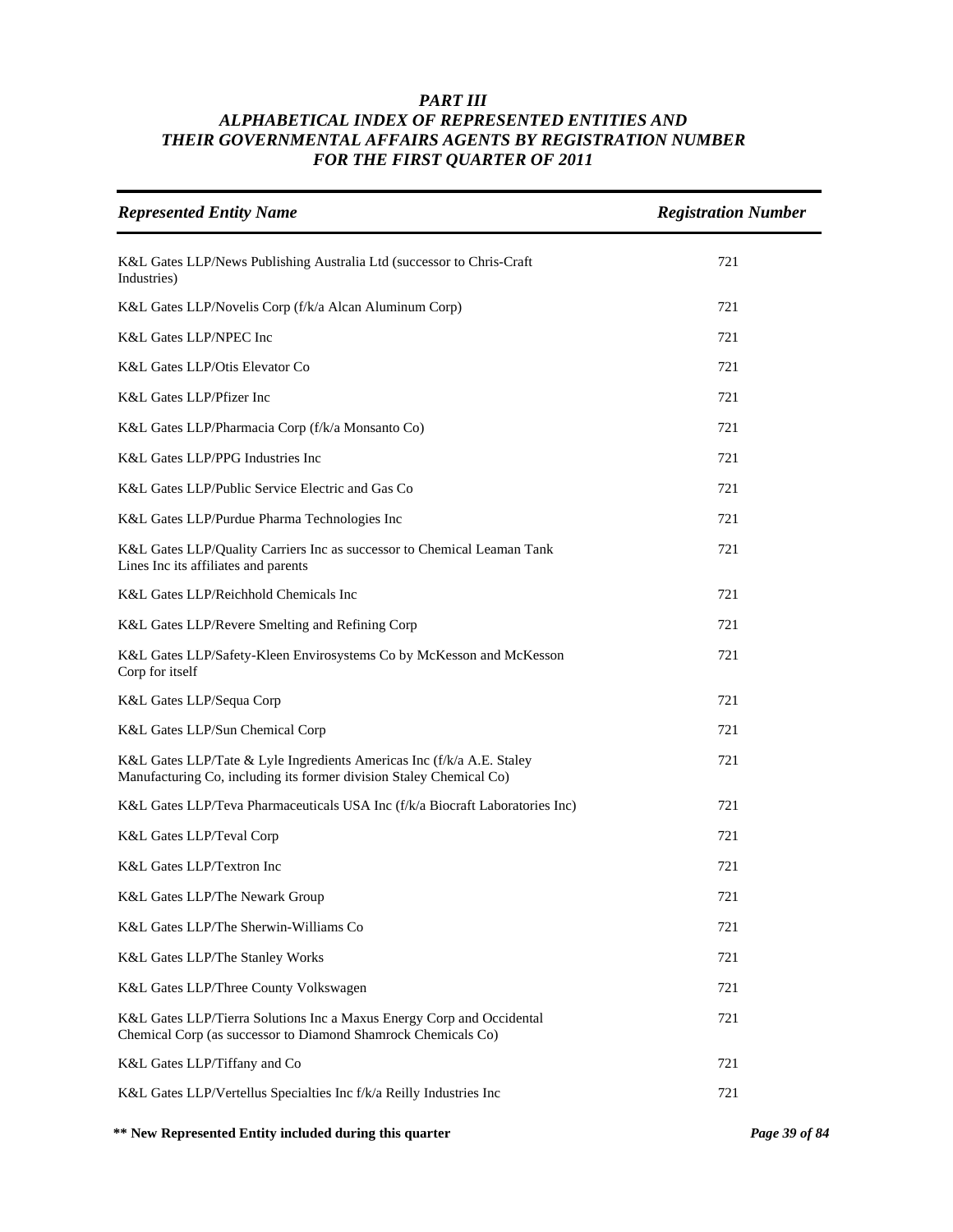## *PART III*
## *ALPHABETICAL INDEX OF REPRESENTED ENTITIES AND THEIR GOVERNMENTAL AFFAIRS AGENTS BY REGISTRATION NUMBER FOR THE FIRST QUARTER OF 2011*

| *Represented Entity Name* | *Registration Number* |
|---|---|
| K&L Gates LLP/News Publishing Australia Ltd (successor to Chris-Craft Industries) | 721 |
| K&L Gates LLP/Novelis Corp (f/k/a Alcan Aluminum Corp) | 721 |
| K&L Gates LLP/NPEC Inc | 721 |
| K&L Gates LLP/Otis Elevator Co | 721 |
| K&L Gates LLP/Pfizer Inc | 721 |
| K&L Gates LLP/Pharmacia Corp (f/k/a Monsanto Co) | 721 |
| K&L Gates LLP/PPG Industries Inc | 721 |
| K&L Gates LLP/Public Service Electric and Gas Co | 721 |
| K&L Gates LLP/Purdue Pharma Technologies Inc | 721 |
| K&L Gates LLP/Quality Carriers Inc as successor to Chemical Leaman Tank Lines Inc its affiliates and parents | 721 |
| K&L Gates LLP/Reichhold Chemicals Inc | 721 |
| K&L Gates LLP/Revere Smelting and Refining Corp | 721 |
| K&L Gates LLP/Safety-Kleen Envirosystems Co by McKesson and McKesson Corp for itself | 721 |
| K&L Gates LLP/Sequa Corp | 721 |
| K&L Gates LLP/Sun Chemical Corp | 721 |
| K&L Gates LLP/Tate & Lyle Ingredients Americas Inc (f/k/a A.E. Staley Manufacturing Co, including its former division Staley Chemical Co) | 721 |
| K&L Gates LLP/Teva Pharmaceuticals USA Inc (f/k/a Biocraft Laboratories Inc) | 721 |
| K&L Gates LLP/Teval Corp | 721 |
| K&L Gates LLP/Textron Inc | 721 |
| K&L Gates LLP/The Newark Group | 721 |
| K&L Gates LLP/The Sherwin-Williams Co | 721 |
| K&L Gates LLP/The Stanley Works | 721 |
| K&L Gates LLP/Three County Volkswagen | 721 |
| K&L Gates LLP/Tierra Solutions Inc a Maxus Energy Corp and Occidental Chemical Corp (as successor to Diamond Shamrock Chemicals Co) | 721 |
| K&L Gates LLP/Tiffany and Co | 721 |
| K&L Gates LLP/Vertellus Specialties Inc f/k/a Reilly Industries Inc | 721 |

**\*\* New Represented Entity included during this quarter**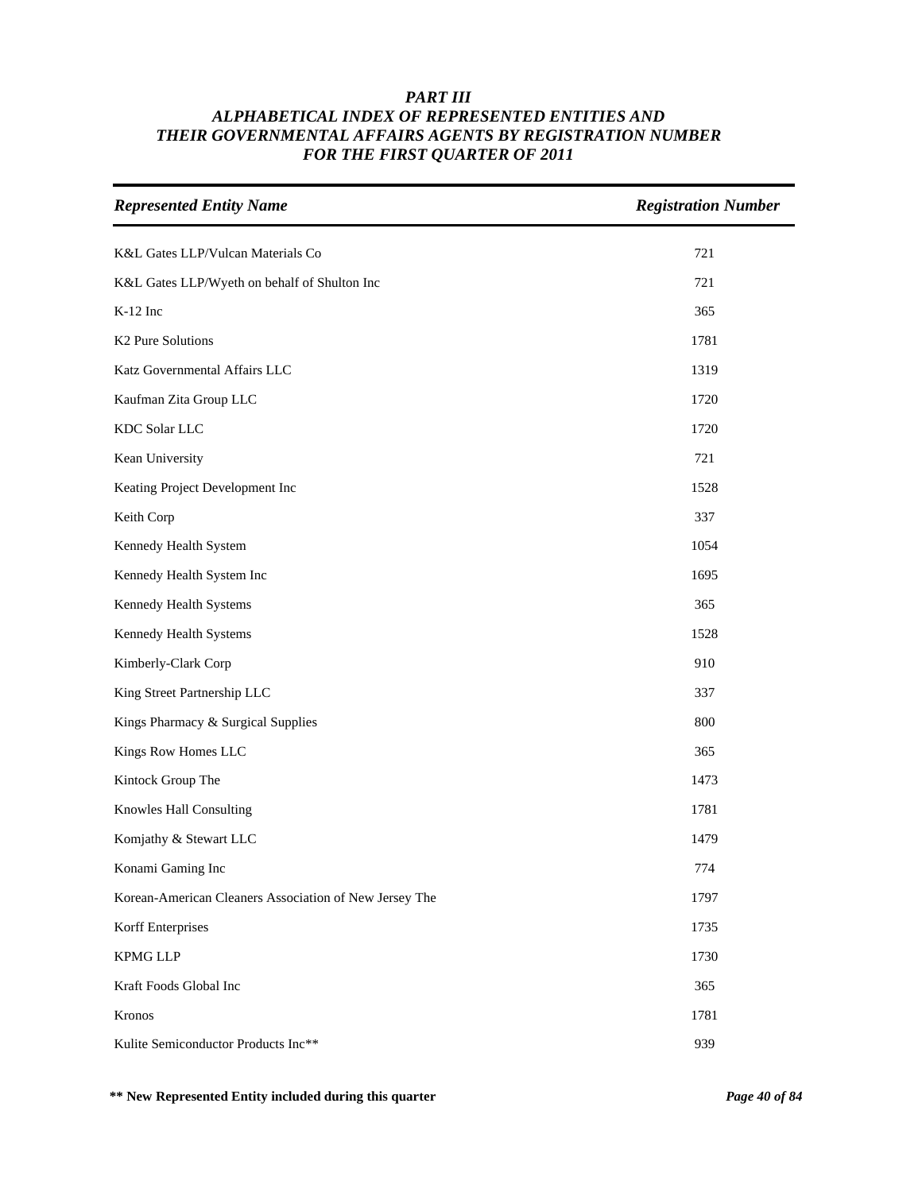# PART III
# ALPHABETICAL INDEX OF REPRESENTED ENTITIES AND THEIR GOVERNMENTAL AFFAIRS AGENTS BY REGISTRATION NUMBER FOR THE FIRST QUARTER OF 2011

| *Represented Entity Name* | *Registration Number* |
|---|---|
| K&L Gates LLP/Vulcan Materials Co | 721 |
| K&L Gates LLP/Wyeth on behalf of Shulton Inc | 721 |
| K-12 Inc | 365 |
| K2 Pure Solutions | 1781 |
| Katz Governmental Affairs LLC | 1319 |
| Kaufman Zita Group LLC | 1720 |
| KDC Solar LLC | 1720 |
| Kean University | 721 |
| Keating Project Development Inc | 1528 |
| Keith Corp | 337 |
| Kennedy Health System | 1054 |
| Kennedy Health System Inc | 1695 |
| Kennedy Health Systems | 365 |
| Kennedy Health Systems | 1528 |
| Kimberly-Clark Corp | 910 |
| King Street Partnership LLC | 337 |
| Kings Pharmacy & Surgical Supplies | 800 |
| Kings Row Homes LLC | 365 |
| Kintock Group The | 1473 |
| Knowles Hall Consulting | 1781 |
| Komjathy & Stewart LLC | 1479 |
| Konami Gaming Inc | 774 |
| Korean-American Cleaners Association of New Jersey The | 1797 |
| Korff Enterprises | 1735 |
| KPMG LLP | 1730 |
| Kraft Foods Global Inc | 365 |
| Kronos | 1781 |
| Kulite Semiconductor Products Inc** | 939 |

**** New Represented Entity included during this quarter**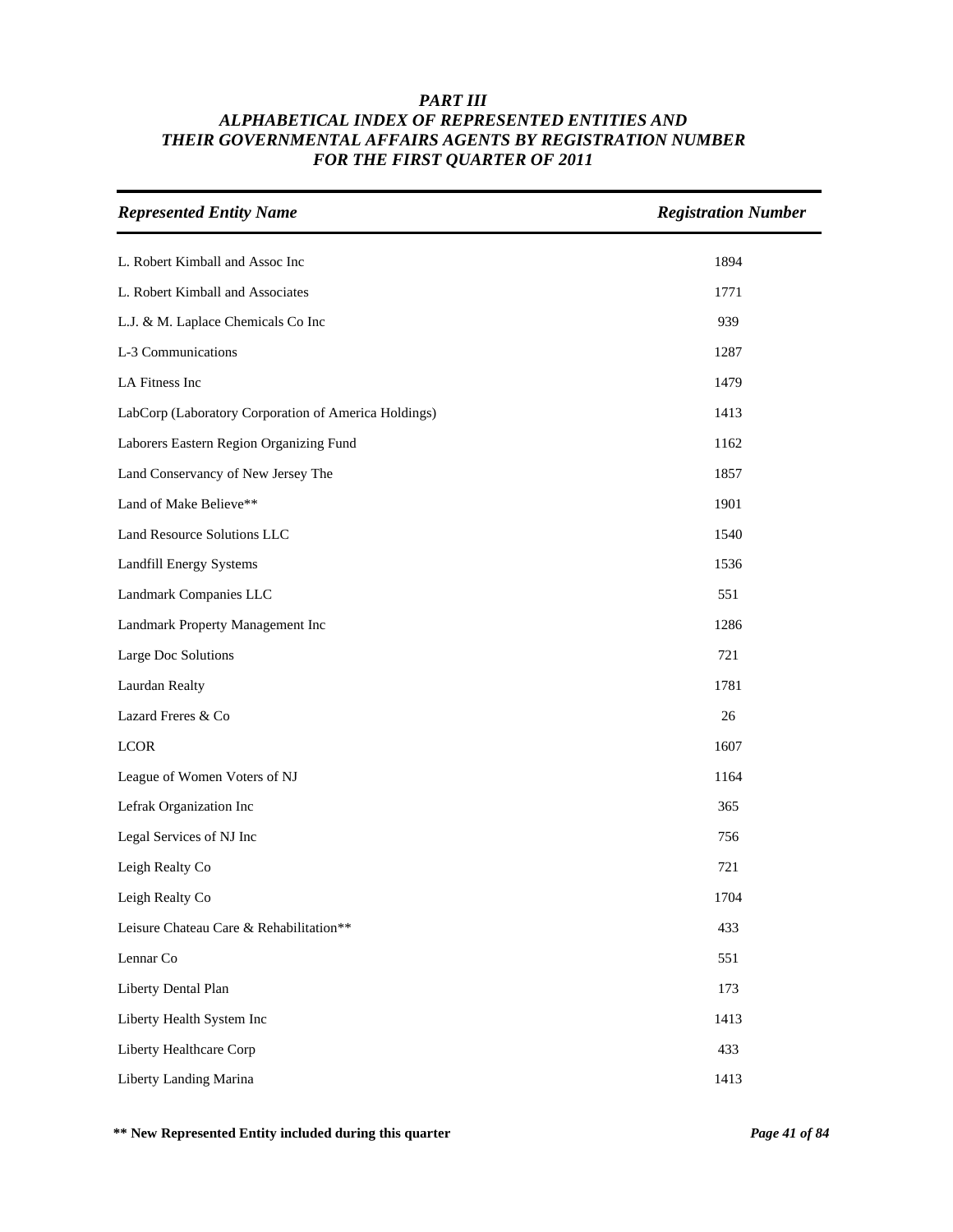# *PART III*
# *ALPHABETICAL INDEX OF REPRESENTED ENTITIES AND THEIR GOVERNMENTAL AFFAIRS AGENTS BY REGISTRATION NUMBER FOR THE FIRST QUARTER OF 2011*

| *Represented Entity Name* | *Registration Number* |
|---|---|
| L. Robert Kimball and Assoc Inc | 1894 |
| L. Robert Kimball and Associates | 1771 |
| L.J. & M. Laplace Chemicals Co Inc | 939 |
| L-3 Communications | 1287 |
| LA Fitness Inc | 1479 |
| LabCorp (Laboratory Corporation of America Holdings) | 1413 |
| Laborers Eastern Region Organizing Fund | 1162 |
| Land Conservancy of New Jersey The | 1857 |
| Land of Make Believe** | 1901 |
| Land Resource Solutions LLC | 1540 |
| Landfill Energy Systems | 1536 |
| Landmark Companies LLC | 551 |
| Landmark Property Management Inc | 1286 |
| Large Doc Solutions | 721 |
| Laurdan Realty | 1781 |
| Lazard Freres & Co | 26 |
| LCOR | 1607 |
| League of Women Voters of NJ | 1164 |
| Lefrak Organization Inc | 365 |
| Legal Services of NJ Inc | 756 |
| Leigh Realty Co | 721 |
| Leigh Realty Co | 1704 |
| Leisure Chateau Care & Rehabilitation** | 433 |
| Lennar Co | 551 |
| Liberty Dental Plan | 173 |
| Liberty Health System Inc | 1413 |
| Liberty Healthcare Corp | 433 |
| Liberty Landing Marina | 1413 |

**\*\* New Represented Entity included during this quarter**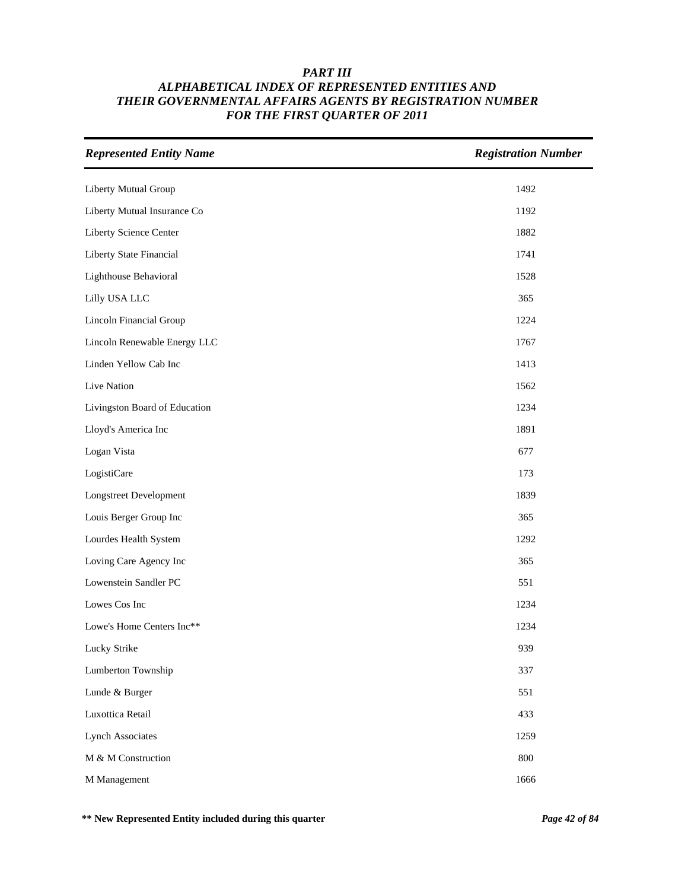# *PART III*
## *ALPHABETICAL INDEX OF REPRESENTED ENTITIES AND THEIR GOVERNMENTAL AFFAIRS AGENTS BY REGISTRATION NUMBER FOR THE FIRST QUARTER OF 2011*

| *Represented Entity Name* | *Registration Number* |
|---|---|
| Liberty Mutual Group | 1492 |
| Liberty Mutual Insurance Co | 1192 |
| Liberty Science Center | 1882 |
| Liberty State Financial | 1741 |
| Lighthouse Behavioral | 1528 |
| Lilly USA LLC | 365 |
| Lincoln Financial Group | 1224 |
| Lincoln Renewable Energy LLC | 1767 |
| Linden Yellow Cab Inc | 1413 |
| Live Nation | 1562 |
| Livingston Board of Education | 1234 |
| Lloyd's America Inc | 1891 |
| Logan Vista | 677 |
| LogistiCare | 173 |
| Longstreet Development | 1839 |
| Louis Berger Group Inc | 365 |
| Lourdes Health System | 1292 |
| Loving Care Agency Inc | 365 |
| Lowenstein Sandler PC | 551 |
| Lowes Cos Inc | 1234 |
| Lowe's Home Centers Inc** | 1234 |
| Lucky Strike | 939 |
| Lumberton Township | 337 |
| Lunde & Burger | 551 |
| Luxottica Retail | 433 |
| Lynch Associates | 1259 |
| M & M Construction | 800 |
| M Management | 1666 |

**\*\* New Represented Entity included during this quarter**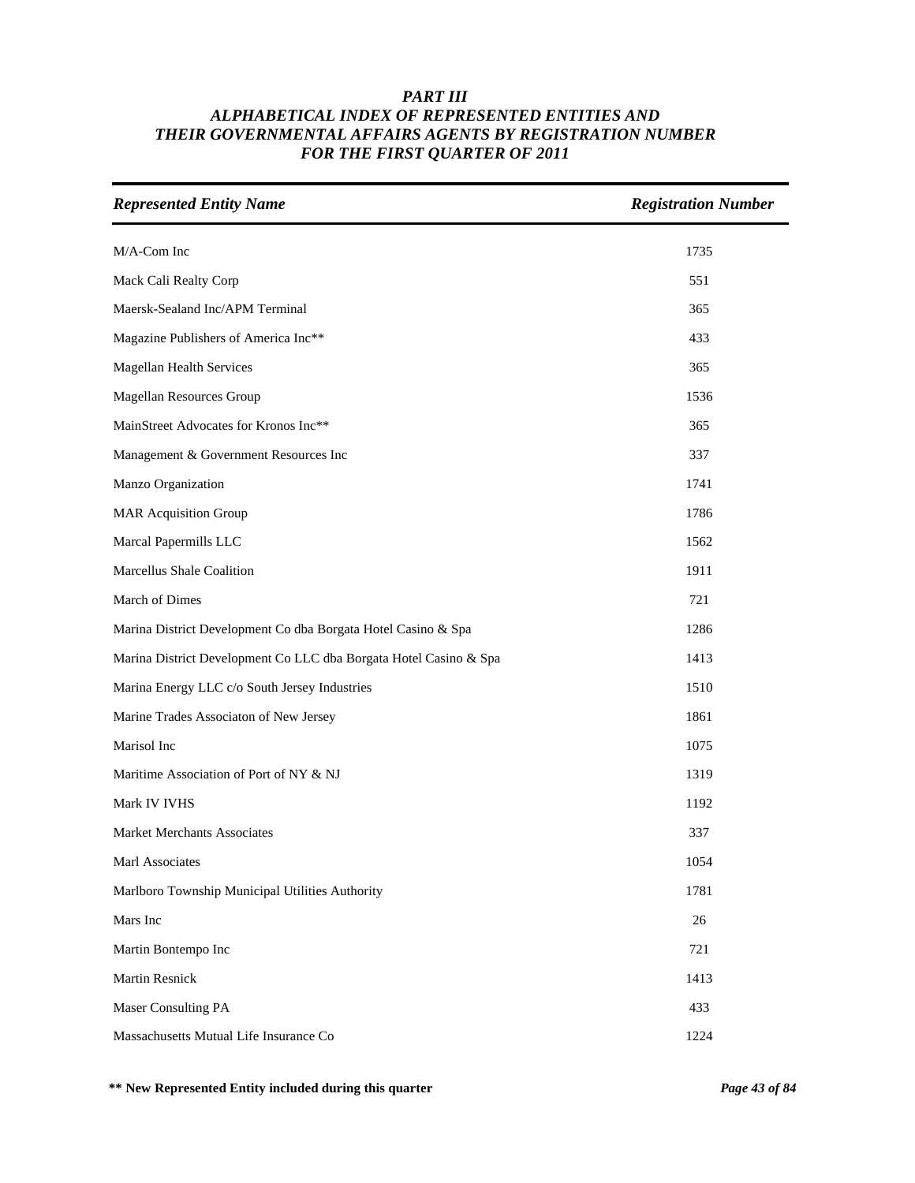***PART III***
***ALPHABETICAL INDEX OF REPRESENTED ENTITIES AND THEIR GOVERNMENTAL AFFAIRS AGENTS BY REGISTRATION NUMBER FOR THE FIRST QUARTER OF 2011***

| *Represented Entity Name* | *Registration Number* |
|---|---|
| M/A-Com Inc | 1735 |
| Mack Cali Realty Corp | 551 |
| Maersk-Sealand Inc/APM Terminal | 365 |
| Magazine Publishers of America Inc** | 433 |
| Magellan Health Services | 365 |
| Magellan Resources Group | 1536 |
| MainStreet Advocates for Kronos Inc** | 365 |
| Management & Government Resources Inc | 337 |
| Manzo Organization | 1741 |
| MAR Acquisition Group | 1786 |
| Marcal Papermills LLC | 1562 |
| Marcellus Shale Coalition | 1911 |
| March of Dimes | 721 |
| Marina District Development Co dba Borgata Hotel Casino & Spa | 1286 |
| Marina District Development Co LLC dba Borgata Hotel Casino & Spa | 1413 |
| Marina Energy LLC c/o South Jersey Industries | 1510 |
| Marine Trades Associaton of New Jersey | 1861 |
| Marisol Inc | 1075 |
| Maritime Association of Port of NY & NJ | 1319 |
| Mark IV IVHS | 1192 |
| Market Merchants Associates | 337 |
| Marl Associates | 1054 |
| Marlboro Township Municipal Utilities Authority | 1781 |
| Mars Inc | 26 |
| Martin Bontempo Inc | 721 |
| Martin Resnick | 1413 |
| Maser Consulting PA | 433 |
| Massachusetts Mutual Life Insurance Co | 1224 |

**\*\* New Represented Entity included during this quarter**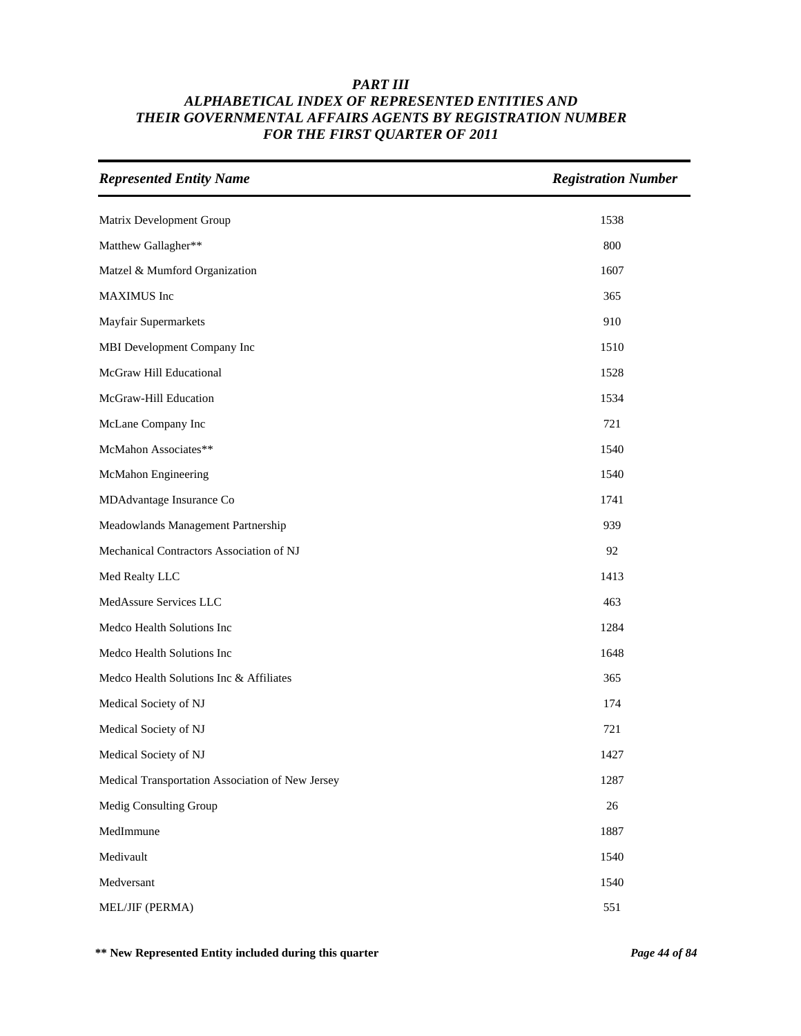# *PART III*
## *ALPHABETICAL INDEX OF REPRESENTED ENTITIES AND THEIR GOVERNMENTAL AFFAIRS AGENTS BY REGISTRATION NUMBER FOR THE FIRST QUARTER OF 2011*

| *Represented Entity Name* | *Registration Number* |
|---|---|
| Matrix Development Group | 1538 |
| Matthew Gallagher** | 800 |
| Matzel & Mumford Organization | 1607 |
| MAXIMUS Inc | 365 |
| Mayfair Supermarkets | 910 |
| MBI Development Company Inc | 1510 |
| McGraw Hill Educational | 1528 |
| McGraw-Hill Education | 1534 |
| McLane Company Inc | 721 |
| McMahon Associates** | 1540 |
| McMahon Engineering | 1540 |
| MDAdvantage Insurance Co | 1741 |
| Meadowlands Management Partnership | 939 |
| Mechanical Contractors Association of NJ | 92 |
| Med Realty LLC | 1413 |
| MedAssure Services LLC | 463 |
| Medco Health Solutions Inc | 1284 |
| Medco Health Solutions Inc | 1648 |
| Medco Health Solutions Inc & Affiliates | 365 |
| Medical Society of NJ | 174 |
| Medical Society of NJ | 721 |
| Medical Society of NJ | 1427 |
| Medical Transportation Association of New Jersey | 1287 |
| Medig Consulting Group | 26 |
| MedImmune | 1887 |
| Medivault | 1540 |
| Medversant | 1540 |
| MEL/JIF (PERMA) | 551 |

**** New Represented Entity included during this quarter**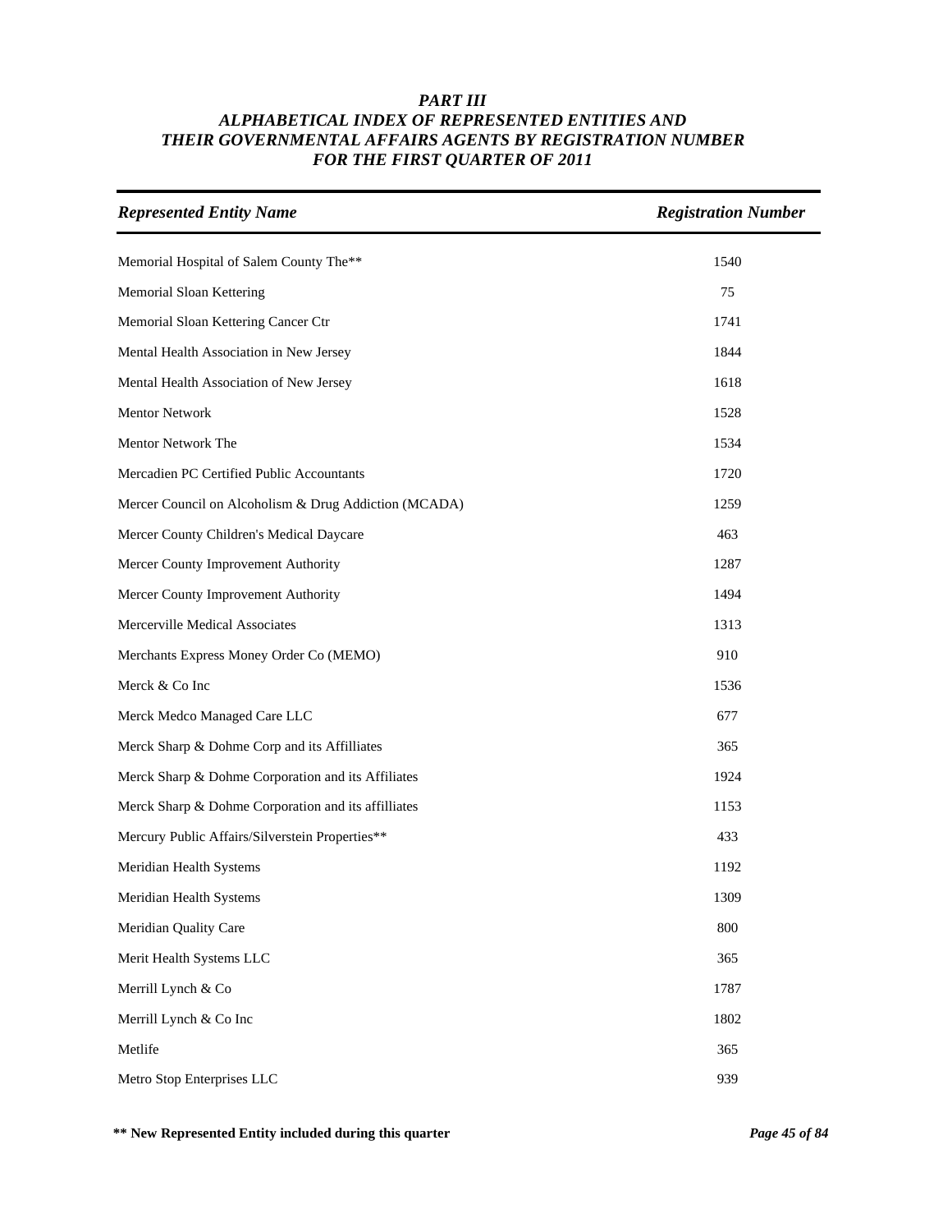***PART III***
***ALPHABETICAL INDEX OF REPRESENTED ENTITIES AND THEIR GOVERNMENTAL AFFAIRS AGENTS BY REGISTRATION NUMBER FOR THE FIRST QUARTER OF 2011***

| *Represented Entity Name* | *Registration Number* |
|---|---|
| Memorial Hospital of Salem County The** | 1540 |
| Memorial Sloan Kettering | 75 |
| Memorial Sloan Kettering Cancer Ctr | 1741 |
| Mental Health Association in New Jersey | 1844 |
| Mental Health Association of New Jersey | 1618 |
| Mentor Network | 1528 |
| Mentor Network The | 1534 |
| Mercadien PC Certified Public Accountants | 1720 |
| Mercer Council on Alcoholism & Drug Addiction (MCADA) | 1259 |
| Mercer County Children's Medical Daycare | 463 |
| Mercer County Improvement Authority | 1287 |
| Mercer County Improvement Authority | 1494 |
| Mercerville Medical Associates | 1313 |
| Merchants Express Money Order Co (MEMO) | 910 |
| Merck & Co Inc | 1536 |
| Merck Medco Managed Care LLC | 677 |
| Merck Sharp & Dohme Corp and its Affilliates | 365 |
| Merck Sharp & Dohme Corporation and its Affiliates | 1924 |
| Merck Sharp & Dohme Corporation and its affilliates | 1153 |
| Mercury Public Affairs/Silverstein Properties** | 433 |
| Meridian Health Systems | 1192 |
| Meridian Health Systems | 1309 |
| Meridian Quality Care | 800 |
| Merit Health Systems LLC | 365 |
| Merrill Lynch & Co | 1787 |
| Merrill Lynch & Co Inc | 1802 |
| Metlife | 365 |
| Metro Stop Enterprises LLC | 939 |

**\*\* New Represented Entity included during this quarter**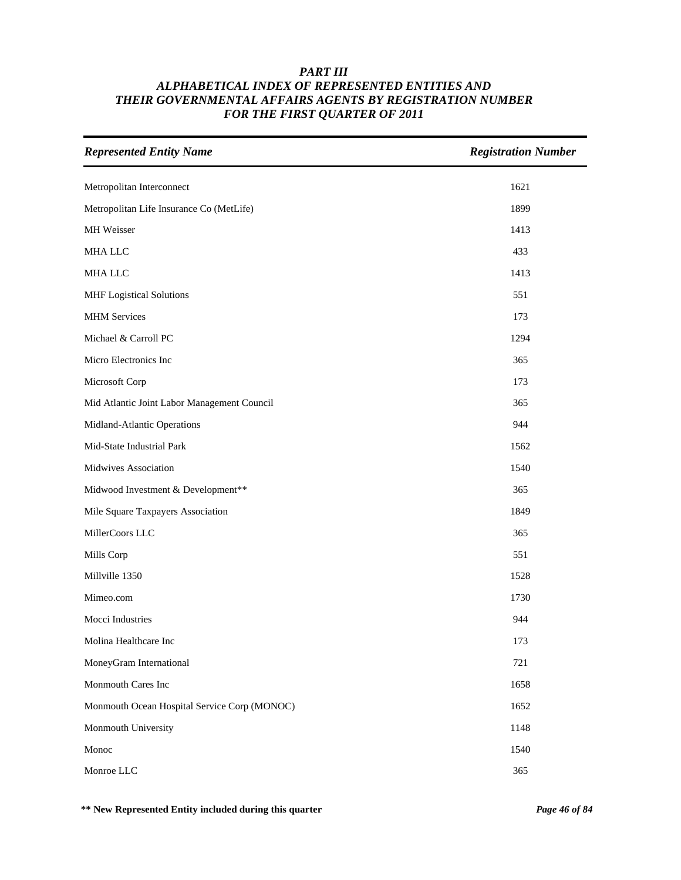***PART III***
***ALPHABETICAL INDEX OF REPRESENTED ENTITIES AND THEIR GOVERNMENTAL AFFAIRS AGENTS BY REGISTRATION NUMBER FOR THE FIRST QUARTER OF 2011***

| *Represented Entity Name* | *Registration Number* |
|---|---|
| Metropolitan Interconnect | 1621 |
| Metropolitan Life Insurance Co (MetLife) | 1899 |
| MH Weisser | 1413 |
| MHA LLC | 433 |
| MHA LLC | 1413 |
| MHF Logistical Solutions | 551 |
| MHM Services | 173 |
| Michael & Carroll PC | 1294 |
| Micro Electronics Inc | 365 |
| Microsoft Corp | 173 |
| Mid Atlantic Joint Labor Management Council | 365 |
| Midland-Atlantic Operations | 944 |
| Mid-State Industrial Park | 1562 |
| Midwives Association | 1540 |
| Midwood Investment & Development** | 365 |
| Mile Square Taxpayers Association | 1849 |
| MillerCoors LLC | 365 |
| Mills Corp | 551 |
| Millville 1350 | 1528 |
| Mimeo.com | 1730 |
| Mocci Industries | 944 |
| Molina Healthcare Inc | 173 |
| MoneyGram International | 721 |
| Monmouth Cares Inc | 1658 |
| Monmouth Ocean Hospital Service Corp (MONOC) | 1652 |
| Monmouth University | 1148 |
| Monoc | 1540 |
| Monroe LLC | 365 |

**** New Represented Entity included during this quarter**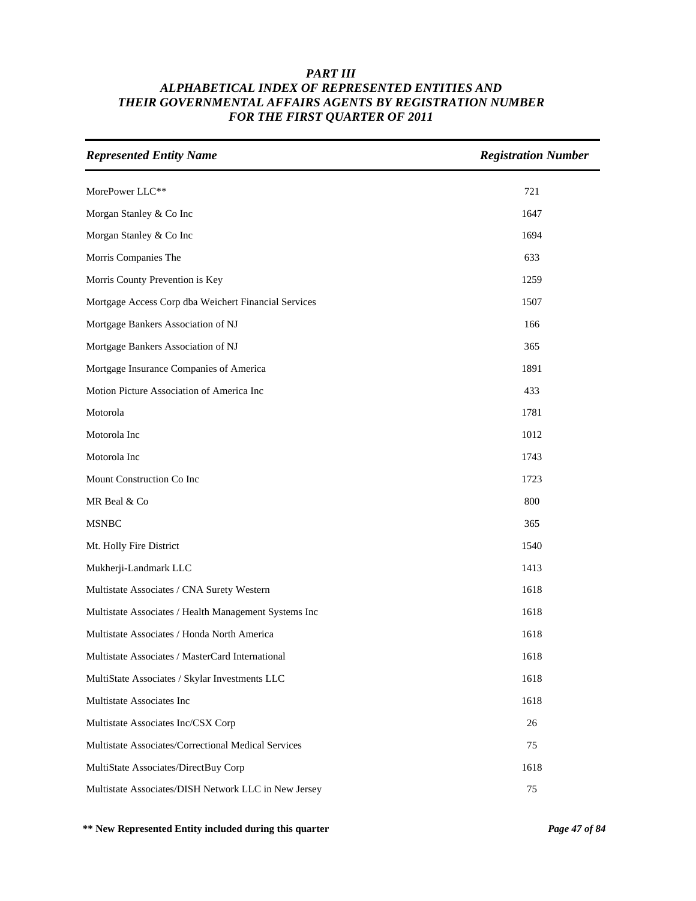# PART III
## ALPHABETICAL INDEX OF REPRESENTED ENTITIES AND THEIR GOVERNMENTAL AFFAIRS AGENTS BY REGISTRATION NUMBER FOR THE FIRST QUARTER OF 2011

| *Represented Entity Name* | *Registration Number* |
|---|---|
| MorePower LLC** | 721 |
| Morgan Stanley & Co Inc | 1647 |
| Morgan Stanley & Co Inc | 1694 |
| Morris Companies The | 633 |
| Morris County Prevention is Key | 1259 |
| Mortgage Access Corp dba Weichert Financial Services | 1507 |
| Mortgage Bankers Association of NJ | 166 |
| Mortgage Bankers Association of NJ | 365 |
| Mortgage Insurance Companies of America | 1891 |
| Motion Picture Association of America Inc | 433 |
| Motorola | 1781 |
| Motorola Inc | 1012 |
| Motorola Inc | 1743 |
| Mount Construction Co Inc | 1723 |
| MR Beal & Co | 800 |
| MSNBC | 365 |
| Mt. Holly Fire District | 1540 |
| Mukherji-Landmark LLC | 1413 |
| Multistate Associates / CNA Surety Western | 1618 |
| Multistate Associates / Health Management Systems Inc | 1618 |
| Multistate Associates / Honda North America | 1618 |
| Multistate Associates / MasterCard International | 1618 |
| MultiState Associates / Skylar Investments LLC | 1618 |
| Multistate Associates Inc | 1618 |
| Multistate Associates Inc/CSX Corp | 26 |
| Multistate Associates/Correctional Medical Services | 75 |
| MultiState Associates/DirectBuy Corp | 1618 |
| Multistate Associates/DISH Network LLC in New Jersey | 75 |

**** New Represented Entity included during this quarter**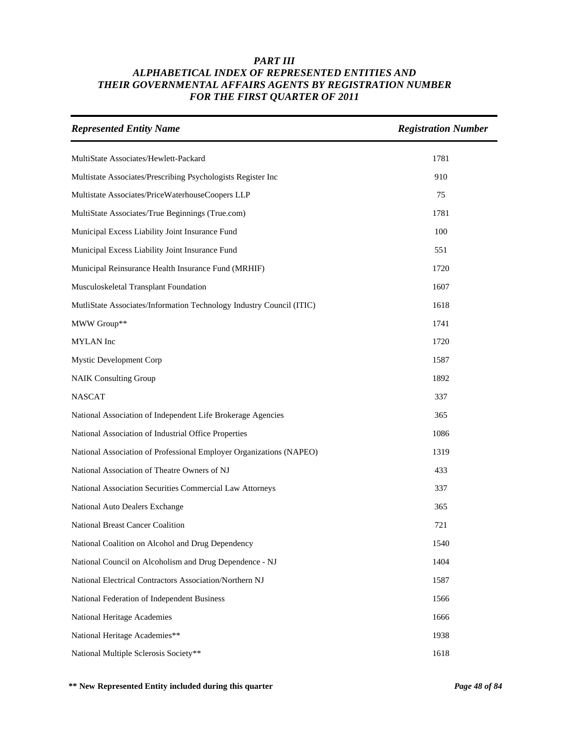### *PART III*
### *ALPHABETICAL INDEX OF REPRESENTED ENTITIES AND THEIR GOVERNMENTAL AFFAIRS AGENTS BY REGISTRATION NUMBER FOR THE FIRST QUARTER OF 2011*

| *Represented Entity Name* | *Registration Number* |
|---|---|
| MultiState Associates/Hewlett-Packard | 1781 |
| Multistate Associates/Prescribing Psychologists Register Inc | 910 |
| Multistate Associates/PriceWaterhouseCoopers LLP | 75 |
| MultiState Associates/True Beginnings (True.com) | 1781 |
| Municipal Excess Liability Joint Insurance Fund | 100 |
| Municipal Excess Liability Joint Insurance Fund | 551 |
| Municipal Reinsurance Health Insurance Fund (MRHIF) | 1720 |
| Musculoskeletal Transplant Foundation | 1607 |
| MutliState Associates/Information Technology Industry Council (ITIC) | 1618 |
| MWW Group** | 1741 |
| MYLAN Inc | 1720 |
| Mystic Development Corp | 1587 |
| NAIK Consulting Group | 1892 |
| NASCAT | 337 |
| National Association of Independent Life Brokerage Agencies | 365 |
| National Association of Industrial Office Properties | 1086 |
| National Association of Professional Employer Organizations (NAPEO) | 1319 |
| National Association of Theatre Owners of NJ | 433 |
| National Association Securities Commercial Law Attorneys | 337 |
| National Auto Dealers Exchange | 365 |
| National Breast Cancer Coalition | 721 |
| National Coalition on Alcohol and Drug Dependency | 1540 |
| National Council on Alcoholism and Drug Dependence - NJ | 1404 |
| National Electrical Contractors Association/Northern NJ | 1587 |
| National Federation of Independent Business | 1566 |
| National Heritage Academies | 1666 |
| National Heritage Academies** | 1938 |
| National Multiple Sclerosis Society** | 1618 |

**** New Represented Entity included during this quarter**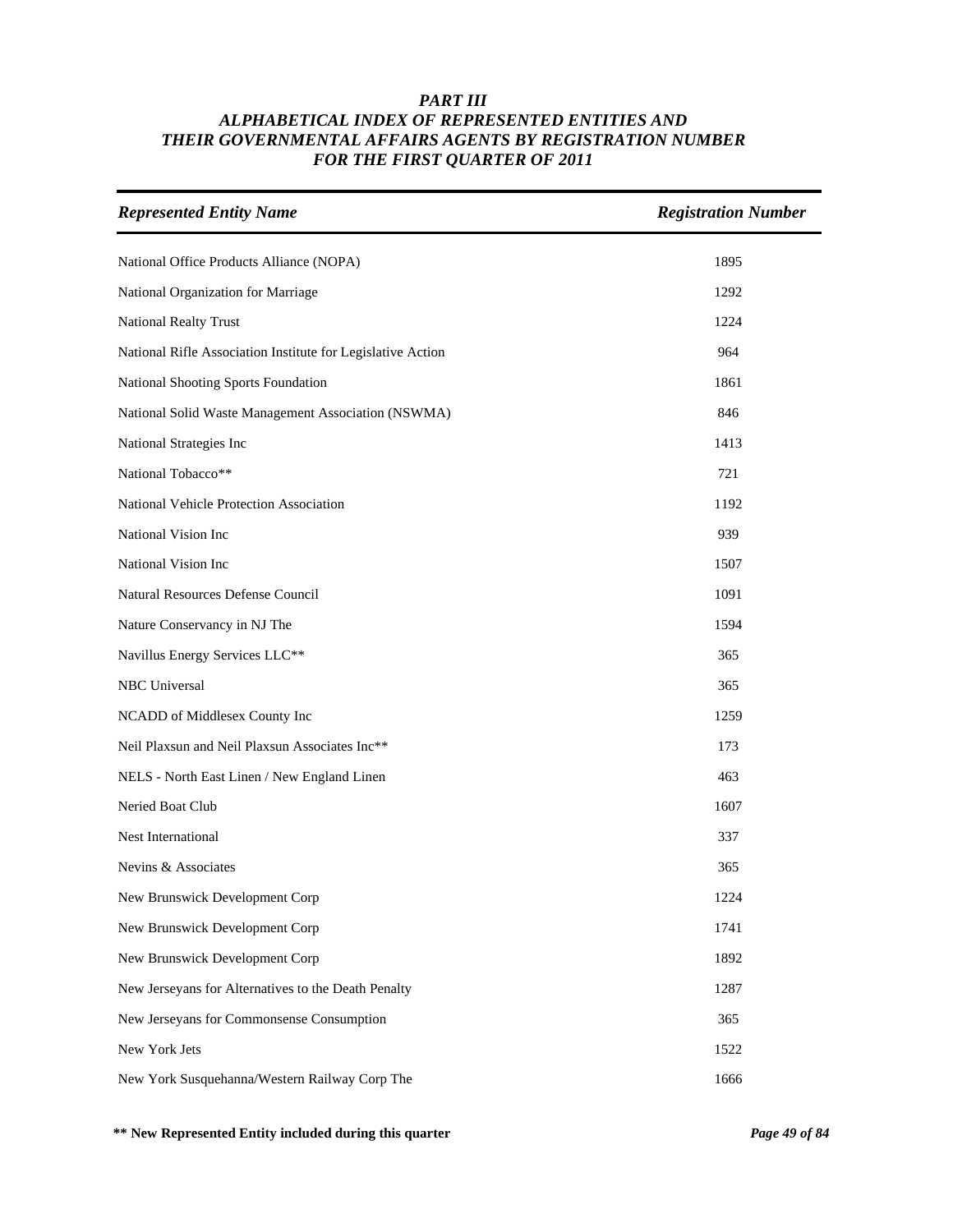# PART III
# ALPHABETICAL INDEX OF REPRESENTED ENTITIES AND THEIR GOVERNMENTAL AFFAIRS AGENTS BY REGISTRATION NUMBER FOR THE FIRST QUARTER OF 2011

| *Represented Entity Name* | *Registration Number* |
|---|---|
| National Office Products Alliance (NOPA) | 1895 |
| National Organization for Marriage | 1292 |
| National Realty Trust | 1224 |
| National Rifle Association Institute for Legislative Action | 964 |
| National Shooting Sports Foundation | 1861 |
| National Solid Waste Management Association (NSWMA) | 846 |
| National Strategies Inc | 1413 |
| National Tobacco** | 721 |
| National Vehicle Protection Association | 1192 |
| National Vision Inc | 939 |
| National Vision Inc | 1507 |
| Natural Resources Defense Council | 1091 |
| Nature Conservancy in NJ The | 1594 |
| Navillus Energy Services LLC** | 365 |
| NBC Universal | 365 |
| NCADD of Middlesex County Inc | 1259 |
| Neil Plaxsun and Neil Plaxsun Associates Inc** | 173 |
| NELS - North East Linen / New England Linen | 463 |
| Neried Boat Club | 1607 |
| Nest International | 337 |
| Nevins & Associates | 365 |
| New Brunswick Development Corp | 1224 |
| New Brunswick Development Corp | 1741 |
| New Brunswick Development Corp | 1892 |
| New Jerseyans for Alternatives to the Death Penalty | 1287 |
| New Jerseyans for Commonsense Consumption | 365 |
| New York Jets | 1522 |
| New York Susquehanna/Western Railway Corp The | 1666 |

**** New Represented Entity included during this quarter**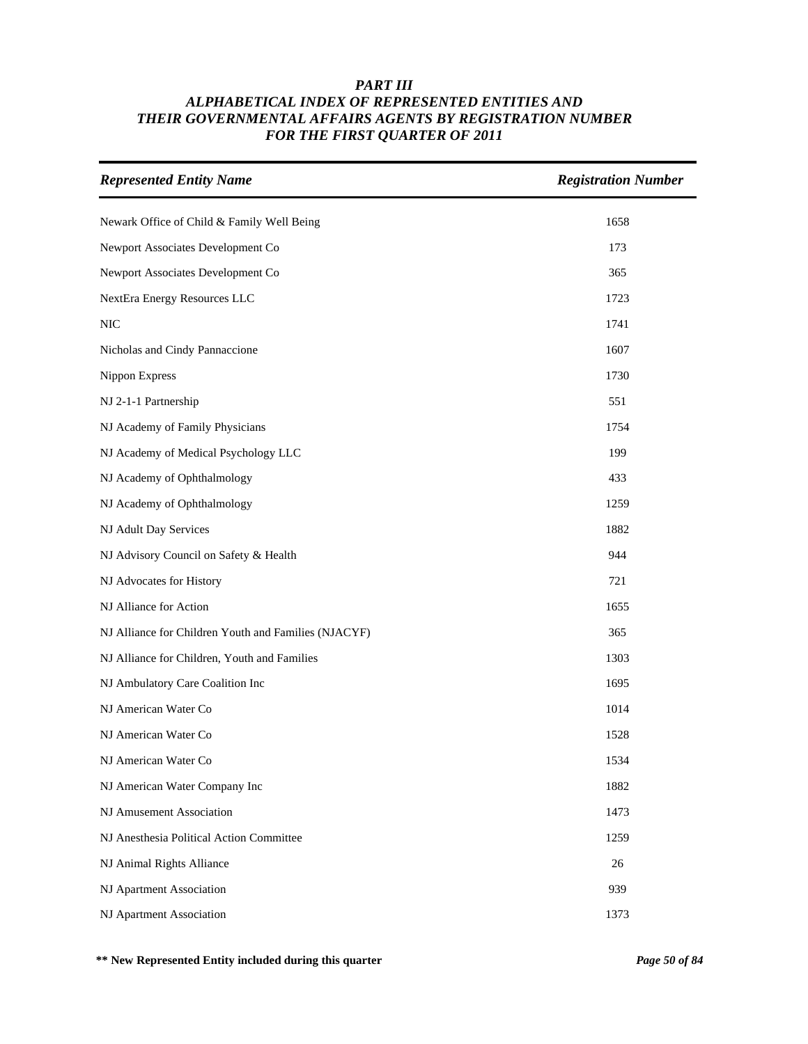# *PART III*
## *ALPHABETICAL INDEX OF REPRESENTED ENTITIES AND THEIR GOVERNMENTAL AFFAIRS AGENTS BY REGISTRATION NUMBER FOR THE FIRST QUARTER OF 2011*

| *Represented Entity Name* | *Registration Number* |
|---|---|
| Newark Office of Child & Family Well Being | 1658 |
| Newport Associates Development Co | 173 |
| Newport Associates Development Co | 365 |
| NextEra Energy Resources LLC | 1723 |
| NIC | 1741 |
| Nicholas and Cindy Pannaccione | 1607 |
| Nippon Express | 1730 |
| NJ 2-1-1 Partnership | 551 |
| NJ Academy of Family Physicians | 1754 |
| NJ Academy of Medical Psychology LLC | 199 |
| NJ Academy of Ophthalmology | 433 |
| NJ Academy of Ophthalmology | 1259 |
| NJ Adult Day Services | 1882 |
| NJ Advisory Council on Safety & Health | 944 |
| NJ Advocates for History | 721 |
| NJ Alliance for Action | 1655 |
| NJ Alliance for Children Youth and Families (NJACYF) | 365 |
| NJ Alliance for Children, Youth and Families | 1303 |
| NJ Ambulatory Care Coalition Inc | 1695 |
| NJ American Water Co | 1014 |
| NJ American Water Co | 1528 |
| NJ American Water Co | 1534 |
| NJ American Water Company Inc | 1882 |
| NJ Amusement Association | 1473 |
| NJ Anesthesia Political Action Committee | 1259 |
| NJ Animal Rights Alliance | 26 |
| NJ Apartment Association | 939 |
| NJ Apartment Association | 1373 |

**\*\* New Represented Entity included during this quarter**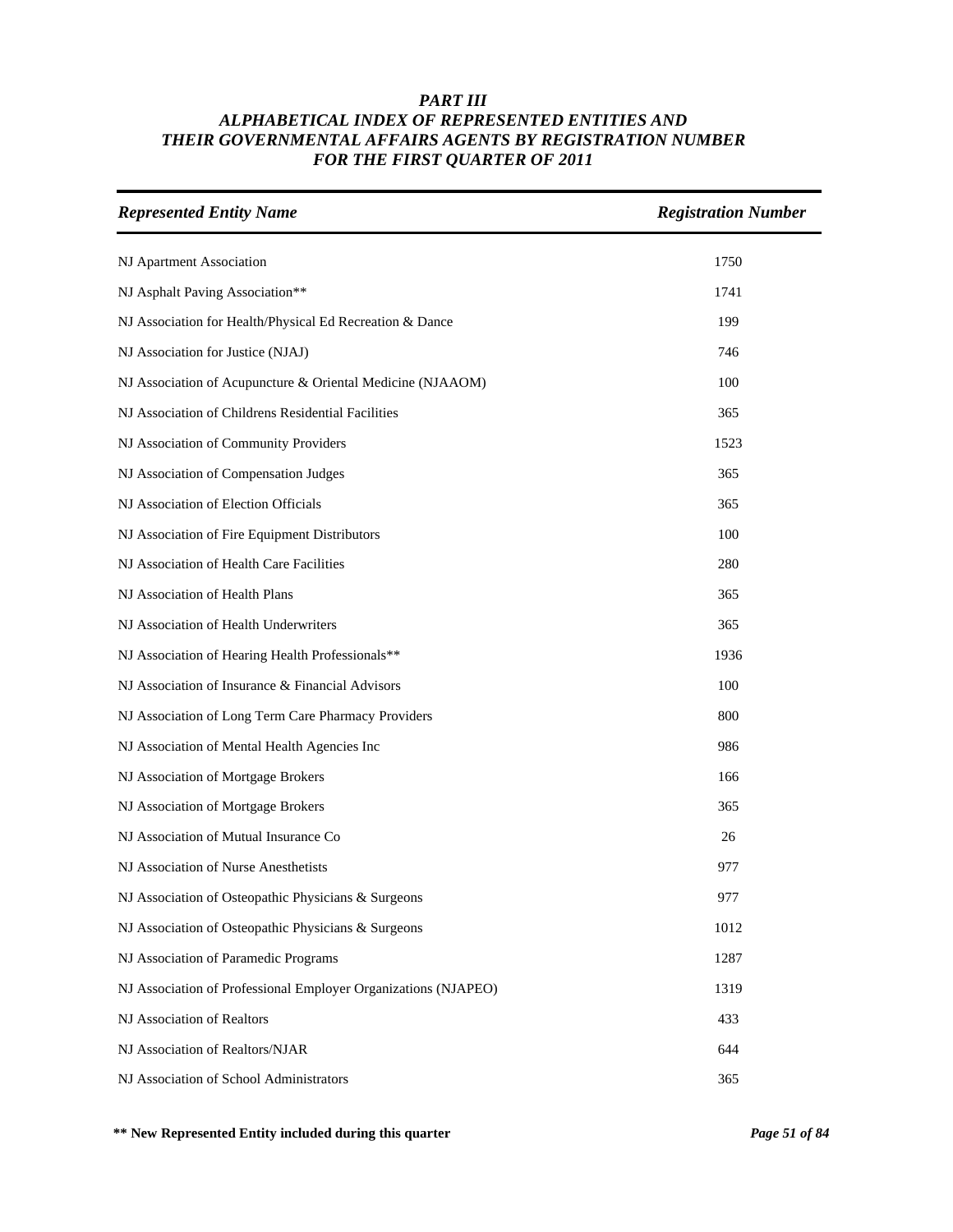# PART III
## ALPHABETICAL INDEX OF REPRESENTED ENTITIES AND THEIR GOVERNMENTAL AFFAIRS AGENTS BY REGISTRATION NUMBER FOR THE FIRST QUARTER OF 2011

| Represented Entity Name | Registration Number |
|---|---|
| NJ Apartment Association | 1750 |
| NJ Asphalt Paving Association** | 1741 |
| NJ Association for Health/Physical Ed Recreation & Dance | 199 |
| NJ Association for Justice (NJAJ) | 746 |
| NJ Association of Acupuncture & Oriental Medicine (NJAAOM) | 100 |
| NJ Association of Childrens Residential Facilities | 365 |
| NJ Association of Community Providers | 1523 |
| NJ Association of Compensation Judges | 365 |
| NJ Association of Election Officials | 365 |
| NJ Association of Fire Equipment Distributors | 100 |
| NJ Association of Health Care Facilities | 280 |
| NJ Association of Health Plans | 365 |
| NJ Association of Health Underwriters | 365 |
| NJ Association of Hearing Health Professionals** | 1936 |
| NJ Association of Insurance & Financial Advisors | 100 |
| NJ Association of Long Term Care Pharmacy Providers | 800 |
| NJ Association of Mental Health Agencies Inc | 986 |
| NJ Association of Mortgage Brokers | 166 |
| NJ Association of Mortgage Brokers | 365 |
| NJ Association of Mutual Insurance Co | 26 |
| NJ Association of Nurse Anesthetists | 977 |
| NJ Association of Osteopathic Physicians & Surgeons | 977 |
| NJ Association of Osteopathic Physicians & Surgeons | 1012 |
| NJ Association of Paramedic Programs | 1287 |
| NJ Association of Professional Employer Organizations (NJAPEO) | 1319 |
| NJ Association of Realtors | 433 |
| NJ Association of Realtors/NJAR | 644 |
| NJ Association of School Administrators | 365 |

**** New Represented Entity included during this quarter**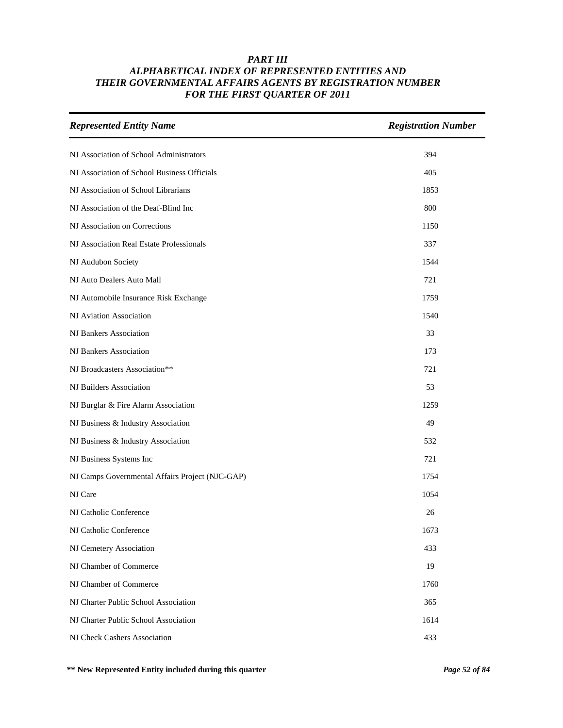# *PART III*
## *ALPHABETICAL INDEX OF REPRESENTED ENTITIES AND THEIR GOVERNMENTAL AFFAIRS AGENTS BY REGISTRATION NUMBER FOR THE FIRST QUARTER OF 2011*

| *Represented Entity Name* | *Registration Number* |
|---|---|
| NJ Association of School Administrators | 394 |
| NJ Association of School Business Officials | 405 |
| NJ Association of School Librarians | 1853 |
| NJ Association of the Deaf-Blind Inc | 800 |
| NJ Association on Corrections | 1150 |
| NJ Association Real Estate Professionals | 337 |
| NJ Audubon Society | 1544 |
| NJ Auto Dealers Auto Mall | 721 |
| NJ Automobile Insurance Risk Exchange | 1759 |
| NJ Aviation Association | 1540 |
| NJ Bankers Association | 33 |
| NJ Bankers Association | 173 |
| NJ Broadcasters Association** | 721 |
| NJ Builders Association | 53 |
| NJ Burglar & Fire Alarm Association | 1259 |
| NJ Business & Industry Association | 49 |
| NJ Business & Industry Association | 532 |
| NJ Business Systems Inc | 721 |
| NJ Camps Governmental Affairs Project (NJC-GAP) | 1754 |
| NJ Care | 1054 |
| NJ Catholic Conference | 26 |
| NJ Catholic Conference | 1673 |
| NJ Cemetery Association | 433 |
| NJ Chamber of Commerce | 19 |
| NJ Chamber of Commerce | 1760 |
| NJ Charter Public School Association | 365 |
| NJ Charter Public School Association | 1614 |
| NJ Check Cashers Association | 433 |

**** New Represented Entity included during this quarter**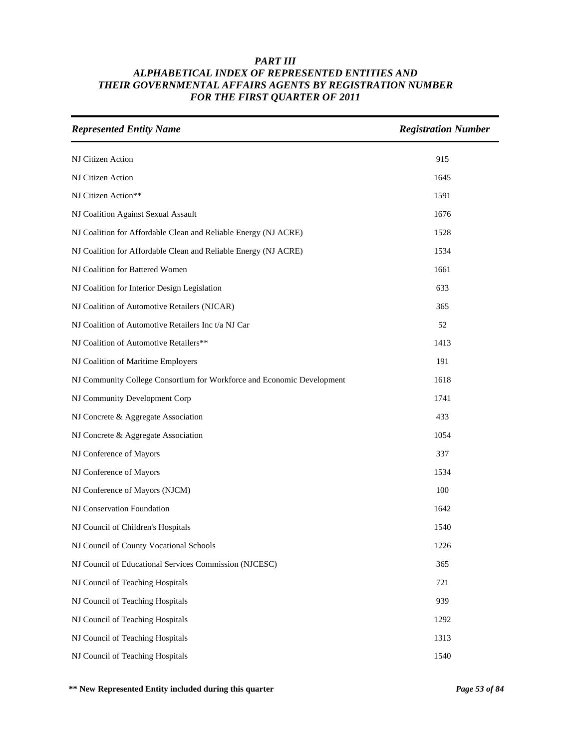# *PART III*
## *ALPHABETICAL INDEX OF REPRESENTED ENTITIES AND THEIR GOVERNMENTAL AFFAIRS AGENTS BY REGISTRATION NUMBER FOR THE FIRST QUARTER OF 2011*

| *Represented Entity Name* | *Registration Number* |
|---|---|
| NJ Citizen Action | 915 |
| NJ Citizen Action | 1645 |
| NJ Citizen Action** | 1591 |
| NJ Coalition Against Sexual Assault | 1676 |
| NJ Coalition for Affordable Clean and Reliable Energy (NJ ACRE) | 1528 |
| NJ Coalition for Affordable Clean and Reliable Energy (NJ ACRE) | 1534 |
| NJ Coalition for Battered Women | 1661 |
| NJ Coalition for Interior Design Legislation | 633 |
| NJ Coalition of Automotive Retailers (NJCAR) | 365 |
| NJ Coalition of Automotive Retailers Inc t/a NJ Car | 52 |
| NJ Coalition of Automotive Retailers** | 1413 |
| NJ Coalition of Maritime Employers | 191 |
| NJ Community College Consortium for Workforce and Economic Development | 1618 |
| NJ Community Development Corp | 1741 |
| NJ Concrete & Aggregate Association | 433 |
| NJ Concrete & Aggregate Association | 1054 |
| NJ Conference of Mayors | 337 |
| NJ Conference of Mayors | 1534 |
| NJ Conference of Mayors (NJCM) | 100 |
| NJ Conservation Foundation | 1642 |
| NJ Council of Children's Hospitals | 1540 |
| NJ Council of County Vocational Schools | 1226 |
| NJ Council of Educational Services Commission (NJCESC) | 365 |
| NJ Council of Teaching Hospitals | 721 |
| NJ Council of Teaching Hospitals | 939 |
| NJ Council of Teaching Hospitals | 1292 |
| NJ Council of Teaching Hospitals | 1313 |
| NJ Council of Teaching Hospitals | 1540 |

**** New Represented Entity included during this quarter**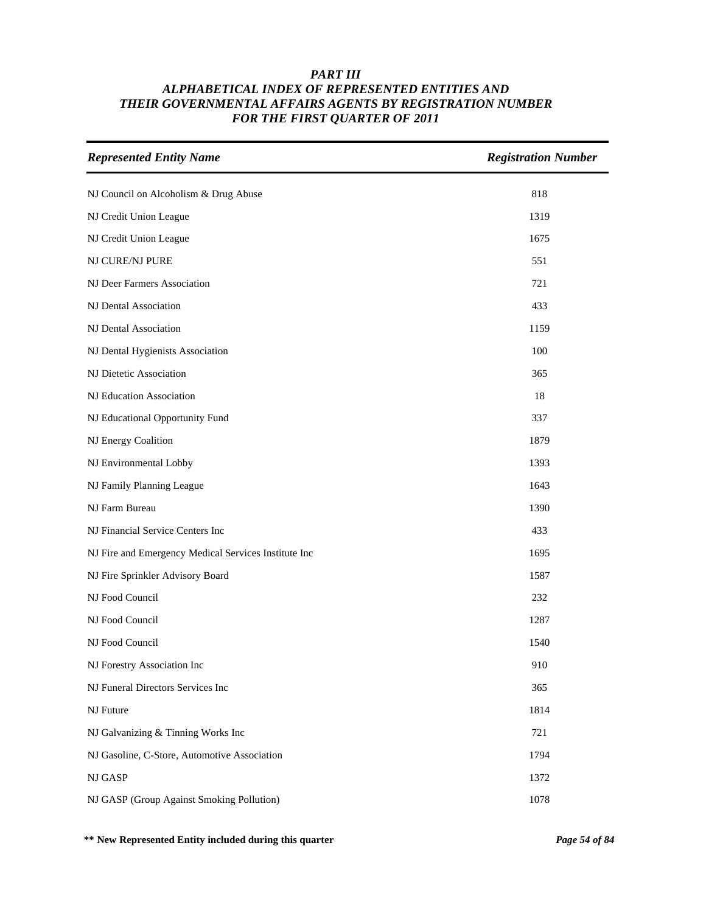# *PART III*
# *ALPHABETICAL INDEX OF REPRESENTED ENTITIES AND THEIR GOVERNMENTAL AFFAIRS AGENTS BY REGISTRATION NUMBER FOR THE FIRST QUARTER OF 2011*

| *Represented Entity Name* | *Registration Number* |
|---|---|
| NJ Council on Alcoholism & Drug Abuse | 818 |
| NJ Credit Union League | 1319 |
| NJ Credit Union League | 1675 |
| NJ CURE/NJ PURE | 551 |
| NJ Deer Farmers Association | 721 |
| NJ Dental Association | 433 |
| NJ Dental Association | 1159 |
| NJ Dental Hygienists Association | 100 |
| NJ Dietetic Association | 365 |
| NJ Education Association | 18 |
| NJ Educational Opportunity Fund | 337 |
| NJ Energy Coalition | 1879 |
| NJ Environmental Lobby | 1393 |
| NJ Family Planning League | 1643 |
| NJ Farm Bureau | 1390 |
| NJ Financial Service Centers Inc | 433 |
| NJ Fire and Emergency Medical Services Institute Inc | 1695 |
| NJ Fire Sprinkler Advisory Board | 1587 |
| NJ Food Council | 232 |
| NJ Food Council | 1287 |
| NJ Food Council | 1540 |
| NJ Forestry Association Inc | 910 |
| NJ Funeral Directors Services Inc | 365 |
| NJ Future | 1814 |
| NJ Galvanizing & Tinning Works Inc | 721 |
| NJ Gasoline, C-Store, Automotive Association | 1794 |
| NJ GASP | 1372 |
| NJ GASP (Group Against Smoking Pollution) | 1078 |

**** New Represented Entity included during this quarter**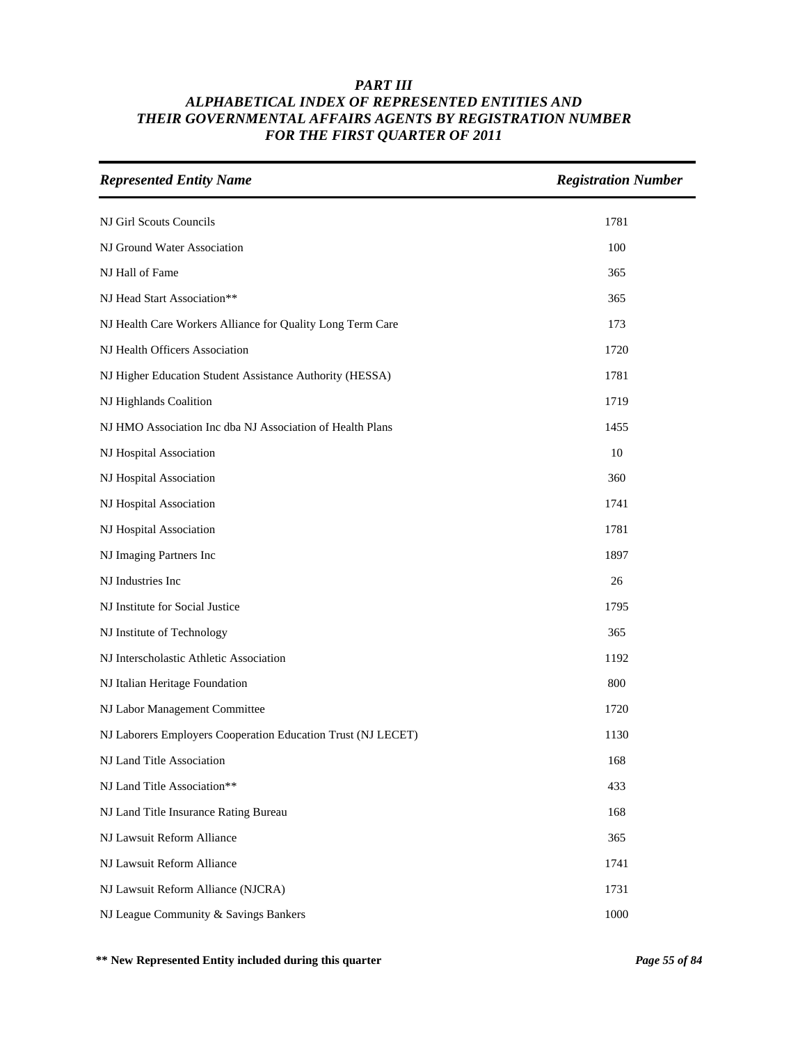# *PART III*
# *ALPHABETICAL INDEX OF REPRESENTED ENTITIES AND THEIR GOVERNMENTAL AFFAIRS AGENTS BY REGISTRATION NUMBER FOR THE FIRST QUARTER OF 2011*

| *Represented Entity Name* | *Registration Number* |
|---|---|
| NJ Girl Scouts Councils | 1781 |
| NJ Ground Water Association | 100 |
| NJ Hall of Fame | 365 |
| NJ Head Start Association** | 365 |
| NJ Health Care Workers Alliance for Quality Long Term Care | 173 |
| NJ Health Officers Association | 1720 |
| NJ Higher Education Student Assistance Authority (HESSA) | 1781 |
| NJ Highlands Coalition | 1719 |
| NJ HMO Association Inc dba NJ Association of Health Plans | 1455 |
| NJ Hospital Association | 10 |
| NJ Hospital Association | 360 |
| NJ Hospital Association | 1741 |
| NJ Hospital Association | 1781 |
| NJ Imaging Partners Inc | 1897 |
| NJ Industries Inc | 26 |
| NJ Institute for Social Justice | 1795 |
| NJ Institute of Technology | 365 |
| NJ Interscholastic Athletic Association | 1192 |
| NJ Italian Heritage Foundation | 800 |
| NJ Labor Management Committee | 1720 |
| NJ Laborers Employers Cooperation Education Trust (NJ LECET) | 1130 |
| NJ Land Title Association | 168 |
| NJ Land Title Association** | 433 |
| NJ Land Title Insurance Rating Bureau | 168 |
| NJ Lawsuit Reform Alliance | 365 |
| NJ Lawsuit Reform Alliance | 1741 |
| NJ Lawsuit Reform Alliance (NJCRA) | 1731 |
| NJ League Community & Savings Bankers | 1000 |

**** New Represented Entity included during this quarter**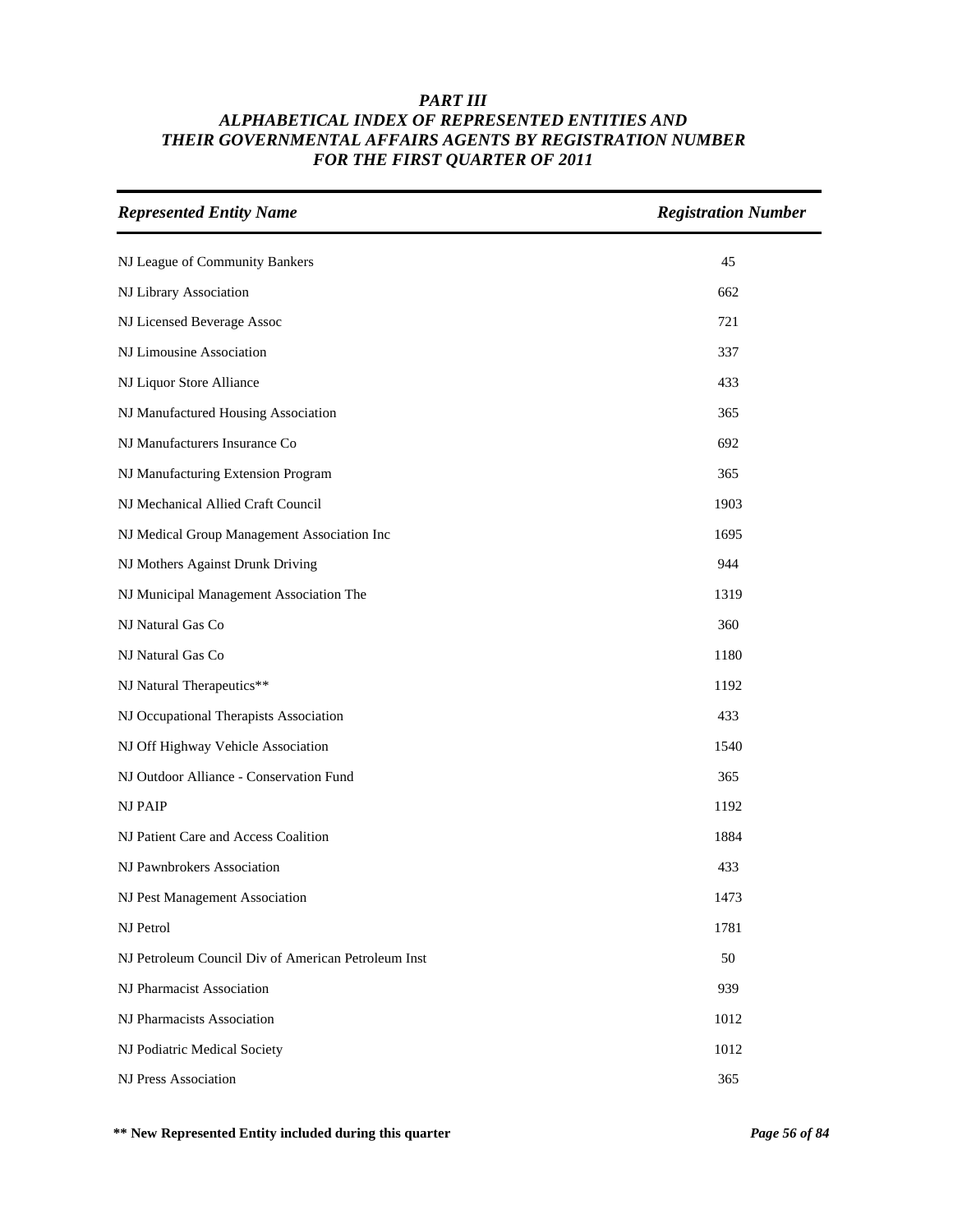# PART III
## ALPHABETICAL INDEX OF REPRESENTED ENTITIES AND THEIR GOVERNMENTAL AFFAIRS AGENTS BY REGISTRATION NUMBER FOR THE FIRST QUARTER OF 2011

| *Represented Entity Name* | *Registration Number* |
|---|---|
| NJ League of Community Bankers | 45 |
| NJ Library Association | 662 |
| NJ Licensed Beverage Assoc | 721 |
| NJ Limousine Association | 337 |
| NJ Liquor Store Alliance | 433 |
| NJ Manufactured Housing Association | 365 |
| NJ Manufacturers Insurance Co | 692 |
| NJ Manufacturing Extension Program | 365 |
| NJ Mechanical Allied Craft Council | 1903 |
| NJ Medical Group Management Association Inc | 1695 |
| NJ Mothers Against Drunk Driving | 944 |
| NJ Municipal Management Association The | 1319 |
| NJ Natural Gas Co | 360 |
| NJ Natural Gas Co | 1180 |
| NJ Natural Therapeutics** | 1192 |
| NJ Occupational Therapists Association | 433 |
| NJ Off Highway Vehicle Association | 1540 |
| NJ Outdoor Alliance - Conservation Fund | 365 |
| NJ PAIP | 1192 |
| NJ Patient Care and Access Coalition | 1884 |
| NJ Pawnbrokers Association | 433 |
| NJ Pest Management Association | 1473 |
| NJ Petrol | 1781 |
| NJ Petroleum Council Div of American Petroleum Inst | 50 |
| NJ Pharmacist Association | 939 |
| NJ Pharmacists Association | 1012 |
| NJ Podiatric Medical Society | 1012 |
| NJ Press Association | 365 |

**** New Represented Entity included during this quarter**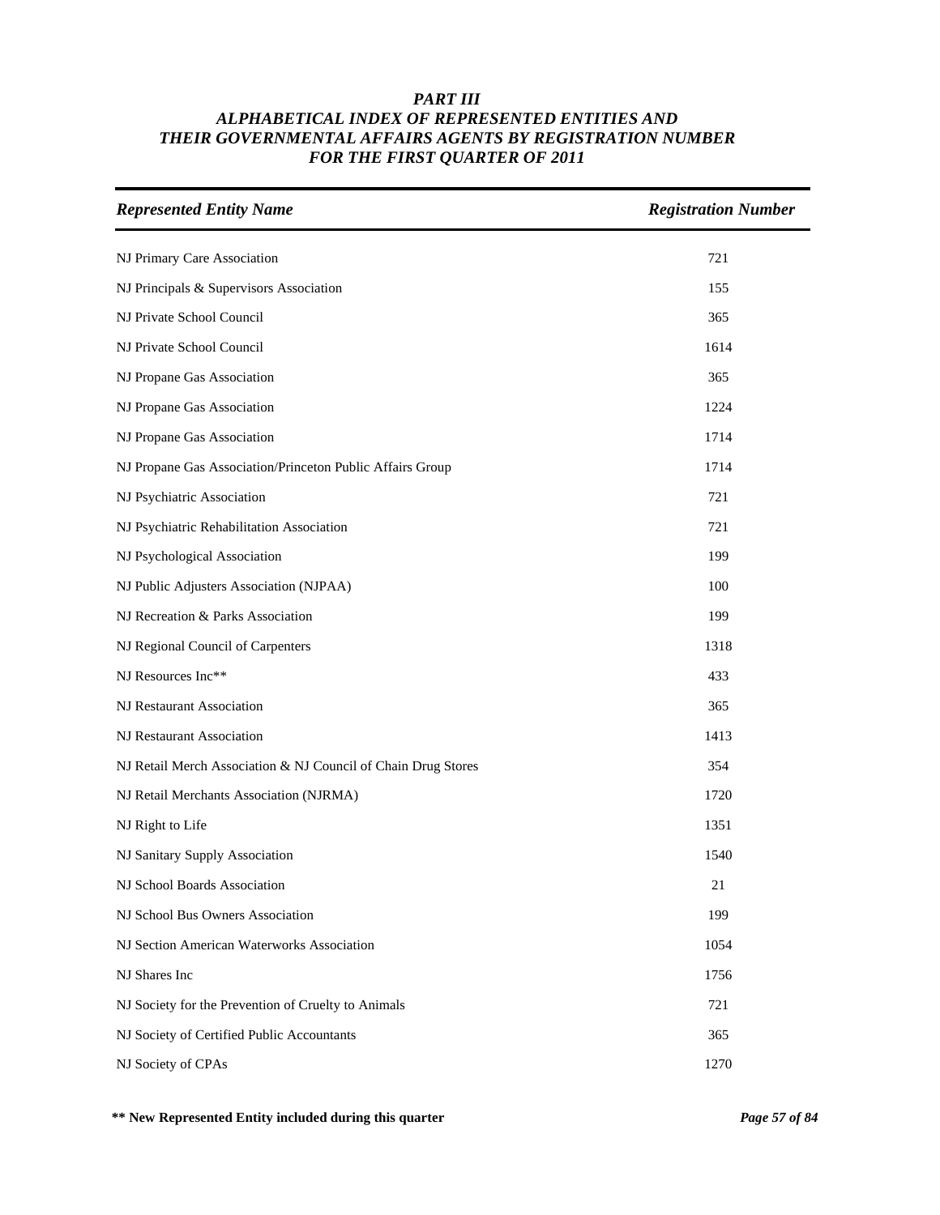# *PART III*
## *ALPHABETICAL INDEX OF REPRESENTED ENTITIES AND THEIR GOVERNMENTAL AFFAIRS AGENTS BY REGISTRATION NUMBER FOR THE FIRST QUARTER OF 2011*

| *Represented Entity Name* | *Registration Number* |
|---|---|
| NJ Primary Care Association | 721 |
| NJ Principals & Supervisors Association | 155 |
| NJ Private School Council | 365 |
| NJ Private School Council | 1614 |
| NJ Propane Gas Association | 365 |
| NJ Propane Gas Association | 1224 |
| NJ Propane Gas Association | 1714 |
| NJ Propane Gas Association/Princeton Public Affairs Group | 1714 |
| NJ Psychiatric Association | 721 |
| NJ Psychiatric Rehabilitation Association | 721 |
| NJ Psychological Association | 199 |
| NJ Public Adjusters Association (NJPAA) | 100 |
| NJ Recreation & Parks Association | 199 |
| NJ Regional Council of Carpenters | 1318 |
| NJ Resources Inc** | 433 |
| NJ Restaurant Association | 365 |
| NJ Restaurant Association | 1413 |
| NJ Retail Merch Association & NJ Council of Chain Drug Stores | 354 |
| NJ Retail Merchants Association (NJRMA) | 1720 |
| NJ Right to Life | 1351 |
| NJ Sanitary Supply Association | 1540 |
| NJ School Boards Association | 21 |
| NJ School Bus Owners Association | 199 |
| NJ Section American Waterworks Association | 1054 |
| NJ Shares Inc | 1756 |
| NJ Society for the Prevention of Cruelty to Animals | 721 |
| NJ Society of Certified Public Accountants | 365 |
| NJ Society of CPAs | 1270 |

**** New Represented Entity included during this quarter**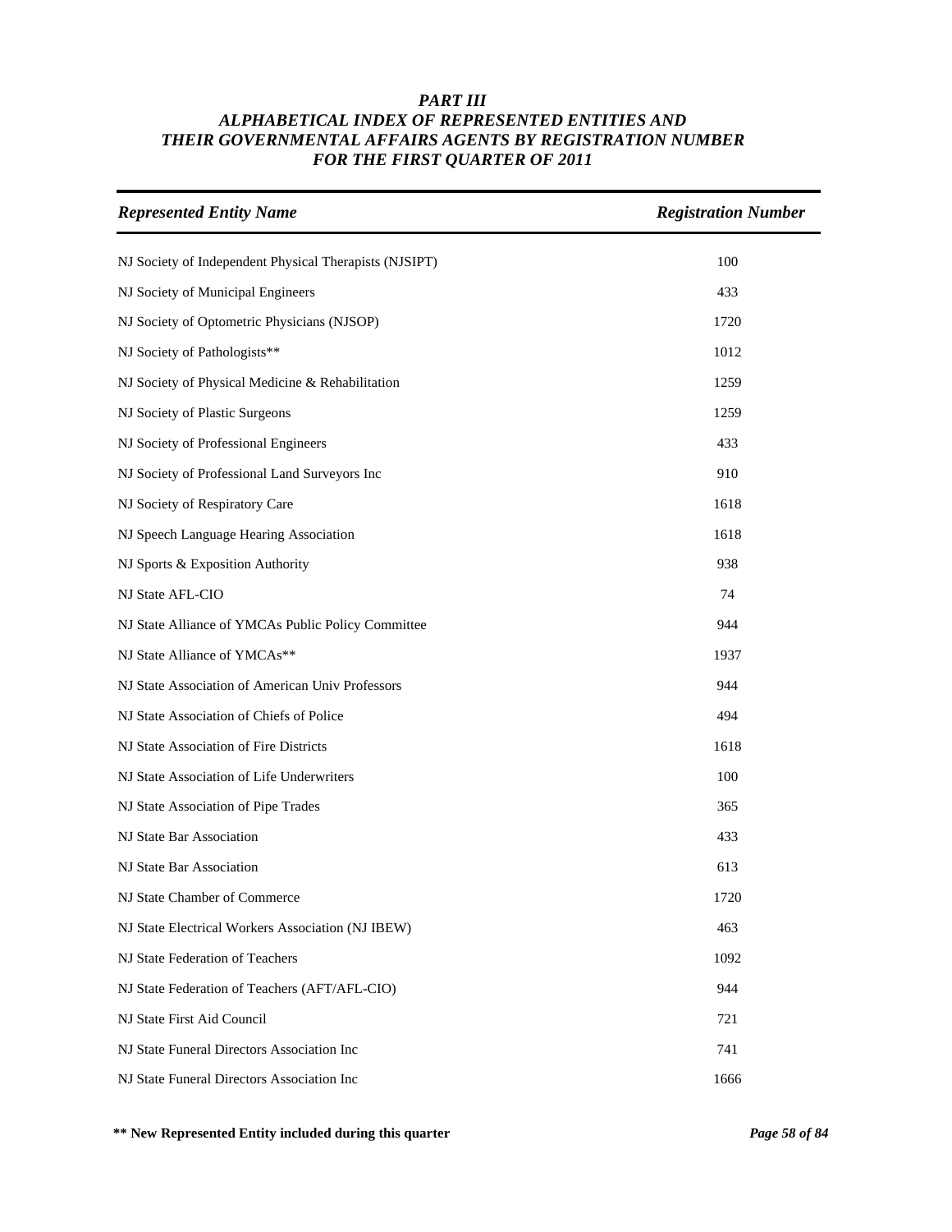# *PART III*
# *ALPHABETICAL INDEX OF REPRESENTED ENTITIES AND THEIR GOVERNMENTAL AFFAIRS AGENTS BY REGISTRATION NUMBER FOR THE FIRST QUARTER OF 2011*

| *Represented Entity Name* | *Registration Number* |
|---|---|
| NJ Society of Independent Physical Therapists (NJSIPT) | 100 |
| NJ Society of Municipal Engineers | 433 |
| NJ Society of Optometric Physicians (NJSOP) | 1720 |
| NJ Society of Pathologists** | 1012 |
| NJ Society of Physical Medicine & Rehabilitation | 1259 |
| NJ Society of Plastic Surgeons | 1259 |
| NJ Society of Professional Engineers | 433 |
| NJ Society of Professional Land Surveyors Inc | 910 |
| NJ Society of Respiratory Care | 1618 |
| NJ Speech Language Hearing Association | 1618 |
| NJ Sports & Exposition Authority | 938 |
| NJ State AFL-CIO | 74 |
| NJ State Alliance of YMCAs Public Policy Committee | 944 |
| NJ State Alliance of YMCAs** | 1937 |
| NJ State Association of American Univ Professors | 944 |
| NJ State Association of Chiefs of Police | 494 |
| NJ State Association of Fire Districts | 1618 |
| NJ State Association of Life Underwriters | 100 |
| NJ State Association of Pipe Trades | 365 |
| NJ State Bar Association | 433 |
| NJ State Bar Association | 613 |
| NJ State Chamber of Commerce | 1720 |
| NJ State Electrical Workers Association (NJ IBEW) | 463 |
| NJ State Federation of Teachers | 1092 |
| NJ State Federation of Teachers (AFT/AFL-CIO) | 944 |
| NJ State First Aid Council | 721 |
| NJ State Funeral Directors Association Inc | 741 |
| NJ State Funeral Directors Association Inc | 1666 |

**** New Represented Entity included during this quarter**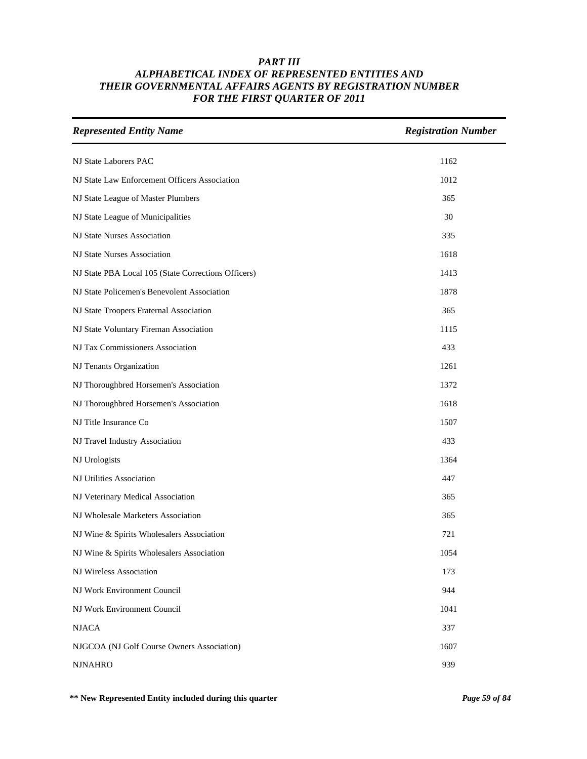# PART III
## ALPHABETICAL INDEX OF REPRESENTED ENTITIES AND THEIR GOVERNMENTAL AFFAIRS AGENTS BY REGISTRATION NUMBER FOR THE FIRST QUARTER OF 2011

| Represented Entity Name | Registration Number |
|---|---|
| NJ State Laborers PAC | 1162 |
| NJ State Law Enforcement Officers Association | 1012 |
| NJ State League of Master Plumbers | 365 |
| NJ State League of Municipalities | 30 |
| NJ State Nurses Association | 335 |
| NJ State Nurses Association | 1618 |
| NJ State PBA Local 105 (State Corrections Officers) | 1413 |
| NJ State Policemen's Benevolent Association | 1878 |
| NJ State Troopers Fraternal Association | 365 |
| NJ State Voluntary Fireman Association | 1115 |
| NJ Tax Commissioners Association | 433 |
| NJ Tenants Organization | 1261 |
| NJ Thoroughbred Horsemen's Association | 1372 |
| NJ Thoroughbred Horsemen's Association | 1618 |
| NJ Title Insurance Co | 1507 |
| NJ Travel Industry Association | 433 |
| NJ Urologists | 1364 |
| NJ Utilities Association | 447 |
| NJ Veterinary Medical Association | 365 |
| NJ Wholesale Marketers Association | 365 |
| NJ Wine & Spirits Wholesalers Association | 721 |
| NJ Wine & Spirits Wholesalers Association | 1054 |
| NJ Wireless Association | 173 |
| NJ Work Environment Council | 944 |
| NJ Work Environment Council | 1041 |
| NJACA | 337 |
| NJGCOA (NJ Golf Course Owners Association) | 1607 |
| NJNAHRO | 939 |

**\*\* New Represented Entity included during this quarter**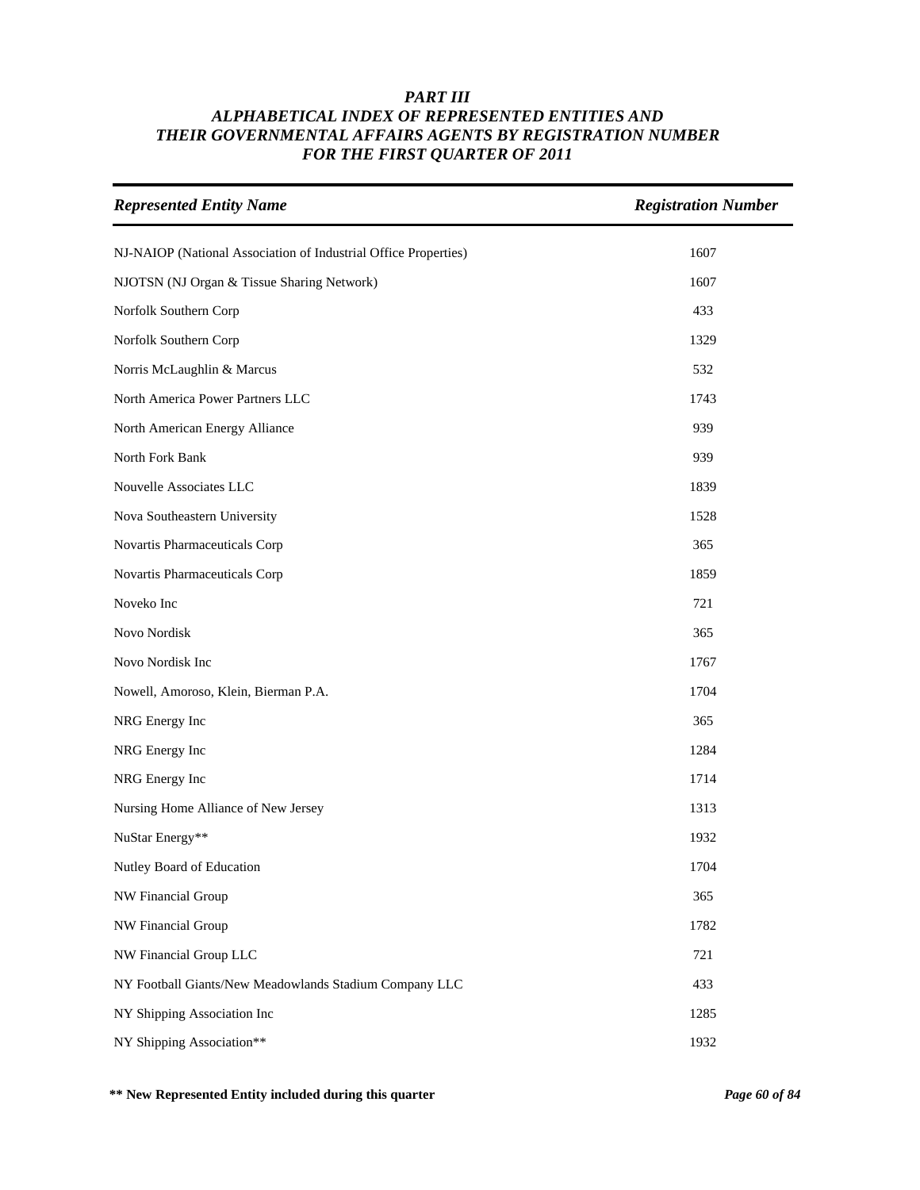## *PART III*
## *ALPHABETICAL INDEX OF REPRESENTED ENTITIES AND THEIR GOVERNMENTAL AFFAIRS AGENTS BY REGISTRATION NUMBER FOR THE FIRST QUARTER OF 2011*

| *Represented Entity Name* | *Registration Number* |
|---|---|
| NJ-NAIOP (National Association of Industrial Office Properties) | 1607 |
| NJOTSN (NJ Organ & Tissue Sharing Network) | 1607 |
| Norfolk Southern Corp | 433 |
| Norfolk Southern Corp | 1329 |
| Norris McLaughlin & Marcus | 532 |
| North America Power Partners LLC | 1743 |
| North American Energy Alliance | 939 |
| North Fork Bank | 939 |
| Nouvelle Associates LLC | 1839 |
| Nova Southeastern University | 1528 |
| Novartis Pharmaceuticals Corp | 365 |
| Novartis Pharmaceuticals Corp | 1859 |
| Noveko Inc | 721 |
| Novo Nordisk | 365 |
| Novo Nordisk Inc | 1767 |
| Nowell, Amoroso, Klein, Bierman P.A. | 1704 |
| NRG Energy Inc | 365 |
| NRG Energy Inc | 1284 |
| NRG Energy Inc | 1714 |
| Nursing Home Alliance of New Jersey | 1313 |
| NuStar Energy** | 1932 |
| Nutley Board of Education | 1704 |
| NW Financial Group | 365 |
| NW Financial Group | 1782 |
| NW Financial Group LLC | 721 |
| NY Football Giants/New Meadowlands Stadium Company LLC | 433 |
| NY Shipping Association Inc | 1285 |
| NY Shipping Association** | 1932 |

**** New Represented Entity included during this quarter**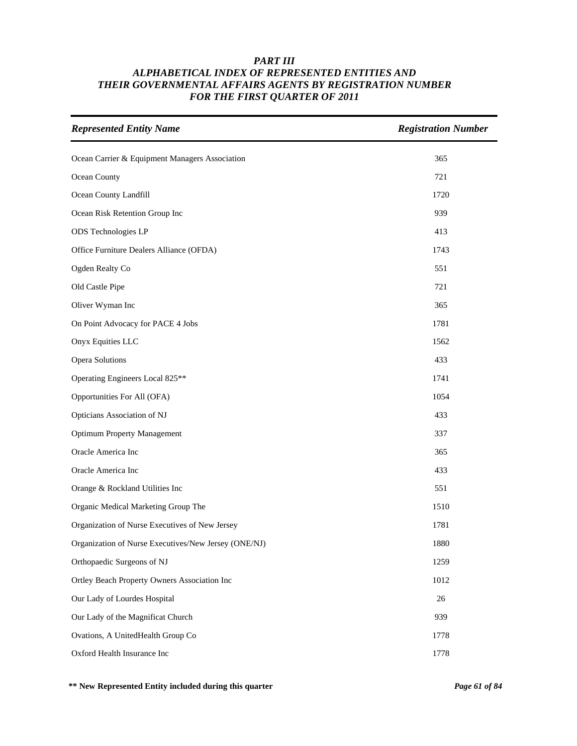***PART III***
***ALPHABETICAL INDEX OF REPRESENTED ENTITIES AND***
***THEIR GOVERNMENTAL AFFAIRS AGENTS BY REGISTRATION NUMBER***
***FOR THE FIRST QUARTER OF 2011***

| *Represented Entity Name* | *Registration Number* |
|---|---|
| Ocean Carrier & Equipment Managers Association | 365 |
| Ocean County | 721 |
| Ocean County Landfill | 1720 |
| Ocean Risk Retention Group Inc | 939 |
| ODS Technologies LP | 413 |
| Office Furniture Dealers Alliance (OFDA) | 1743 |
| Ogden Realty Co | 551 |
| Old Castle Pipe | 721 |
| Oliver Wyman Inc | 365 |
| On Point Advocacy for PACE 4 Jobs | 1781 |
| Onyx Equities LLC | 1562 |
| Opera Solutions | 433 |
| Operating Engineers Local 825** | 1741 |
| Opportunities For All (OFA) | 1054 |
| Opticians Association of NJ | 433 |
| Optimum Property Management | 337 |
| Oracle America Inc | 365 |
| Oracle America Inc | 433 |
| Orange & Rockland Utilities Inc | 551 |
| Organic Medical Marketing Group The | 1510 |
| Organization of Nurse Executives of New Jersey | 1781 |
| Organization of Nurse Executives/New Jersey (ONE/NJ) | 1880 |
| Orthopaedic Surgeons of NJ | 1259 |
| Ortley Beach Property Owners Association Inc | 1012 |
| Our Lady of Lourdes Hospital | 26 |
| Our Lady of the Magnificat Church | 939 |
| Ovations, A UnitedHealth Group Co | 1778 |
| Oxford Health Insurance Inc | 1778 |

**** New Represented Entity included during this quarter**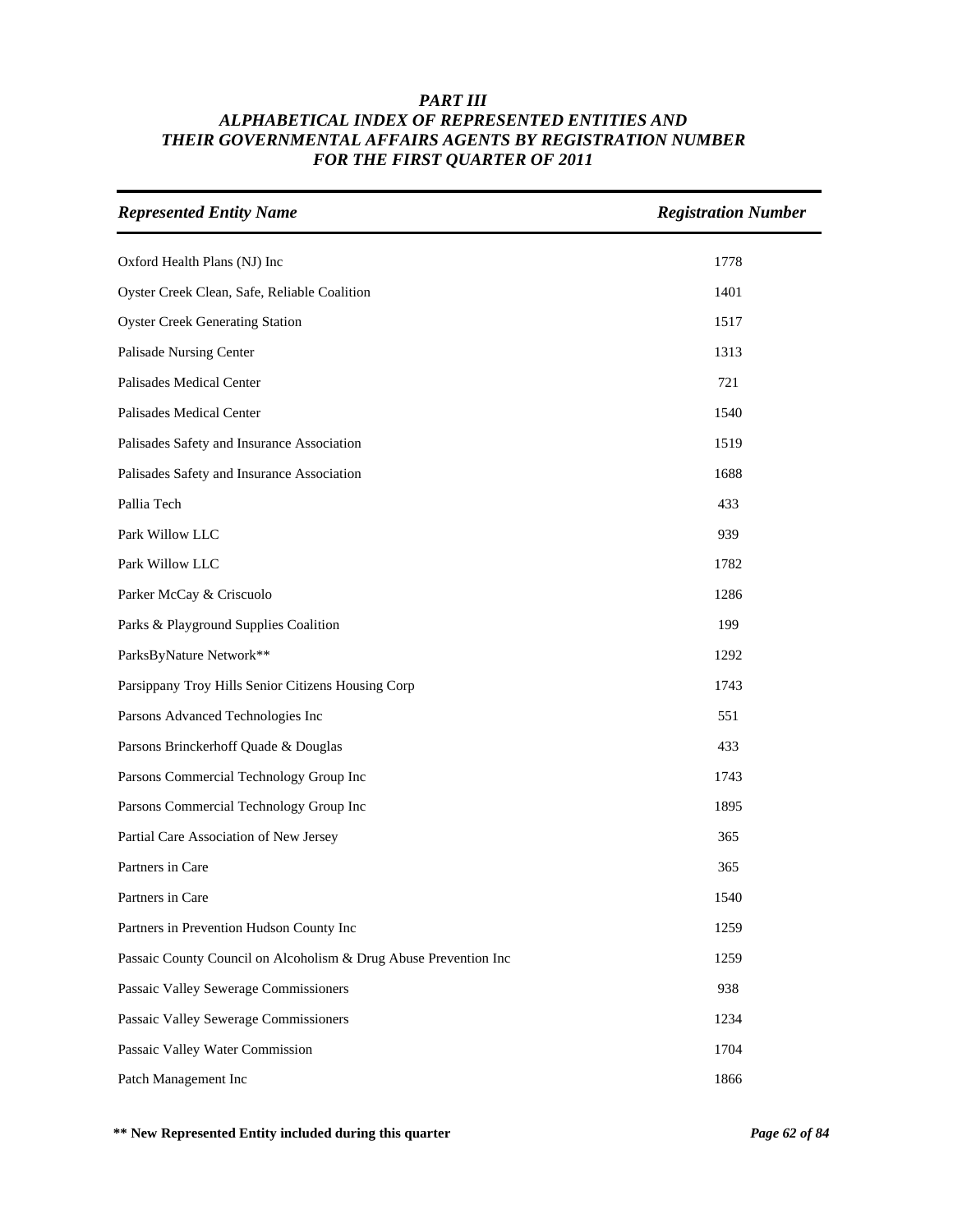***PART III***
***ALPHABETICAL INDEX OF REPRESENTED ENTITIES AND***
***THEIR GOVERNMENTAL AFFAIRS AGENTS BY REGISTRATION NUMBER***
***FOR THE FIRST QUARTER OF 2011***

| *Represented Entity Name* | *Registration Number* |
|---|---|
| Oxford Health Plans (NJ) Inc | 1778 |
| Oyster Creek Clean, Safe, Reliable Coalition | 1401 |
| Oyster Creek Generating Station | 1517 |
| Palisade Nursing Center | 1313 |
| Palisades Medical Center | 721 |
| Palisades Medical Center | 1540 |
| Palisades Safety and Insurance Association | 1519 |
| Palisades Safety and Insurance Association | 1688 |
| Pallia Tech | 433 |
| Park Willow LLC | 939 |
| Park Willow LLC | 1782 |
| Parker McCay & Criscuolo | 1286 |
| Parks & Playground Supplies Coalition | 199 |
| ParksByNature Network** | 1292 |
| Parsippany Troy Hills Senior Citizens Housing Corp | 1743 |
| Parsons Advanced Technologies Inc | 551 |
| Parsons Brinckerhoff Quade & Douglas | 433 |
| Parsons Commercial Technology Group Inc | 1743 |
| Parsons Commercial Technology Group Inc | 1895 |
| Partial Care Association of New Jersey | 365 |
| Partners in Care | 365 |
| Partners in Care | 1540 |
| Partners in Prevention Hudson County Inc | 1259 |
| Passaic County Council on Alcoholism & Drug Abuse Prevention Inc | 1259 |
| Passaic Valley Sewerage Commissioners | 938 |
| Passaic Valley Sewerage Commissioners | 1234 |
| Passaic Valley Water Commission | 1704 |
| Patch Management Inc | 1866 |

**** New Represented Entity included during this quarter**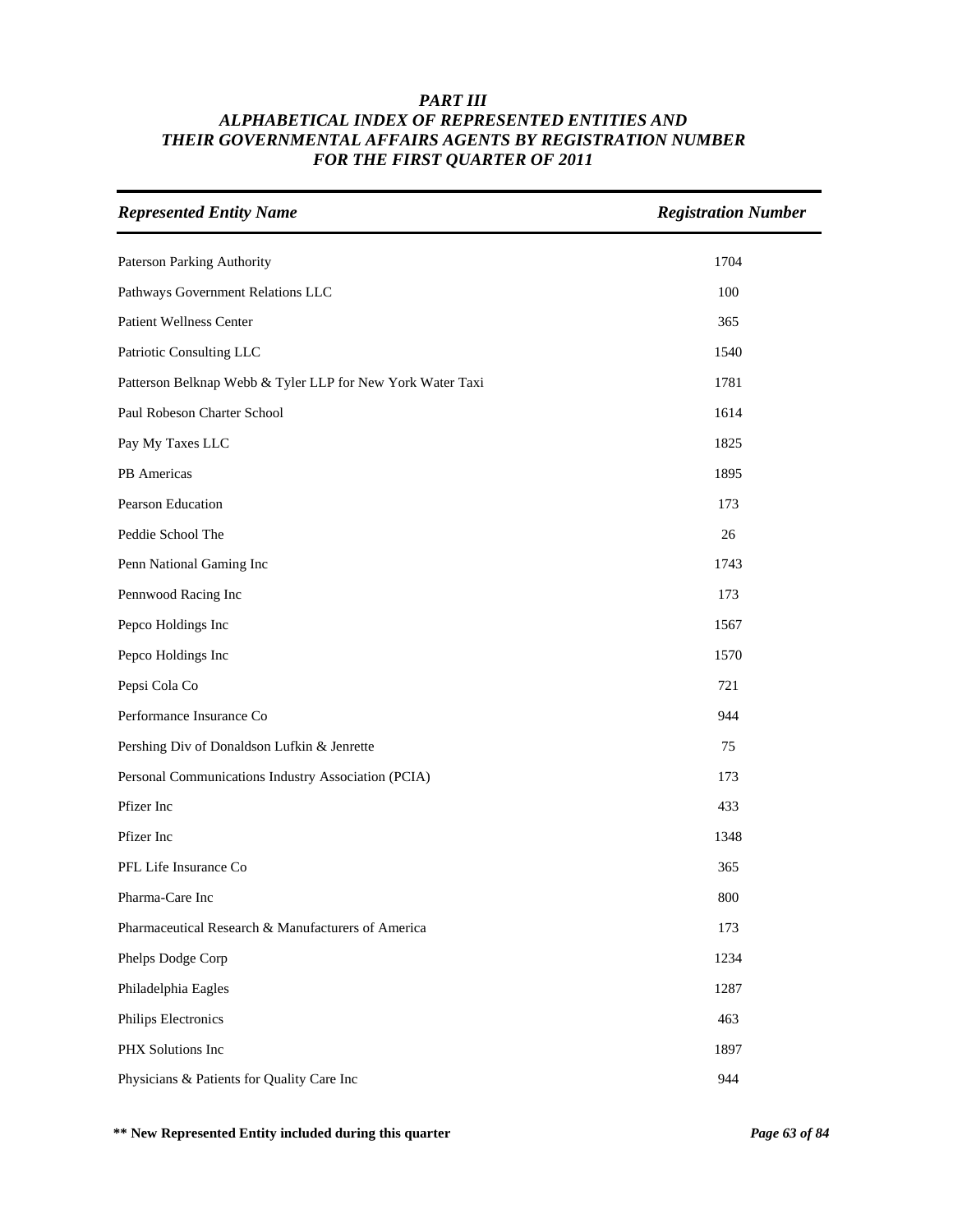## *PART III*
## *ALPHABETICAL INDEX OF REPRESENTED ENTITIES AND THEIR GOVERNMENTAL AFFAIRS AGENTS BY REGISTRATION NUMBER FOR THE FIRST QUARTER OF 2011*

| *Represented Entity Name* | *Registration Number* |
|---|---|
| Paterson Parking Authority | 1704 |
| Pathways Government Relations LLC | 100 |
| Patient Wellness Center | 365 |
| Patriotic Consulting LLC | 1540 |
| Patterson Belknap Webb & Tyler LLP for New York Water Taxi | 1781 |
| Paul Robeson Charter School | 1614 |
| Pay My Taxes LLC | 1825 |
| PB Americas | 1895 |
| Pearson Education | 173 |
| Peddie School The | 26 |
| Penn National Gaming Inc | 1743 |
| Pennwood Racing Inc | 173 |
| Pepco Holdings Inc | 1567 |
| Pepco Holdings Inc | 1570 |
| Pepsi Cola Co | 721 |
| Performance Insurance Co | 944 |
| Pershing Div of Donaldson Lufkin & Jenrette | 75 |
| Personal Communications Industry Association (PCIA) | 173 |
| Pfizer Inc | 433 |
| Pfizer Inc | 1348 |
| PFL Life Insurance Co | 365 |
| Pharma-Care Inc | 800 |
| Pharmaceutical Research & Manufacturers of America | 173 |
| Phelps Dodge Corp | 1234 |
| Philadelphia Eagles | 1287 |
| Philips Electronics | 463 |
| PHX Solutions Inc | 1897 |
| Physicians & Patients for Quality Care Inc | 944 |

**\*\* New Represented Entity included during this quarter**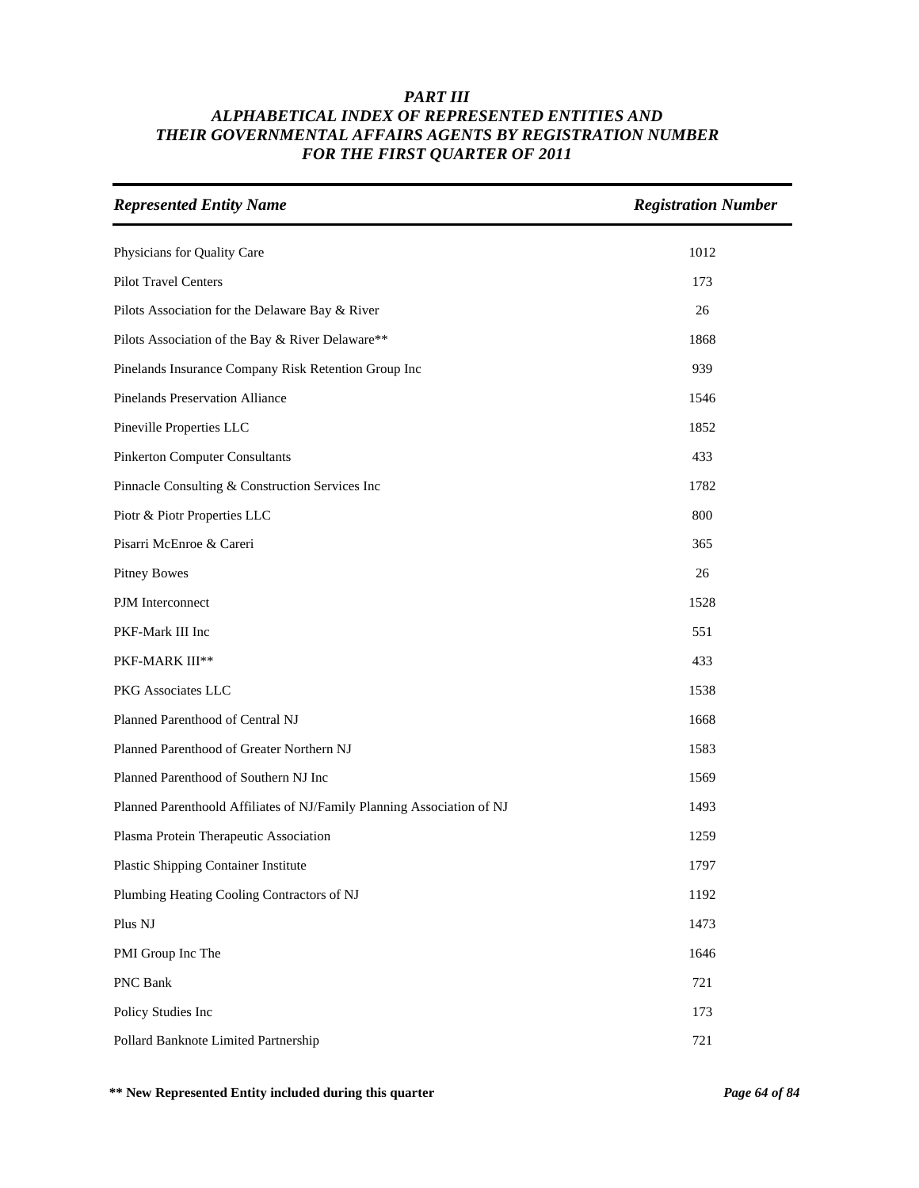# *PART III*
# *ALPHABETICAL INDEX OF REPRESENTED ENTITIES AND THEIR GOVERNMENTAL AFFAIRS AGENTS BY REGISTRATION NUMBER FOR THE FIRST QUARTER OF 2011*

| *Represented Entity Name* | *Registration Number* |
|---|---|
| Physicians for Quality Care | 1012 |
| Pilot Travel Centers | 173 |
| Pilots Association for the Delaware Bay & River | 26 |
| Pilots Association of the Bay & River Delaware** | 1868 |
| Pinelands Insurance Company Risk Retention Group Inc | 939 |
| Pinelands Preservation Alliance | 1546 |
| Pineville Properties LLC | 1852 |
| Pinkerton Computer Consultants | 433 |
| Pinnacle Consulting & Construction Services Inc | 1782 |
| Piotr & Piotr Properties LLC | 800 |
| Pisarri McEnroe & Careri | 365 |
| Pitney Bowes | 26 |
| PJM Interconnect | 1528 |
| PKF-Mark III Inc | 551 |
| PKF-MARK III** | 433 |
| PKG Associates LLC | 1538 |
| Planned Parenthood of Central NJ | 1668 |
| Planned Parenthood of Greater Northern NJ | 1583 |
| Planned Parenthood of Southern NJ Inc | 1569 |
| Planned Parenthoold Affiliates of NJ/Family Planning Association of NJ | 1493 |
| Plasma Protein Therapeutic Association | 1259 |
| Plastic Shipping Container Institute | 1797 |
| Plumbing Heating Cooling Contractors of NJ | 1192 |
| Plus NJ | 1473 |
| PMI Group Inc The | 1646 |
| PNC Bank | 721 |
| Policy Studies Inc | 173 |
| Pollard Banknote Limited Partnership | 721 |

**** New Represented Entity included during this quarter**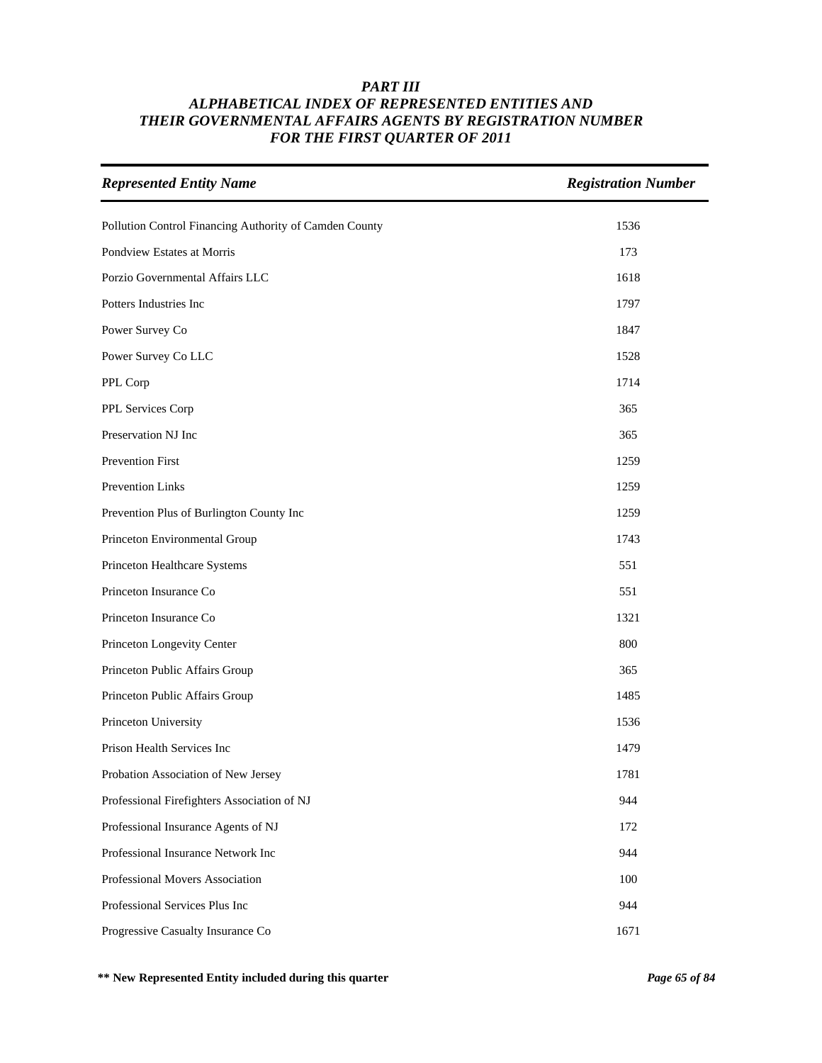# PART III
# ALPHABETICAL INDEX OF REPRESENTED ENTITIES AND THEIR GOVERNMENTAL AFFAIRS AGENTS BY REGISTRATION NUMBER FOR THE FIRST QUARTER OF 2011

| *Represented Entity Name* | *Registration Number* |
|---|---|
| Pollution Control Financing Authority of Camden County | 1536 |
| Pondview Estates at Morris | 173 |
| Porzio Governmental Affairs LLC | 1618 |
| Potters Industries Inc | 1797 |
| Power Survey Co | 1847 |
| Power Survey Co LLC | 1528 |
| PPL Corp | 1714 |
| PPL Services Corp | 365 |
| Preservation NJ Inc | 365 |
| Prevention First | 1259 |
| Prevention Links | 1259 |
| Prevention Plus of Burlington County Inc | 1259 |
| Princeton Environmental Group | 1743 |
| Princeton Healthcare Systems | 551 |
| Princeton Insurance Co | 551 |
| Princeton Insurance Co | 1321 |
| Princeton Longevity Center | 800 |
| Princeton Public Affairs Group | 365 |
| Princeton Public Affairs Group | 1485 |
| Princeton University | 1536 |
| Prison Health Services Inc | 1479 |
| Probation Association of New Jersey | 1781 |
| Professional Firefighters Association of NJ | 944 |
| Professional Insurance Agents of NJ | 172 |
| Professional Insurance Network Inc | 944 |
| Professional Movers Association | 100 |
| Professional Services Plus Inc | 944 |
| Progressive Casualty Insurance Co | 1671 |

**\*\* New Represented Entity included during this quarter**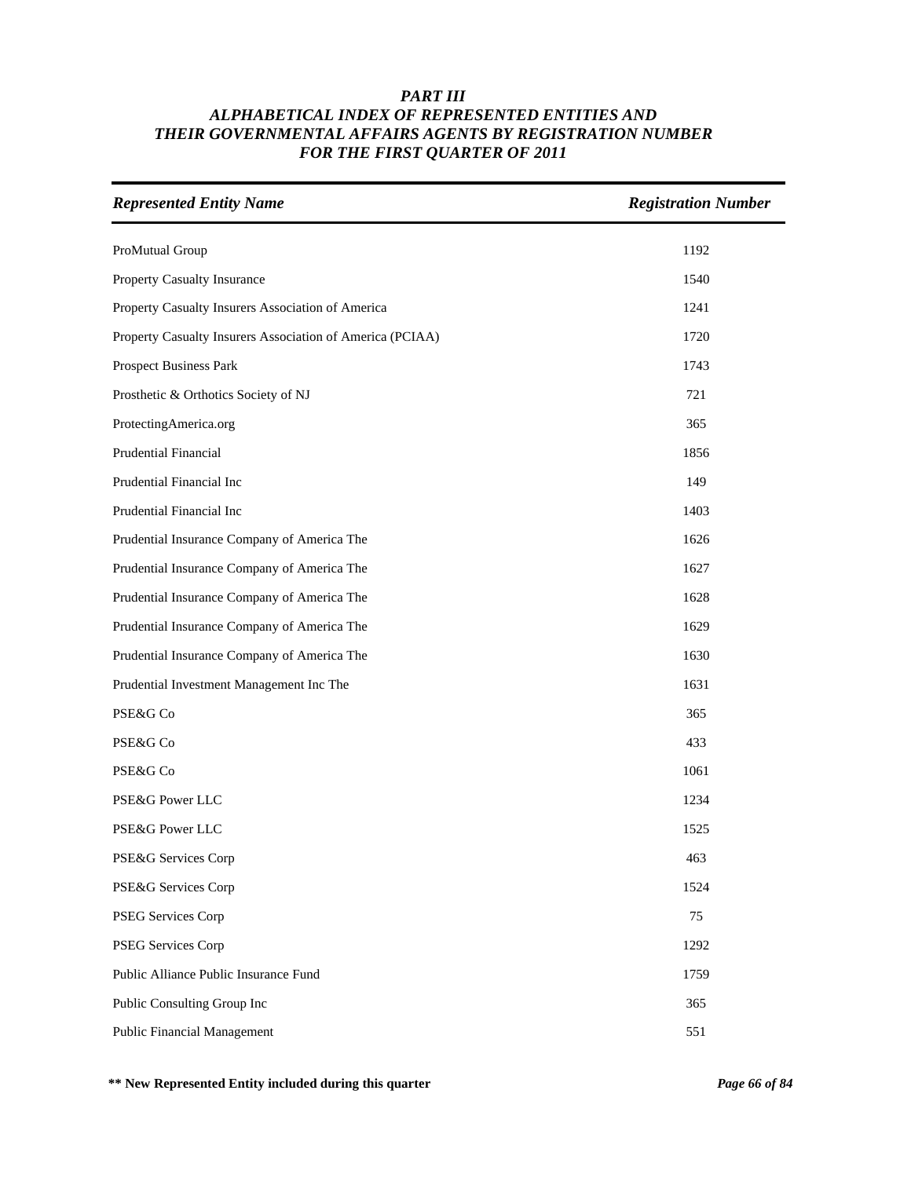# *PART III*
## *ALPHABETICAL INDEX OF REPRESENTED ENTITIES AND THEIR GOVERNMENTAL AFFAIRS AGENTS BY REGISTRATION NUMBER FOR THE FIRST QUARTER OF 2011*

| *Represented Entity Name* | *Registration Number* |
|---|---|
| ProMutual Group | 1192 |
| Property Casualty Insurance | 1540 |
| Property Casualty Insurers Association of America | 1241 |
| Property Casualty Insurers Association of America (PCIAA) | 1720 |
| Prospect Business Park | 1743 |
| Prosthetic & Orthotics Society of NJ | 721 |
| ProtectingAmerica.org | 365 |
| Prudential Financial | 1856 |
| Prudential Financial Inc | 149 |
| Prudential Financial Inc | 1403 |
| Prudential Insurance Company of America The | 1626 |
| Prudential Insurance Company of America The | 1627 |
| Prudential Insurance Company of America The | 1628 |
| Prudential Insurance Company of America The | 1629 |
| Prudential Insurance Company of America The | 1630 |
| Prudential Investment Management Inc The | 1631 |
| PSE&G Co | 365 |
| PSE&G Co | 433 |
| PSE&G Co | 1061 |
| PSE&G Power LLC | 1234 |
| PSE&G Power LLC | 1525 |
| PSE&G Services Corp | 463 |
| PSE&G Services Corp | 1524 |
| PSEG Services Corp | 75 |
| PSEG Services Corp | 1292 |
| Public Alliance Public Insurance Fund | 1759 |
| Public Consulting Group Inc | 365 |
| Public Financial Management | 551 |

**\*\* New Represented Entity included during this quarter**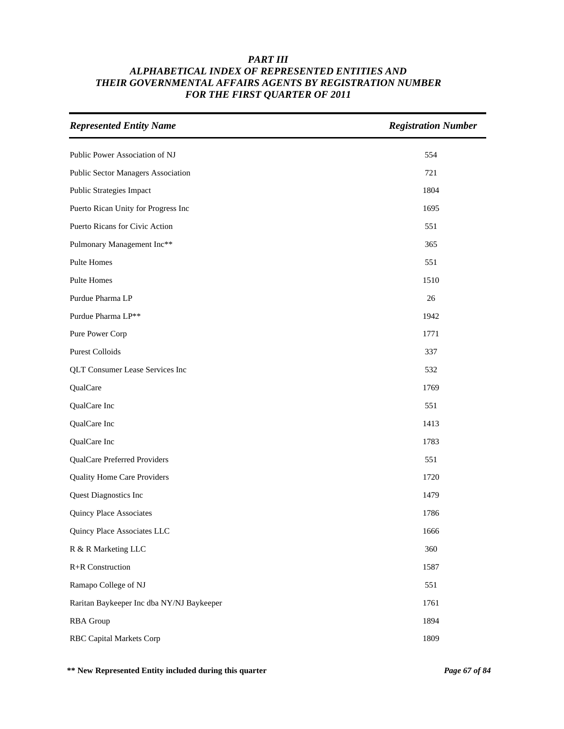# *PART III*
## *ALPHABETICAL INDEX OF REPRESENTED ENTITIES AND THEIR GOVERNMENTAL AFFAIRS AGENTS BY REGISTRATION NUMBER FOR THE FIRST QUARTER OF 2011*

| *Represented Entity Name* | *Registration Number* |
|---|---|
| Public Power Association of NJ | 554 |
| Public Sector Managers Association | 721 |
| Public Strategies Impact | 1804 |
| Puerto Rican Unity for Progress Inc | 1695 |
| Puerto Ricans for Civic Action | 551 |
| Pulmonary Management Inc** | 365 |
| Pulte Homes | 551 |
| Pulte Homes | 1510 |
| Purdue Pharma LP | 26 |
| Purdue Pharma LP** | 1942 |
| Pure Power Corp | 1771 |
| Purest Colloids | 337 |
| QLT Consumer Lease Services Inc | 532 |
| QualCare | 1769 |
| QualCare Inc | 551 |
| QualCare Inc | 1413 |
| QualCare Inc | 1783 |
| QualCare Preferred Providers | 551 |
| Quality Home Care Providers | 1720 |
| Quest Diagnostics Inc | 1479 |
| Quincy Place Associates | 1786 |
| Quincy Place Associates LLC | 1666 |
| R & R Marketing LLC | 360 |
| R+R Construction | 1587 |
| Ramapo College of NJ | 551 |
| Raritan Baykeeper Inc dba NY/NJ Baykeeper | 1761 |
| RBA Group | 1894 |
| RBC Capital Markets Corp | 1809 |

**** New Represented Entity included during this quarter**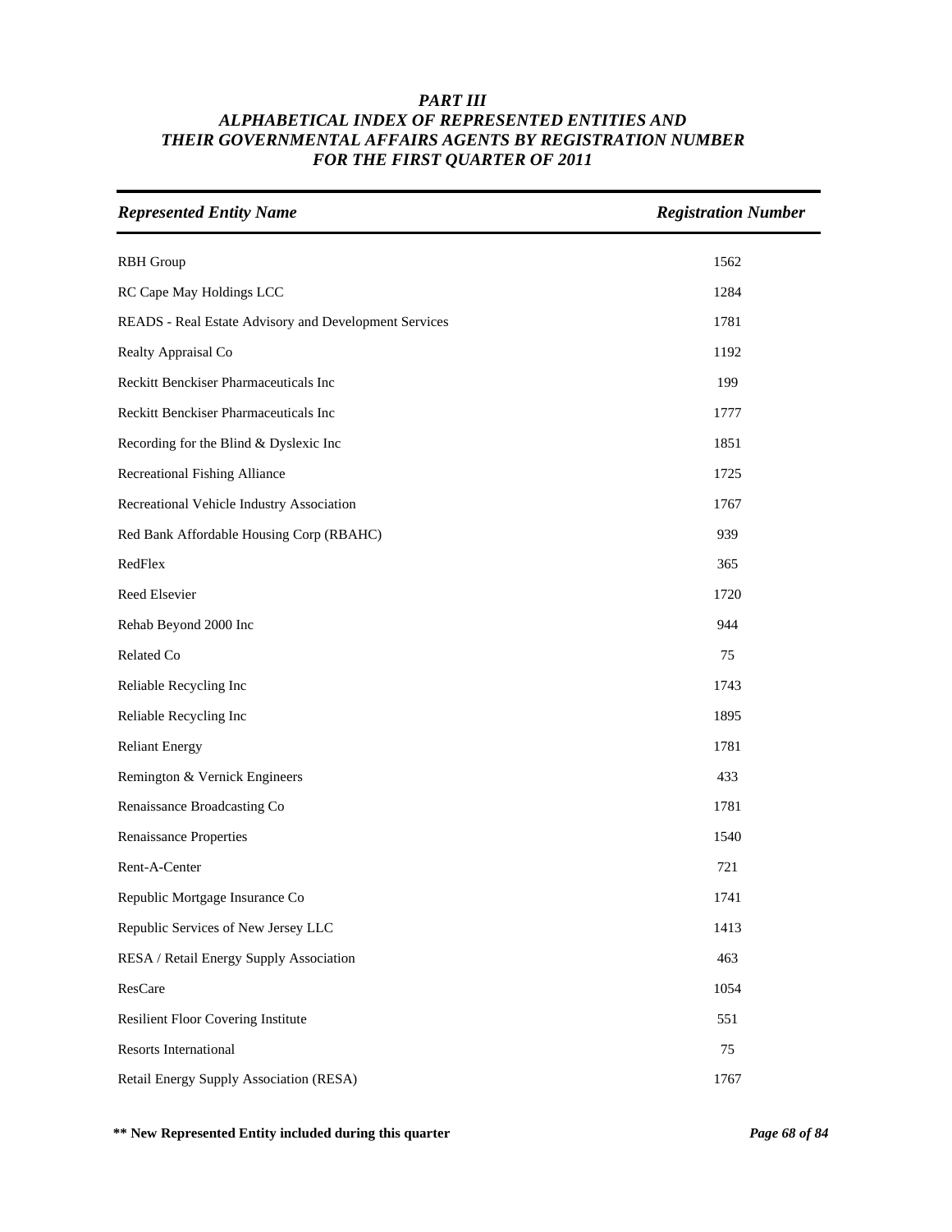# PART III
## ALPHABETICAL INDEX OF REPRESENTED ENTITIES AND THEIR GOVERNMENTAL AFFAIRS AGENTS BY REGISTRATION NUMBER FOR THE FIRST QUARTER OF 2011

| *Represented Entity Name* | *Registration Number* |
|---|---|
| RBH Group | 1562 |
| RC Cape May Holdings LCC | 1284 |
| READS - Real Estate Advisory and Development Services | 1781 |
| Realty Appraisal Co | 1192 |
| Reckitt Benckiser Pharmaceuticals Inc | 199 |
| Reckitt Benckiser Pharmaceuticals Inc | 1777 |
| Recording for the Blind & Dyslexic Inc | 1851 |
| Recreational Fishing Alliance | 1725 |
| Recreational Vehicle Industry Association | 1767 |
| Red Bank Affordable Housing Corp (RBAHC) | 939 |
| RedFlex | 365 |
| Reed Elsevier | 1720 |
| Rehab Beyond 2000 Inc | 944 |
| Related Co | 75 |
| Reliable Recycling Inc | 1743 |
| Reliable Recycling Inc | 1895 |
| Reliant Energy | 1781 |
| Remington & Vernick Engineers | 433 |
| Renaissance Broadcasting Co | 1781 |
| Renaissance Properties | 1540 |
| Rent-A-Center | 721 |
| Republic Mortgage Insurance Co | 1741 |
| Republic Services of New Jersey LLC | 1413 |
| RESA / Retail Energy Supply Association | 463 |
| ResCare | 1054 |
| Resilient Floor Covering Institute | 551 |
| Resorts International | 75 |
| Retail Energy Supply Association (RESA) | 1767 |

**\*\* New Represented Entity included during this quarter**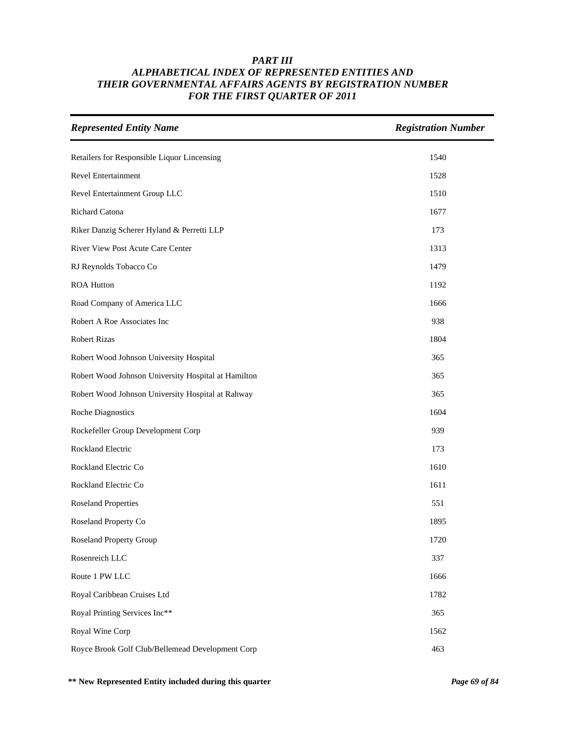# *PART III*
# *ALPHABETICAL INDEX OF REPRESENTED ENTITIES AND THEIR GOVERNMENTAL AFFAIRS AGENTS BY REGISTRATION NUMBER FOR THE FIRST QUARTER OF 2011*

| *Represented Entity Name* | *Registration Number* |
|---|---|
| Retailers for Responsible Liquor Lincensing | 1540 |
| Revel Entertainment | 1528 |
| Revel Entertainment Group LLC | 1510 |
| Richard Catona | 1677 |
| Riker Danzig Scherer Hyland & Perretti LLP | 173 |
| River View Post Acute Care Center | 1313 |
| RJ Reynolds Tobacco Co | 1479 |
| ROA Hutton | 1192 |
| Road Company of America LLC | 1666 |
| Robert A Roe Associates Inc | 938 |
| Robert Rizas | 1804 |
| Robert Wood Johnson University Hospital | 365 |
| Robert Wood Johnson University Hospital at Hamilton | 365 |
| Robert Wood Johnson University Hospital at Rahway | 365 |
| Roche Diagnostics | 1604 |
| Rockefeller Group Development Corp | 939 |
| Rockland Electric | 173 |
| Rockland Electric Co | 1610 |
| Rockland Electric Co | 1611 |
| Roseland Properties | 551 |
| Roseland Property Co | 1895 |
| Roseland Property Group | 1720 |
| Rosenreich LLC | 337 |
| Route 1 PW LLC | 1666 |
| Royal Caribbean Cruises Ltd | 1782 |
| Royal Printing Services Inc** | 365 |
| Royal Wine Corp | 1562 |
| Royce Brook Golf Club/Bellemead Development Corp | 463 |

**** New Represented Entity included during this quarter**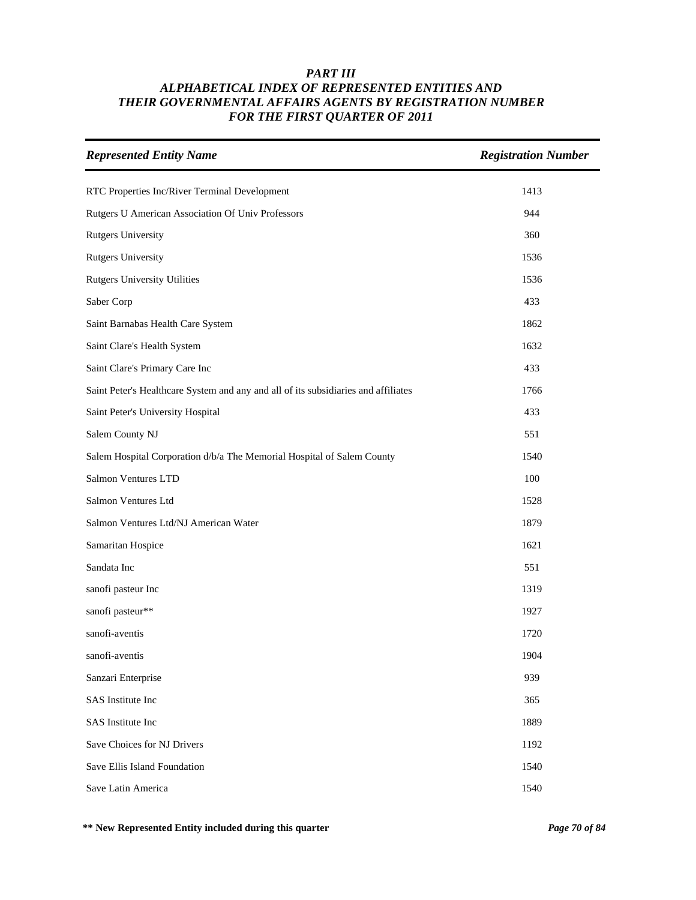# *PART III*
# *ALPHABETICAL INDEX OF REPRESENTED ENTITIES AND THEIR GOVERNMENTAL AFFAIRS AGENTS BY REGISTRATION NUMBER FOR THE FIRST QUARTER OF 2011*

| *Represented Entity Name* | *Registration Number* |
|---|---|
| RTC Properties Inc/River Terminal Development | 1413 |
| Rutgers U American Association Of Univ Professors | 944 |
| Rutgers University | 360 |
| Rutgers University | 1536 |
| Rutgers University Utilities | 1536 |
| Saber Corp | 433 |
| Saint Barnabas Health Care System | 1862 |
| Saint Clare's Health System | 1632 |
| Saint Clare's Primary Care Inc | 433 |
| Saint Peter's Healthcare System and any and all of its subsidiaries and affiliates | 1766 |
| Saint Peter's University Hospital | 433 |
| Salem County NJ | 551 |
| Salem Hospital Corporation d/b/a The Memorial Hospital of Salem County | 1540 |
| Salmon Ventures LTD | 100 |
| Salmon Ventures Ltd | 1528 |
| Salmon Ventures Ltd/NJ American Water | 1879 |
| Samaritan Hospice | 1621 |
| Sandata Inc | 551 |
| sanofi pasteur Inc | 1319 |
| sanofi pasteur** | 1927 |
| sanofi-aventis | 1720 |
| sanofi-aventis | 1904 |
| Sanzari Enterprise | 939 |
| SAS Institute Inc | 365 |
| SAS Institute Inc | 1889 |
| Save Choices for NJ Drivers | 1192 |
| Save Ellis Island Foundation | 1540 |
| Save Latin America | 1540 |

**** New Represented Entity included during this quarter**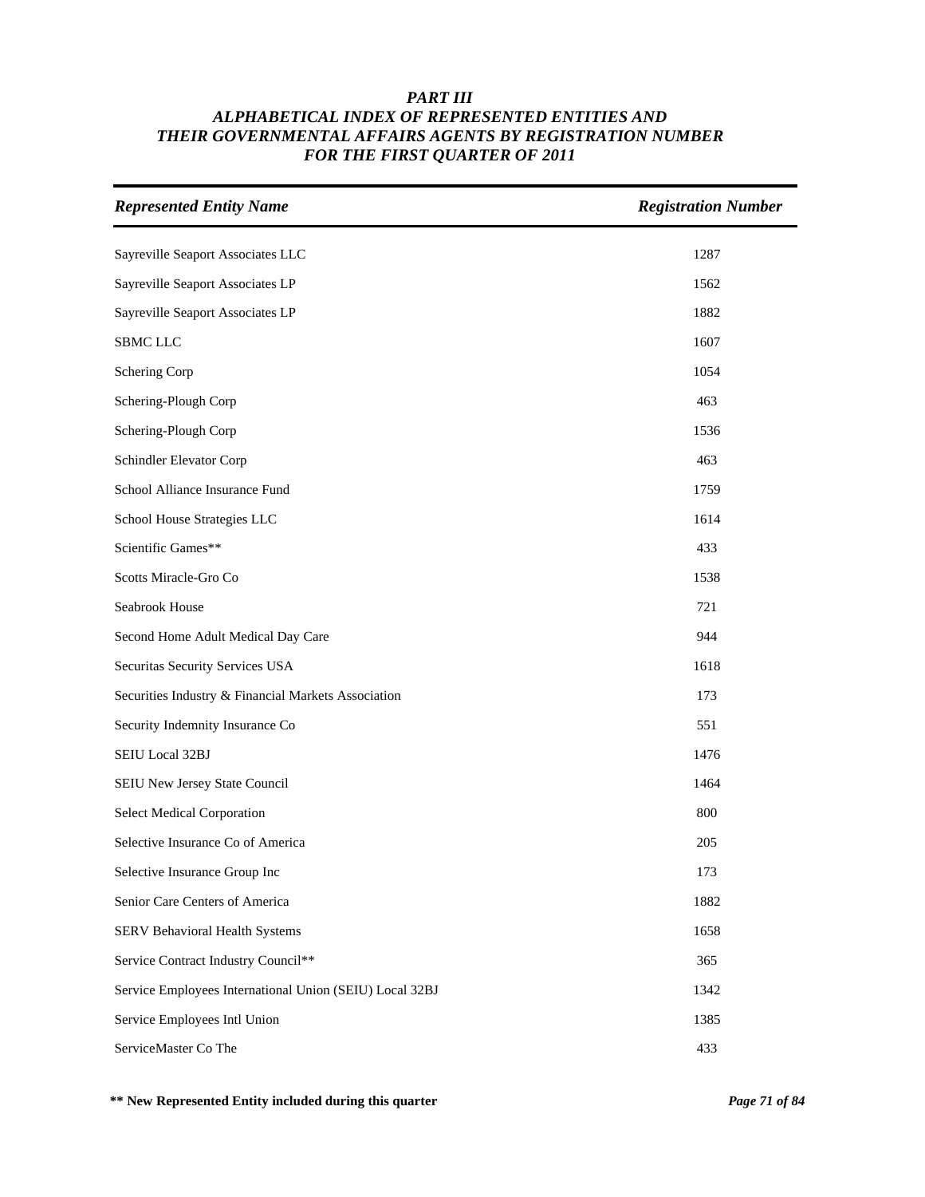# *PART III*
# *ALPHABETICAL INDEX OF REPRESENTED ENTITIES AND THEIR GOVERNMENTAL AFFAIRS AGENTS BY REGISTRATION NUMBER FOR THE FIRST QUARTER OF 2011*

| *Represented Entity Name* | *Registration Number* |
|---|---|
| Sayreville Seaport Associates LLC | 1287 |
| Sayreville Seaport Associates LP | 1562 |
| Sayreville Seaport Associates LP | 1882 |
| SBMC LLC | 1607 |
| Schering Corp | 1054 |
| Schering-Plough Corp | 463 |
| Schering-Plough Corp | 1536 |
| Schindler Elevator Corp | 463 |
| School Alliance Insurance Fund | 1759 |
| School House Strategies LLC | 1614 |
| Scientific Games** | 433 |
| Scotts Miracle-Gro Co | 1538 |
| Seabrook House | 721 |
| Second Home Adult Medical Day Care | 944 |
| Securitas Security Services USA | 1618 |
| Securities Industry & Financial Markets Association | 173 |
| Security Indemnity Insurance Co | 551 |
| SEIU Local 32BJ | 1476 |
| SEIU New Jersey State Council | 1464 |
| Select Medical Corporation | 800 |
| Selective Insurance Co of America | 205 |
| Selective Insurance Group Inc | 173 |
| Senior Care Centers of America | 1882 |
| SERV Behavioral Health Systems | 1658 |
| Service Contract Industry Council** | 365 |
| Service Employees International Union (SEIU) Local 32BJ | 1342 |
| Service Employees Intl Union | 1385 |
| ServiceMaster Co The | 433 |

**\*\* New Represented Entity included during this quarter**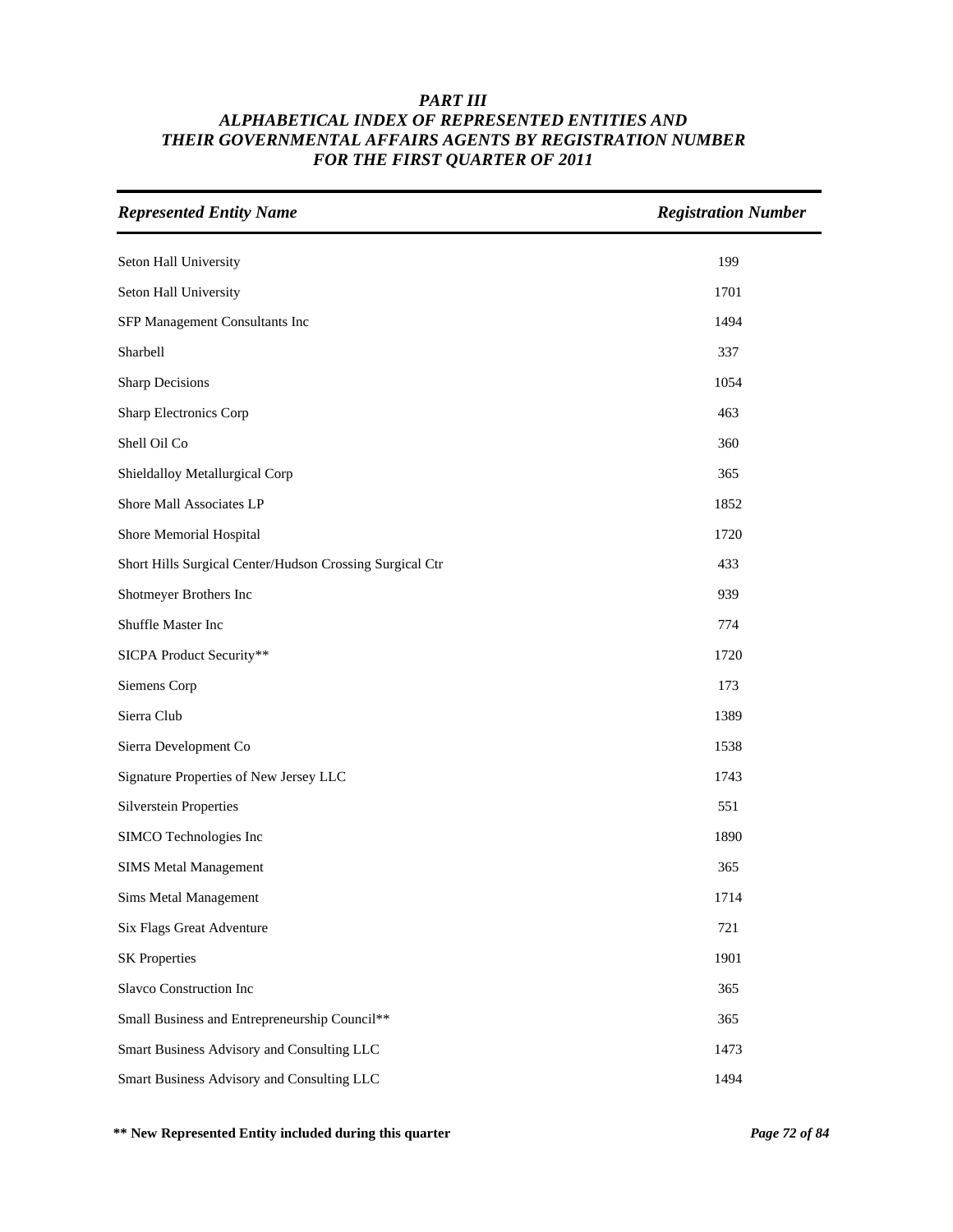# *PART III*
## *ALPHABETICAL INDEX OF REPRESENTED ENTITIES AND THEIR GOVERNMENTAL AFFAIRS AGENTS BY REGISTRATION NUMBER FOR THE FIRST QUARTER OF 2011*

| *Represented Entity Name* | *Registration Number* |
|---|---|
| Seton Hall University | 199 |
| Seton Hall University | 1701 |
| SFP Management Consultants Inc | 1494 |
| Sharbell | 337 |
| Sharp Decisions | 1054 |
| Sharp Electronics Corp | 463 |
| Shell Oil Co | 360 |
| Shieldalloy Metallurgical Corp | 365 |
| Shore Mall Associates LP | 1852 |
| Shore Memorial Hospital | 1720 |
| Short Hills Surgical Center/Hudson Crossing Surgical Ctr | 433 |
| Shotmeyer Brothers Inc | 939 |
| Shuffle Master Inc | 774 |
| SICPA Product Security** | 1720 |
| Siemens Corp | 173 |
| Sierra Club | 1389 |
| Sierra Development Co | 1538 |
| Signature Properties of New Jersey LLC | 1743 |
| Silverstein Properties | 551 |
| SIMCO Technologies Inc | 1890 |
| SIMS Metal Management | 365 |
| Sims Metal Management | 1714 |
| Six Flags Great Adventure | 721 |
| SK Properties | 1901 |
| Slavco Construction Inc | 365 |
| Small Business and Entrepreneurship Council** | 365 |
| Smart Business Advisory and Consulting LLC | 1473 |
| Smart Business Advisory and Consulting LLC | 1494 |

**\*\* New Represented Entity included during this quarter**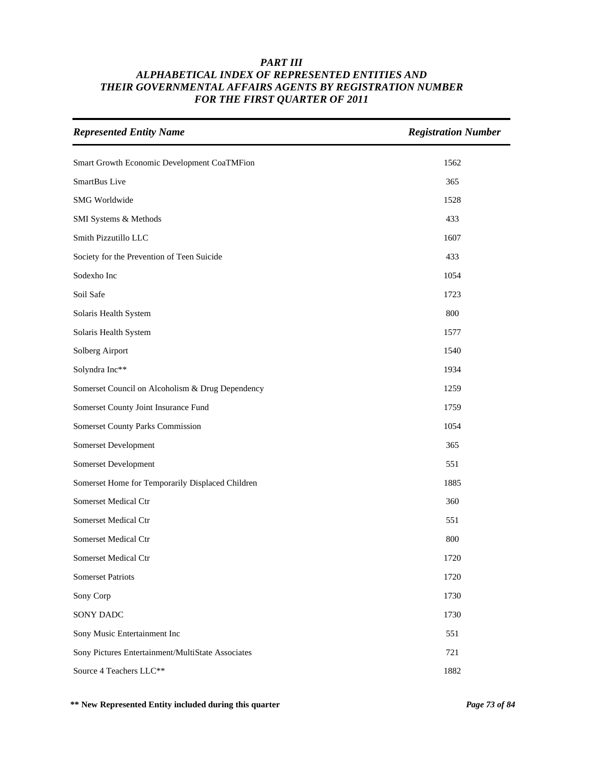***PART III***
***ALPHABETICAL INDEX OF REPRESENTED ENTITIES AND THEIR GOVERNMENTAL AFFAIRS AGENTS BY REGISTRATION NUMBER FOR THE FIRST QUARTER OF 2011***

| *Represented Entity Name* | *Registration Number* |
|---|---|
| Smart Growth Economic Development CoaTMFion | 1562 |
| SmartBus Live | 365 |
| SMG Worldwide | 1528 |
| SMI Systems & Methods | 433 |
| Smith Pizzutillo LLC | 1607 |
| Society for the Prevention of Teen Suicide | 433 |
| Sodexho Inc | 1054 |
| Soil Safe | 1723 |
| Solaris Health System | 800 |
| Solaris Health System | 1577 |
| Solberg Airport | 1540 |
| Solyndra Inc** | 1934 |
| Somerset Council on Alcoholism & Drug Dependency | 1259 |
| Somerset County Joint Insurance Fund | 1759 |
| Somerset County Parks Commission | 1054 |
| Somerset Development | 365 |
| Somerset Development | 551 |
| Somerset Home for Temporarily Displaced Children | 1885 |
| Somerset Medical Ctr | 360 |
| Somerset Medical Ctr | 551 |
| Somerset Medical Ctr | 800 |
| Somerset Medical Ctr | 1720 |
| Somerset Patriots | 1720 |
| Sony Corp | 1730 |
| SONY DADC | 1730 |
| Sony Music Entertainment Inc | 551 |
| Sony Pictures Entertainment/MultiState Associates | 721 |
| Source 4 Teachers LLC** | 1882 |

**** New Represented Entity included during this quarter**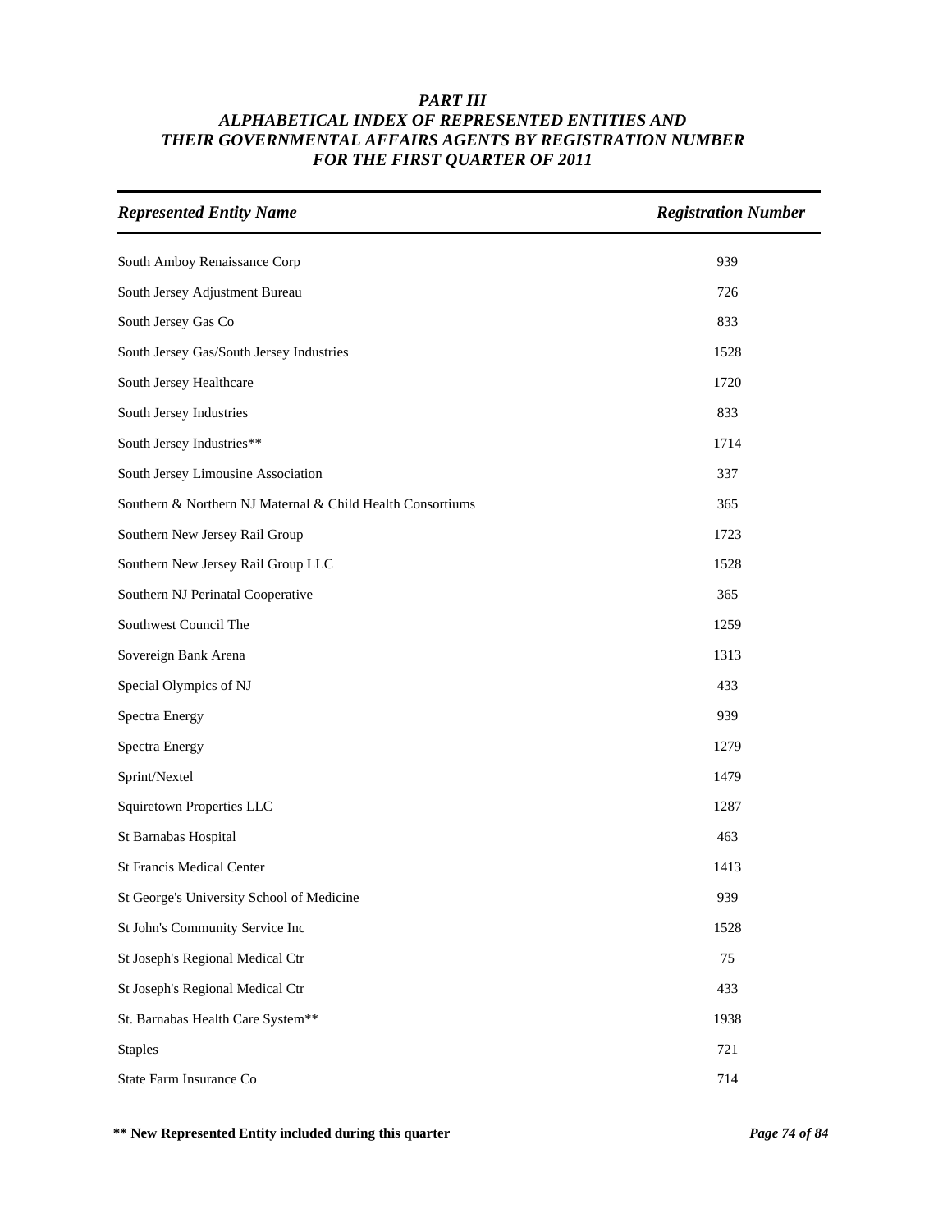# *PART III*
# *ALPHABETICAL INDEX OF REPRESENTED ENTITIES AND THEIR GOVERNMENTAL AFFAIRS AGENTS BY REGISTRATION NUMBER FOR THE FIRST QUARTER OF 2011*

| *Represented Entity Name* | *Registration Number* |
|---|---|
| South Amboy Renaissance Corp | 939 |
| South Jersey Adjustment Bureau | 726 |
| South Jersey Gas Co | 833 |
| South Jersey Gas/South Jersey Industries | 1528 |
| South Jersey Healthcare | 1720 |
| South Jersey Industries | 833 |
| South Jersey Industries** | 1714 |
| South Jersey Limousine Association | 337 |
| Southern & Northern NJ Maternal & Child Health Consortiums | 365 |
| Southern New Jersey Rail Group | 1723 |
| Southern New Jersey Rail Group LLC | 1528 |
| Southern NJ Perinatal Cooperative | 365 |
| Southwest Council The | 1259 |
| Sovereign Bank Arena | 1313 |
| Special Olympics of NJ | 433 |
| Spectra Energy | 939 |
| Spectra Energy | 1279 |
| Sprint/Nextel | 1479 |
| Squiretown Properties LLC | 1287 |
| St Barnabas Hospital | 463 |
| St Francis Medical Center | 1413 |
| St George's University School of Medicine | 939 |
| St John's Community Service Inc | 1528 |
| St Joseph's Regional Medical Ctr | 75 |
| St Joseph's Regional Medical Ctr | 433 |
| St. Barnabas Health Care System** | 1938 |
| Staples | 721 |
| State Farm Insurance Co | 714 |

**** New Represented Entity included during this quarter**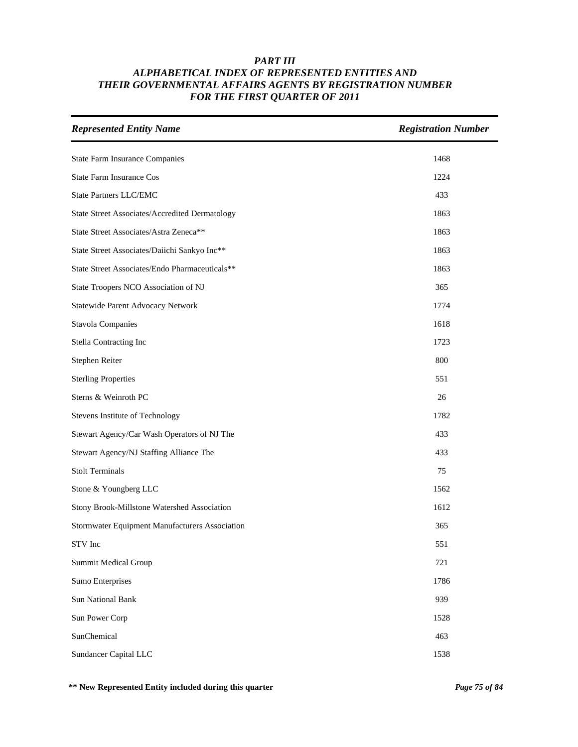# *PART III*
## *ALPHABETICAL INDEX OF REPRESENTED ENTITIES AND THEIR GOVERNMENTAL AFFAIRS AGENTS BY REGISTRATION NUMBER FOR THE FIRST QUARTER OF 2011*

| *Represented Entity Name* | *Registration Number* |
|---|---|
| State Farm Insurance Companies | 1468 |
| State Farm Insurance Cos | 1224 |
| State Partners LLC/EMC | 433 |
| State Street Associates/Accredited Dermatology | 1863 |
| State Street Associates/Astra Zeneca** | 1863 |
| State Street Associates/Daiichi Sankyo Inc** | 1863 |
| State Street Associates/Endo Pharmaceuticals** | 1863 |
| State Troopers NCO Association of NJ | 365 |
| Statewide Parent Advocacy Network | 1774 |
| Stavola Companies | 1618 |
| Stella Contracting Inc | 1723 |
| Stephen Reiter | 800 |
| Sterling Properties | 551 |
| Sterns & Weinroth PC | 26 |
| Stevens Institute of Technology | 1782 |
| Stewart Agency/Car Wash Operators of NJ The | 433 |
| Stewart Agency/NJ Staffing Alliance The | 433 |
| Stolt Terminals | 75 |
| Stone & Youngberg LLC | 1562 |
| Stony Brook-Millstone Watershed Association | 1612 |
| Stormwater Equipment Manufacturers Association | 365 |
| STV Inc | 551 |
| Summit Medical Group | 721 |
| Sumo Enterprises | 1786 |
| Sun National Bank | 939 |
| Sun Power Corp | 1528 |
| SunChemical | 463 |
| Sundancer Capital LLC | 1538 |

**\*\* New Represented Entity included during this quarter**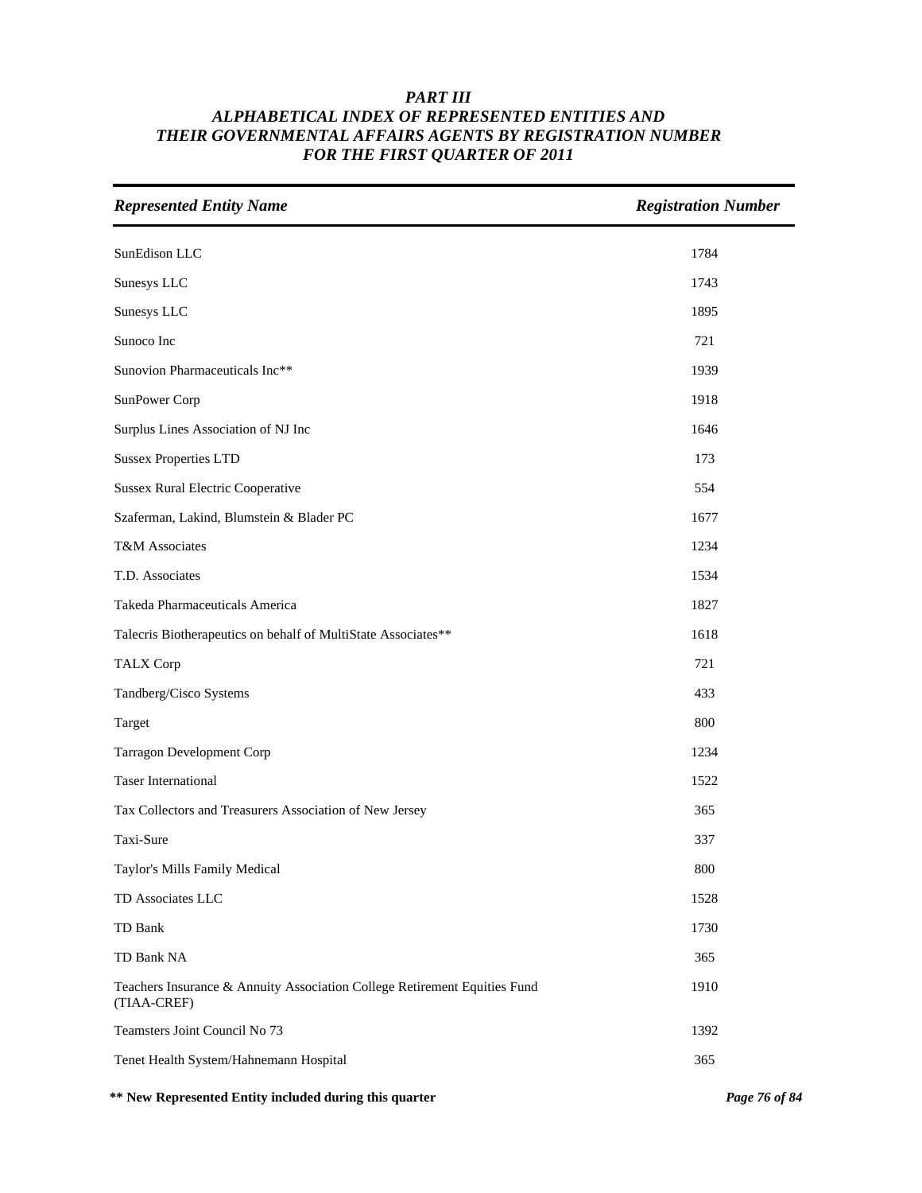# PART III
## ALPHABETICAL INDEX OF REPRESENTED ENTITIES AND THEIR GOVERNMENTAL AFFAIRS AGENTS BY REGISTRATION NUMBER FOR THE FIRST QUARTER OF 2011

| *Represented Entity Name* | *Registration Number* |
|---|---|
| SunEdison LLC | 1784 |
| Sunesys LLC | 1743 |
| Sunesys LLC | 1895 |
| Sunoco Inc | 721 |
| Sunovion Pharmaceuticals Inc** | 1939 |
| SunPower Corp | 1918 |
| Surplus Lines Association of NJ Inc | 1646 |
| Sussex Properties LTD | 173 |
| Sussex Rural Electric Cooperative | 554 |
| Szaferman, Lakind, Blumstein & Blader PC | 1677 |
| T&M Associates | 1234 |
| T.D. Associates | 1534 |
| Takeda Pharmaceuticals America | 1827 |
| Talecris Biotherapeutics on behalf of MultiState Associates** | 1618 |
| TALX Corp | 721 |
| Tandberg/Cisco Systems | 433 |
| Target | 800 |
| Tarragon Development Corp | 1234 |
| Taser International | 1522 |
| Tax Collectors and Treasurers Association of New Jersey | 365 |
| Taxi-Sure | 337 |
| Taylor's Mills Family Medical | 800 |
| TD Associates LLC | 1528 |
| TD Bank | 1730 |
| TD Bank NA | 365 |
| Teachers Insurance & Annuity Association College Retirement Equities Fund (TIAA-CREF) | 1910 |
| Teamsters Joint Council No 73 | 1392 |
| Tenet Health System/Hahnemann Hospital | 365 |

**** New Represented Entity included during this quarter**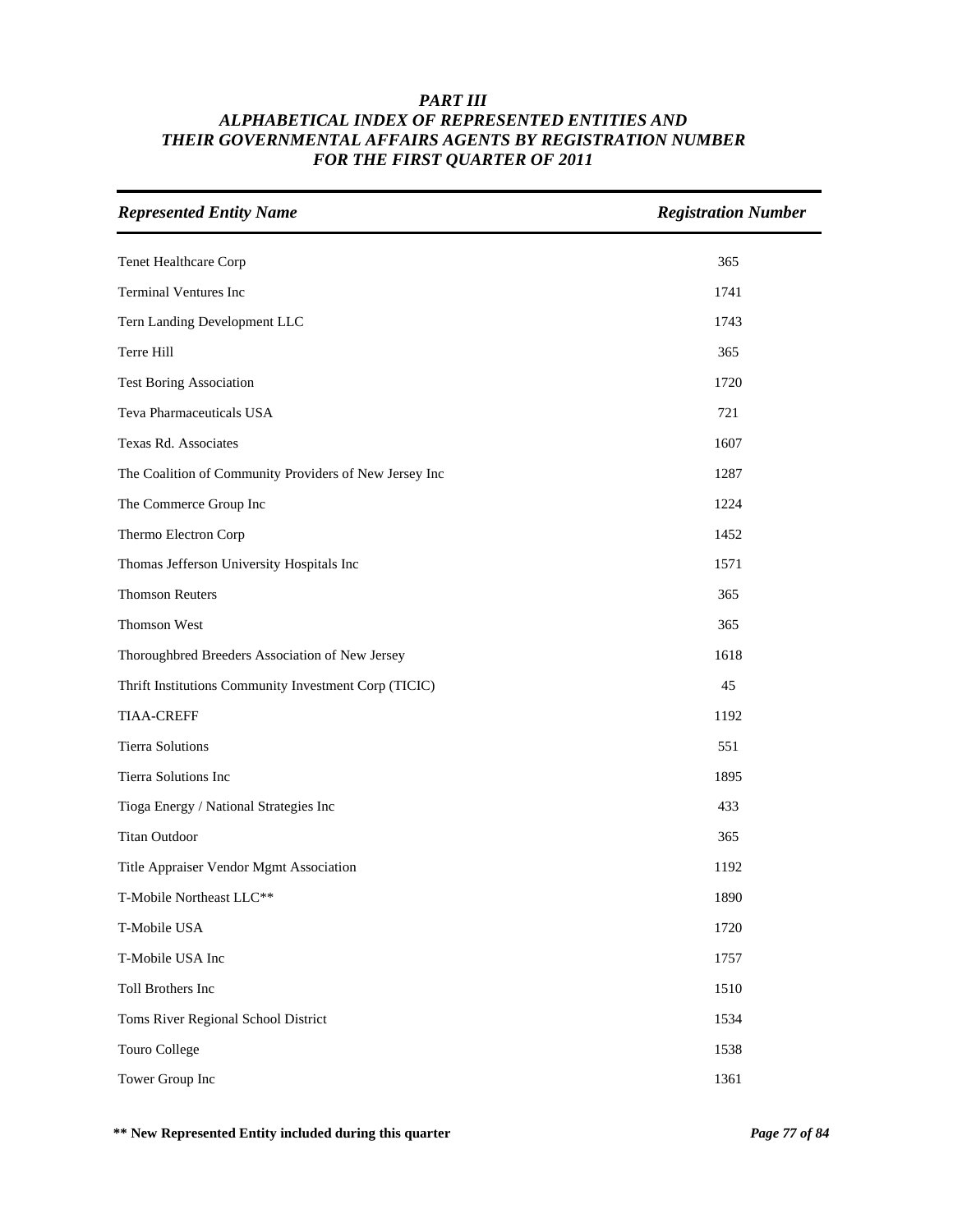# PART III
# ALPHABETICAL INDEX OF REPRESENTED ENTITIES AND THEIR GOVERNMENTAL AFFAIRS AGENTS BY REGISTRATION NUMBER FOR THE FIRST QUARTER OF 2011

| *Represented Entity Name* | *Registration Number* |
|---|---|
| Tenet Healthcare Corp | 365 |
| Terminal Ventures Inc | 1741 |
| Tern Landing Development LLC | 1743 |
| Terre Hill | 365 |
| Test Boring Association | 1720 |
| Teva Pharmaceuticals USA | 721 |
| Texas Rd. Associates | 1607 |
| The Coalition of Community Providers of New Jersey Inc | 1287 |
| The Commerce Group Inc | 1224 |
| Thermo Electron Corp | 1452 |
| Thomas Jefferson University Hospitals Inc | 1571 |
| Thomson Reuters | 365 |
| Thomson West | 365 |
| Thoroughbred Breeders Association of New Jersey | 1618 |
| Thrift Institutions Community Investment Corp (TICIC) | 45 |
| TIAA-CREFF | 1192 |
| Tierra Solutions | 551 |
| Tierra Solutions Inc | 1895 |
| Tioga Energy / National Strategies Inc | 433 |
| Titan Outdoor | 365 |
| Title Appraiser Vendor Mgmt Association | 1192 |
| T-Mobile Northeast LLC** | 1890 |
| T-Mobile USA | 1720 |
| T-Mobile USA Inc | 1757 |
| Toll Brothers Inc | 1510 |
| Toms River Regional School District | 1534 |
| Touro College | 1538 |
| Tower Group Inc | 1361 |

**\*\* New Represented Entity included during this quarter**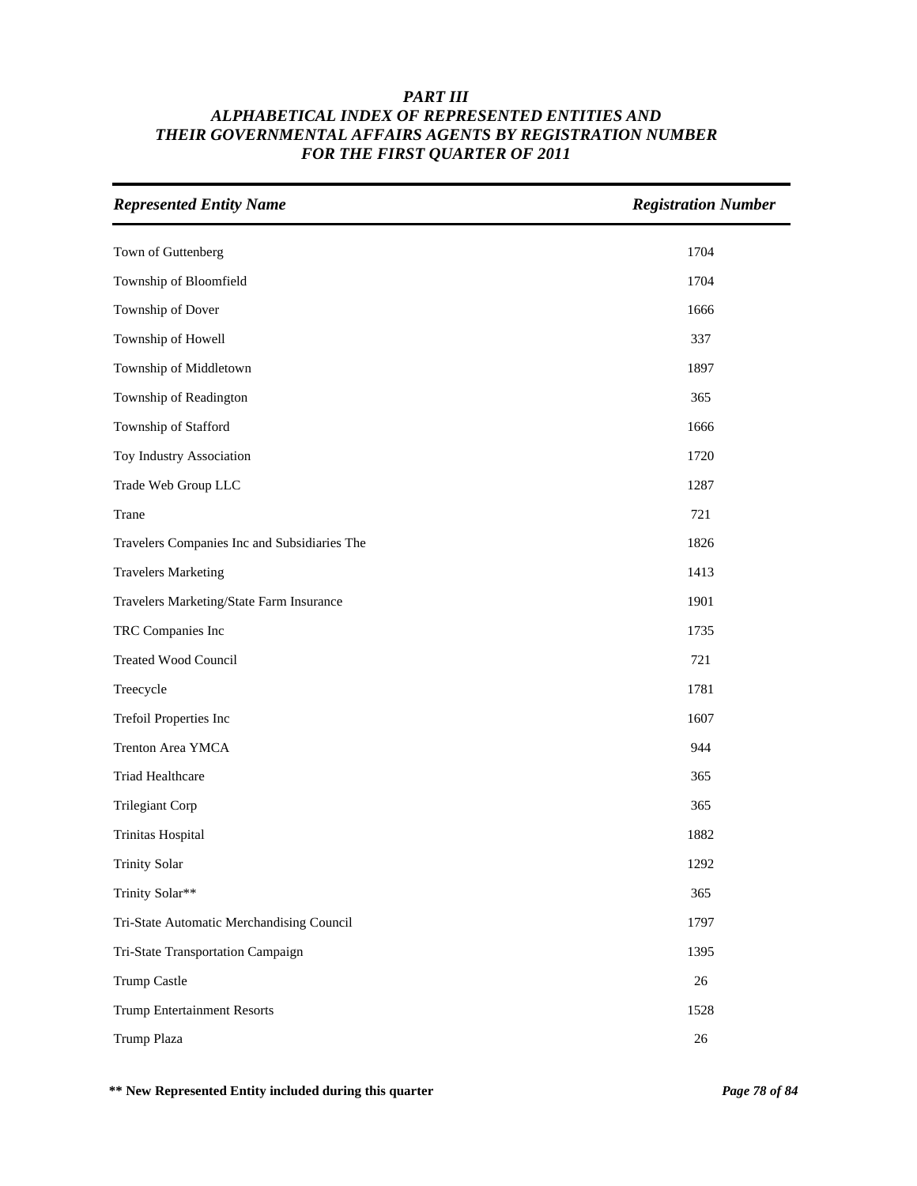# *PART III*
# *ALPHABETICAL INDEX OF REPRESENTED ENTITIES AND THEIR GOVERNMENTAL AFFAIRS AGENTS BY REGISTRATION NUMBER FOR THE FIRST QUARTER OF 2011*

| *Represented Entity Name* | *Registration Number* |
|---|---|
| Town of Guttenberg | 1704 |
| Township of Bloomfield | 1704 |
| Township of Dover | 1666 |
| Township of Howell | 337 |
| Township of Middletown | 1897 |
| Township of Readington | 365 |
| Township of Stafford | 1666 |
| Toy Industry Association | 1720 |
| Trade Web Group LLC | 1287 |
| Trane | 721 |
| Travelers Companies Inc and Subsidiaries The | 1826 |
| Travelers Marketing | 1413 |
| Travelers Marketing/State Farm Insurance | 1901 |
| TRC Companies Inc | 1735 |
| Treated Wood Council | 721 |
| Treecycle | 1781 |
| Trefoil Properties Inc | 1607 |
| Trenton Area YMCA | 944 |
| Triad Healthcare | 365 |
| Trilegiant Corp | 365 |
| Trinitas Hospital | 1882 |
| Trinity Solar | 1292 |
| Trinity Solar** | 365 |
| Tri-State Automatic Merchandising Council | 1797 |
| Tri-State Transportation Campaign | 1395 |
| Trump Castle | 26 |
| Trump Entertainment Resorts | 1528 |
| Trump Plaza | 26 |

**** New Represented Entity included during this quarter**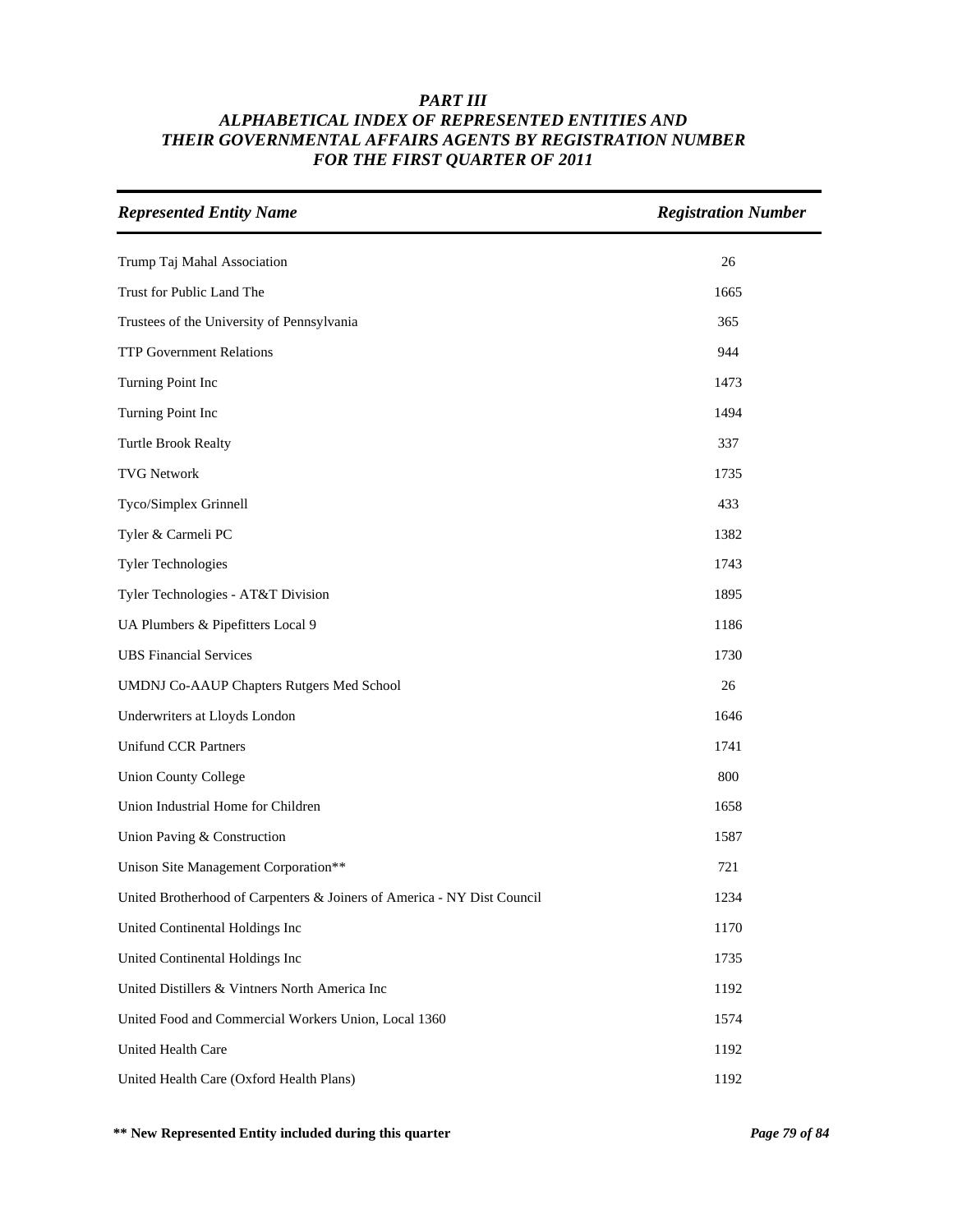# *PART III*
## *ALPHABETICAL INDEX OF REPRESENTED ENTITIES AND THEIR GOVERNMENTAL AFFAIRS AGENTS BY REGISTRATION NUMBER FOR THE FIRST QUARTER OF 2011*

| *Represented Entity Name* | *Registration Number* |
|---|---|
| Trump Taj Mahal Association | 26 |
| Trust for Public Land The | 1665 |
| Trustees of the University of Pennsylvania | 365 |
| TTP Government Relations | 944 |
| Turning Point Inc | 1473 |
| Turning Point Inc | 1494 |
| Turtle Brook Realty | 337 |
| TVG Network | 1735 |
| Tyco/Simplex Grinnell | 433 |
| Tyler & Carmeli PC | 1382 |
| Tyler Technologies | 1743 |
| Tyler Technologies - AT&T Division | 1895 |
| UA Plumbers & Pipefitters Local 9 | 1186 |
| UBS Financial Services | 1730 |
| UMDNJ Co-AAUP Chapters Rutgers Med School | 26 |
| Underwriters at Lloyds London | 1646 |
| Unifund CCR Partners | 1741 |
| Union County College | 800 |
| Union Industrial Home for Children | 1658 |
| Union Paving & Construction | 1587 |
| Unison Site Management Corporation** | 721 |
| United Brotherhood of Carpenters & Joiners of America - NY Dist Council | 1234 |
| United Continental Holdings Inc | 1170 |
| United Continental Holdings Inc | 1735 |
| United Distillers & Vintners North America Inc | 1192 |
| United Food and Commercial Workers Union, Local 1360 | 1574 |
| United Health Care | 1192 |
| United Health Care (Oxford Health Plans) | 1192 |

**** New Represented Entity included during this quarter**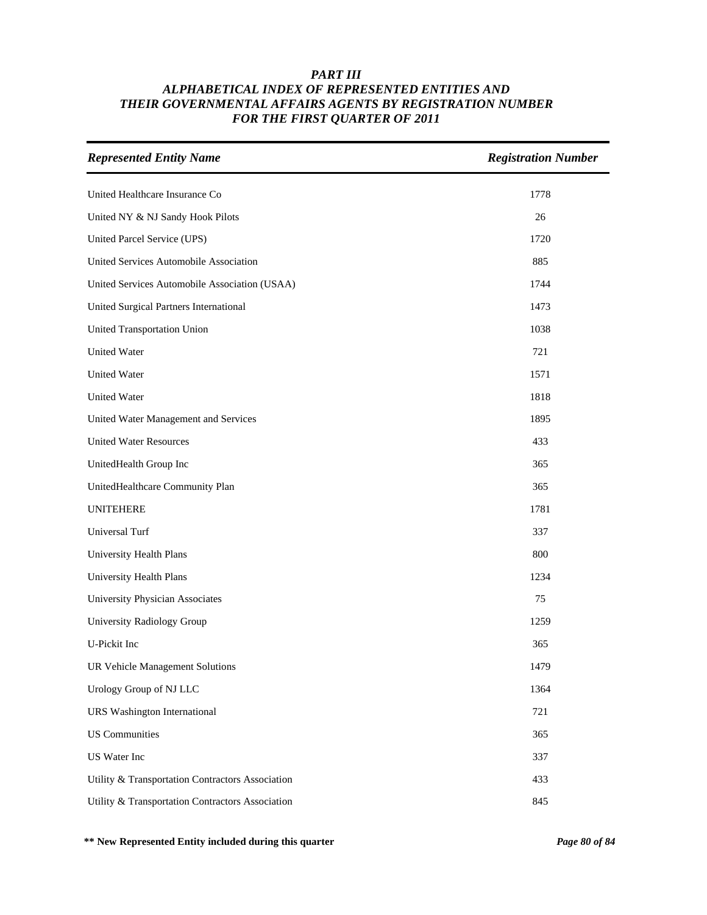# *PART III*
# *ALPHABETICAL INDEX OF REPRESENTED ENTITIES AND THEIR GOVERNMENTAL AFFAIRS AGENTS BY REGISTRATION NUMBER FOR THE FIRST QUARTER OF 2011*

| *Represented Entity Name* | *Registration Number* |
|---|---|
| United Healthcare Insurance Co | 1778 |
| United NY & NJ Sandy Hook Pilots | 26 |
| United Parcel Service (UPS) | 1720 |
| United Services Automobile Association | 885 |
| United Services Automobile Association (USAA) | 1744 |
| United Surgical Partners International | 1473 |
| United Transportation Union | 1038 |
| United Water | 721 |
| United Water | 1571 |
| United Water | 1818 |
| United Water Management and Services | 1895 |
| United Water Resources | 433 |
| UnitedHealth Group Inc | 365 |
| UnitedHealthcare Community Plan | 365 |
| UNITEHERE | 1781 |
| Universal Turf | 337 |
| University Health Plans | 800 |
| University Health Plans | 1234 |
| University Physician Associates | 75 |
| University Radiology Group | 1259 |
| U-Pickit Inc | 365 |
| UR Vehicle Management Solutions | 1479 |
| Urology Group of NJ LLC | 1364 |
| URS Washington International | 721 |
| US Communities | 365 |
| US Water Inc | 337 |
| Utility & Transportation Contractors Association | 433 |
| Utility & Transportation Contractors Association | 845 |

**\*\* New Represented Entity included during this quarter**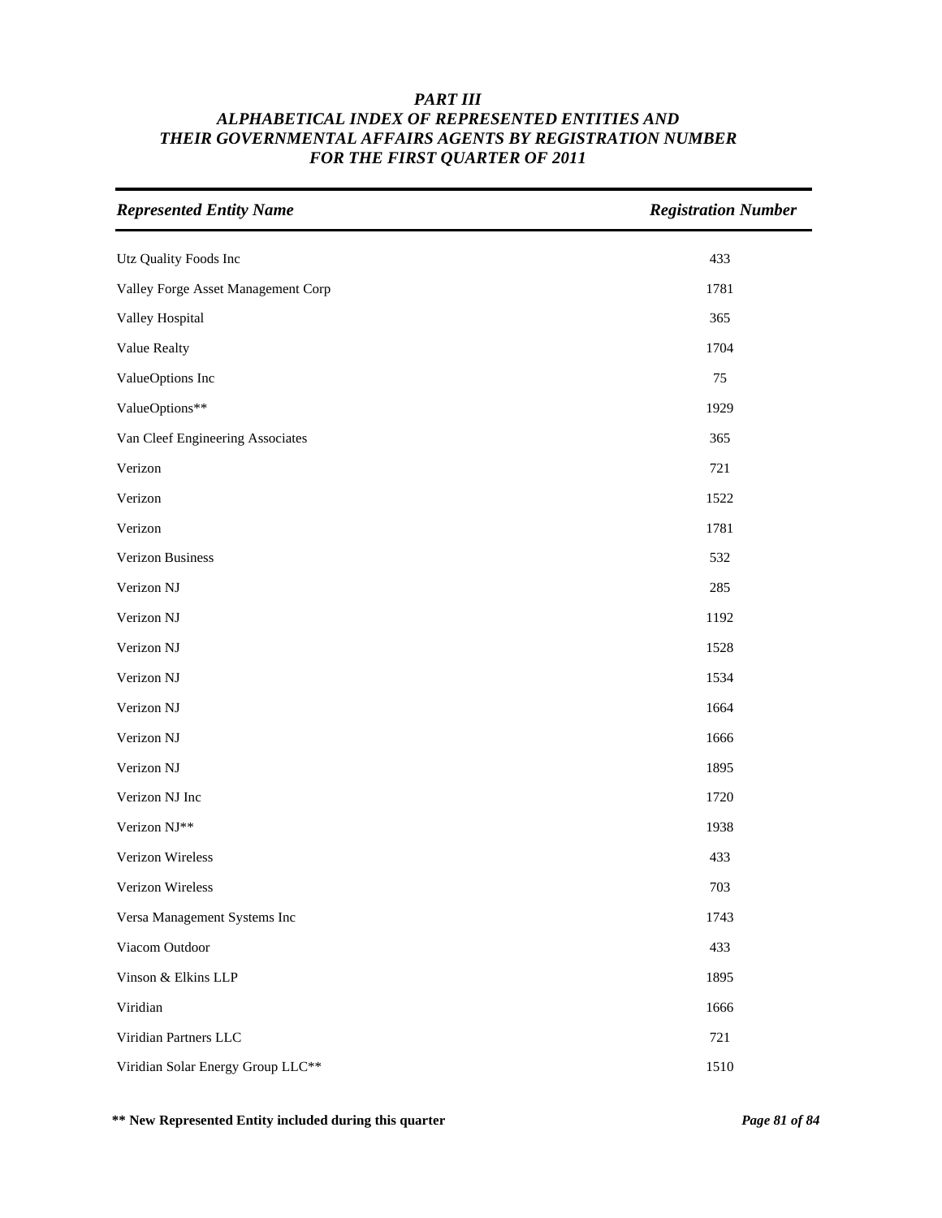# *PART III*
## *ALPHABETICAL INDEX OF REPRESENTED ENTITIES AND THEIR GOVERNMENTAL AFFAIRS AGENTS BY REGISTRATION NUMBER FOR THE FIRST QUARTER OF 2011*

| *Represented Entity Name* | *Registration Number* |
|---|---|
| Utz Quality Foods Inc | 433 |
| Valley Forge Asset Management Corp | 1781 |
| Valley Hospital | 365 |
| Value Realty | 1704 |
| ValueOptions Inc | 75 |
| ValueOptions** | 1929 |
| Van Cleef Engineering Associates | 365 |
| Verizon | 721 |
| Verizon | 1522 |
| Verizon | 1781 |
| Verizon Business | 532 |
| Verizon NJ | 285 |
| Verizon NJ | 1192 |
| Verizon NJ | 1528 |
| Verizon NJ | 1534 |
| Verizon NJ | 1664 |
| Verizon NJ | 1666 |
| Verizon NJ | 1895 |
| Verizon NJ Inc | 1720 |
| Verizon NJ** | 1938 |
| Verizon Wireless | 433 |
| Verizon Wireless | 703 |
| Versa Management Systems Inc | 1743 |
| Viacom Outdoor | 433 |
| Vinson & Elkins LLP | 1895 |
| Viridian | 1666 |
| Viridian Partners LLC | 721 |
| Viridian Solar Energy Group LLC** | 1510 |

**\*\* New Represented Entity included during this quarter**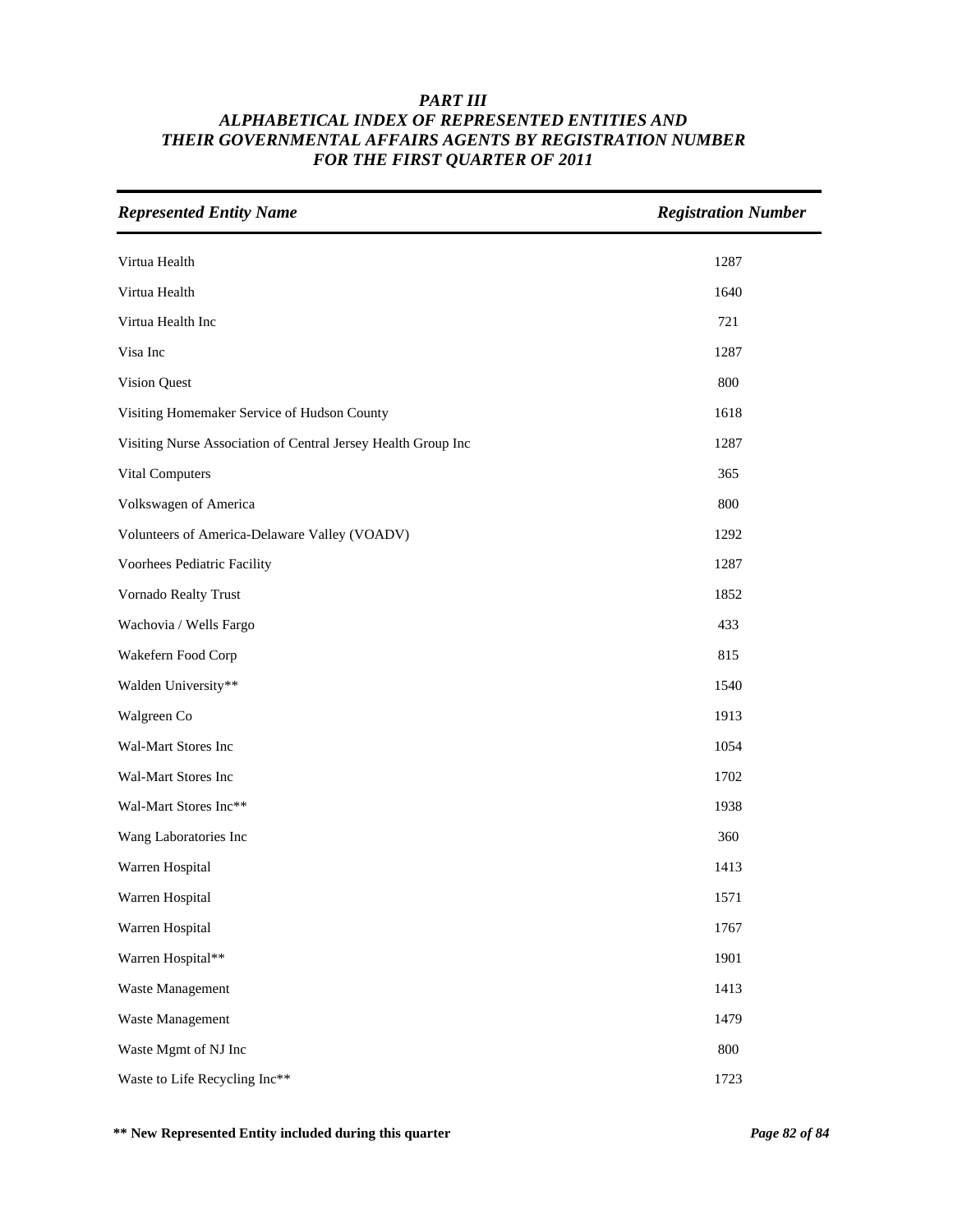# *PART III*
# *ALPHABETICAL INDEX OF REPRESENTED ENTITIES AND THEIR GOVERNMENTAL AFFAIRS AGENTS BY REGISTRATION NUMBER FOR THE FIRST QUARTER OF 2011*

| *Represented Entity Name* | *Registration Number* |
|---|---|
| Virtua Health | 1287 |
| Virtua Health | 1640 |
| Virtua Health Inc | 721 |
| Visa Inc | 1287 |
| Vision Quest | 800 |
| Visiting Homemaker Service of Hudson County | 1618 |
| Visiting Nurse Association of Central Jersey Health Group Inc | 1287 |
| Vital Computers | 365 |
| Volkswagen of America | 800 |
| Volunteers of America-Delaware Valley (VOADV) | 1292 |
| Voorhees Pediatric Facility | 1287 |
| Vornado Realty Trust | 1852 |
| Wachovia / Wells Fargo | 433 |
| Wakefern Food Corp | 815 |
| Walden University** | 1540 |
| Walgreen Co | 1913 |
| Wal-Mart Stores Inc | 1054 |
| Wal-Mart Stores Inc | 1702 |
| Wal-Mart Stores Inc** | 1938 |
| Wang Laboratories Inc | 360 |
| Warren Hospital | 1413 |
| Warren Hospital | 1571 |
| Warren Hospital | 1767 |
| Warren Hospital** | 1901 |
| Waste Management | 1413 |
| Waste Management | 1479 |
| Waste Mgmt of NJ Inc | 800 |
| Waste to Life Recycling Inc** | 1723 |

**** New Represented Entity included during this quarter**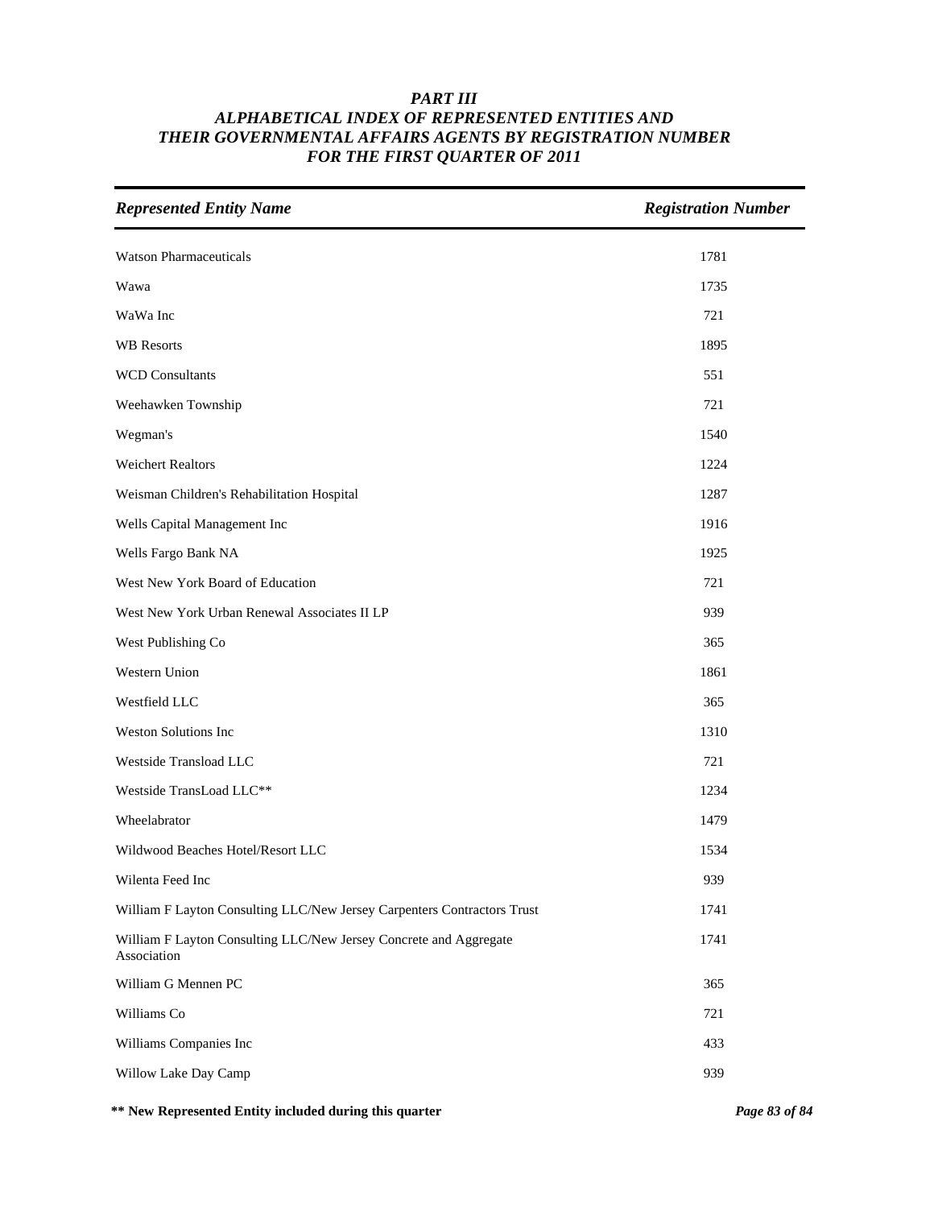# *PART III*
## *ALPHABETICAL INDEX OF REPRESENTED ENTITIES AND THEIR GOVERNMENTAL AFFAIRS AGENTS BY REGISTRATION NUMBER FOR THE FIRST QUARTER OF 2011*

| *Represented Entity Name* | *Registration Number* |
|---|---|
| Watson Pharmaceuticals | 1781 |
| Wawa | 1735 |
| WaWa Inc | 721 |
| WB Resorts | 1895 |
| WCD Consultants | 551 |
| Weehawken Township | 721 |
| Wegman's | 1540 |
| Weichert Realtors | 1224 |
| Weisman Children's Rehabilitation Hospital | 1287 |
| Wells Capital Management Inc | 1916 |
| Wells Fargo Bank NA | 1925 |
| West New York Board of Education | 721 |
| West New York Urban Renewal Associates II LP | 939 |
| West Publishing Co | 365 |
| Western Union | 1861 |
| Westfield LLC | 365 |
| Weston Solutions Inc | 1310 |
| Westside Transload LLC | 721 |
| Westside TransLoad LLC** | 1234 |
| Wheelabrator | 1479 |
| Wildwood Beaches Hotel/Resort LLC | 1534 |
| Wilenta Feed Inc | 939 |
| William F Layton Consulting LLC/New Jersey Carpenters Contractors Trust | 1741 |
| William F Layton Consulting LLC/New Jersey Concrete and Aggregate Association | 1741 |
| William G Mennen PC | 365 |
| Williams Co | 721 |
| Williams Companies Inc | 433 |
| Willow Lake Day Camp | 939 |

**** New Represented Entity included during this quarter**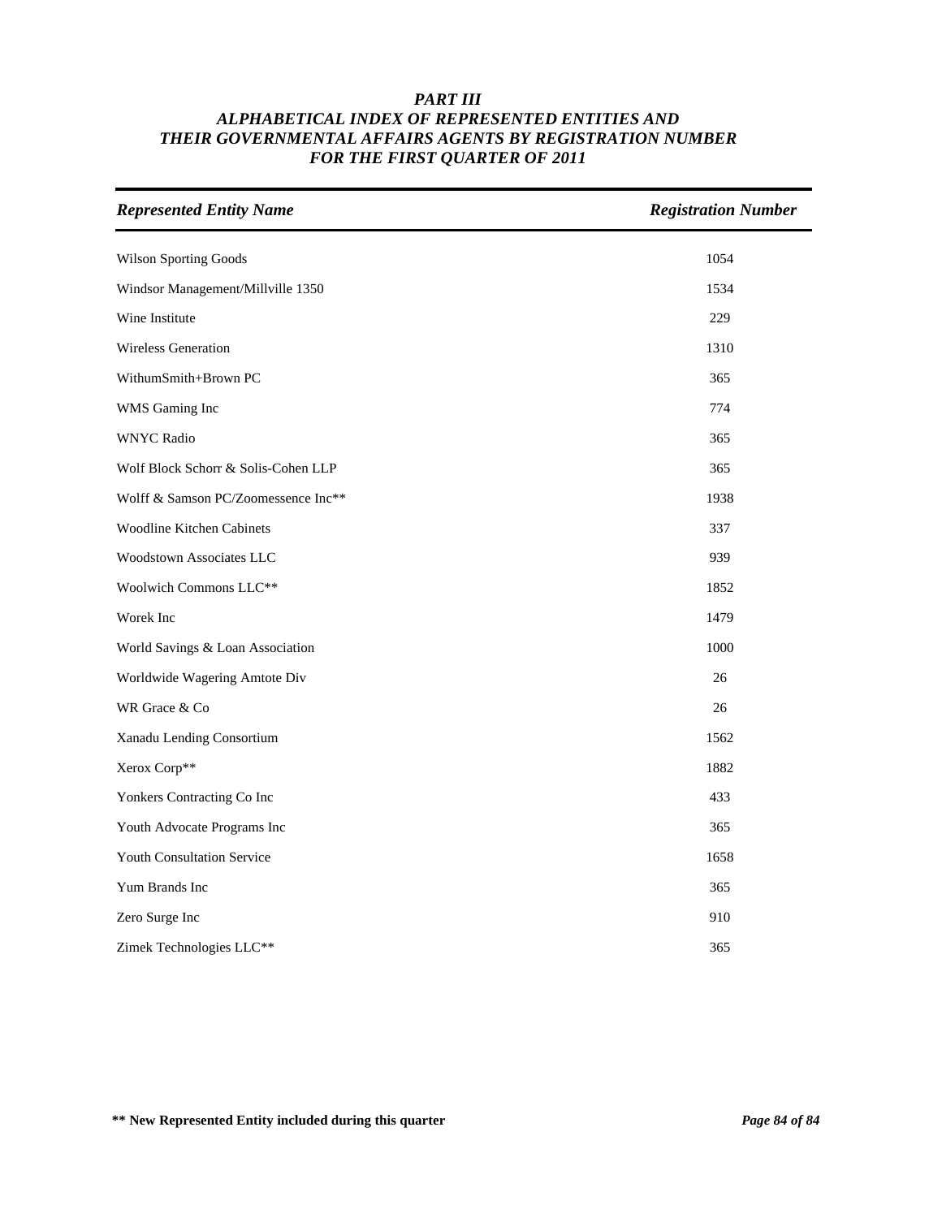***PART III***
***ALPHABETICAL INDEX OF REPRESENTED ENTITIES AND THEIR GOVERNMENTAL AFFAIRS AGENTS BY REGISTRATION NUMBER FOR THE FIRST QUARTER OF 2011***

| *Represented Entity Name* | *Registration Number* |
|---|---|
| Wilson Sporting Goods | 1054 |
| Windsor Management/Millville 1350 | 1534 |
| Wine Institute | 229 |
| Wireless Generation | 1310 |
| WithumSmith+Brown PC | 365 |
| WMS Gaming Inc | 774 |
| WNYC Radio | 365 |
| Wolf Block Schorr & Solis-Cohen LLP | 365 |
| Wolff & Samson PC/Zoomessence Inc** | 1938 |
| Woodline Kitchen Cabinets | 337 |
| Woodstown Associates LLC | 939 |
| Woolwich Commons LLC** | 1852 |
| Worek Inc | 1479 |
| World Savings & Loan Association | 1000 |
| Worldwide Wagering Amtote Div | 26 |
| WR Grace & Co | 26 |
| Xanadu Lending Consortium | 1562 |
| Xerox Corp** | 1882 |
| Yonkers Contracting Co Inc | 433 |
| Youth Advocate Programs Inc | 365 |
| Youth Consultation Service | 1658 |
| Yum Brands Inc | 365 |
| Zero Surge Inc | 910 |
| Zimek Technologies LLC** | 365 |

**** New Represented Entity included during this quarter**